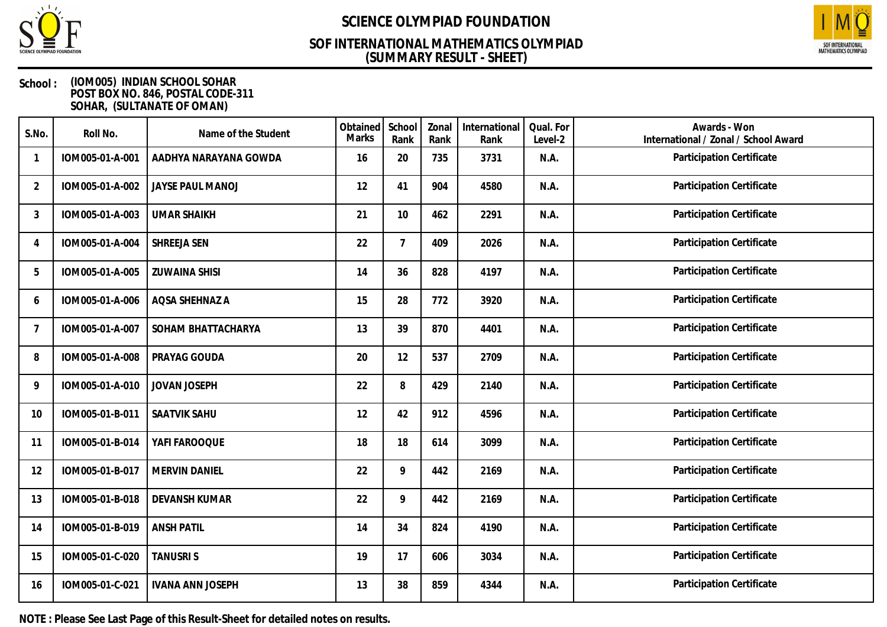# SCIENCE OLYMPIAD FOUNDATION

## SOF INTERNATIONAL MATHEMATICS OLYMPIAD
## (SUMMARY RESULT - SHEET)

**School :** (IOM005) INDIAN SCHOOL SOHAR
POST BOX NO. 846, POSTAL CODE-311
SOHAR, (SULTANATE OF OMAN)

| S.No. | Roll No. | Name of the Student | Obtained Marks | School Rank | Zonal Rank | International Rank | Qual. For Level-2 | Awards - Won International / Zonal / School Award |
|---|---|---|---|---|---|---|---|---|
| 1 | IOM005-01-A-001 | AADHYA NARAYANA GOWDA | 16 | 20 | 735 | 3731 | N.A. | Participation Certificate |
| 2 | IOM005-01-A-002 | JAYSE PAUL MANOJ | 12 | 41 | 904 | 4580 | N.A. | Participation Certificate |
| 3 | IOM005-01-A-003 | UMAR SHAIKH | 21 | 10 | 462 | 2291 | N.A. | Participation Certificate |
| 4 | IOM005-01-A-004 | SHREEJA SEN | 22 | 7 | 409 | 2026 | N.A. | Participation Certificate |
| 5 | IOM005-01-A-005 | ZUWAINA SHISI | 14 | 36 | 828 | 4197 | N.A. | Participation Certificate |
| 6 | IOM005-01-A-006 | AQSA SHEHNAZ A | 15 | 28 | 772 | 3920 | N.A. | Participation Certificate |
| 7 | IOM005-01-A-007 | SOHAM BHATTACHARYA | 13 | 39 | 870 | 4401 | N.A. | Participation Certificate |
| 8 | IOM005-01-A-008 | PRAYAG GOUDA | 20 | 12 | 537 | 2709 | N.A. | Participation Certificate |
| 9 | IOM005-01-A-010 | JOVAN JOSEPH | 22 | 8 | 429 | 2140 | N.A. | Participation Certificate |
| 10 | IOM005-01-B-011 | SAATVIK SAHU | 12 | 42 | 912 | 4596 | N.A. | Participation Certificate |
| 11 | IOM005-01-B-014 | YAFI FAROOQUE | 18 | 18 | 614 | 3099 | N.A. | Participation Certificate |
| 12 | IOM005-01-B-017 | MERVIN DANIEL | 22 | 9 | 442 | 2169 | N.A. | Participation Certificate |
| 13 | IOM005-01-B-018 | DEVANSH KUMAR | 22 | 9 | 442 | 2169 | N.A. | Participation Certificate |
| 14 | IOM005-01-B-019 | ANSH PATIL | 14 | 34 | 824 | 4190 | N.A. | Participation Certificate |
| 15 | IOM005-01-C-020 | TANUSRI S | 19 | 17 | 606 | 3034 | N.A. | Participation Certificate |
| 16 | IOM005-01-C-021 | IVANA ANN JOSEPH | 13 | 38 | 859 | 4344 | N.A. | Participation Certificate |

**NOTE : Please See Last Page of this Result-Sheet for detailed notes on results.**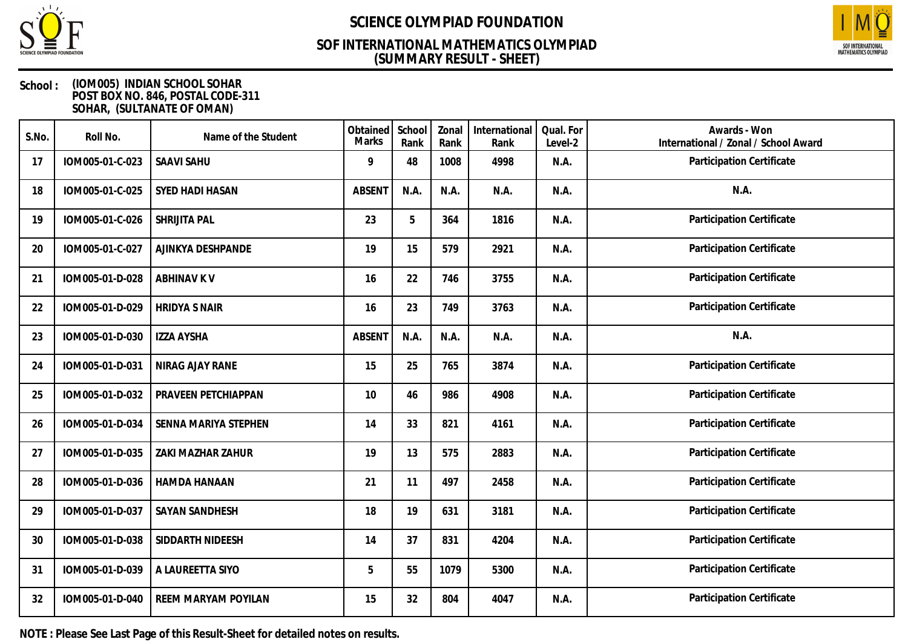# SCIENCE OLYMPIAD FOUNDATION

## SOF INTERNATIONAL MATHEMATICS OLYMPIAD (SUMMARY RESULT - SHEET)

**School :** (IOM005) INDIAN SCHOOL SOHAR
POST BOX NO. 846, POSTAL CODE-311
SOHAR, (SULTANATE OF OMAN)

| S.No. | Roll No. | Name of the Student | Obtained Marks | School Rank | Zonal Rank | International Rank | Qual. For Level-2 | Awards - Won International / Zonal / School Award |
|---|---|---|---|---|---|---|---|---|
| 17 | IOM005-01-C-023 | SAAVI SAHU | 9 | 48 | 1008 | 4998 | N.A. | Participation Certificate |
| 18 | IOM005-01-C-025 | SYED HADI HASAN | ABSENT | N.A. | N.A. | N.A. | N.A. | N.A. |
| 19 | IOM005-01-C-026 | SHRIJITA PAL | 23 | 5 | 364 | 1816 | N.A. | Participation Certificate |
| 20 | IOM005-01-C-027 | AJINKYA DESHPANDE | 19 | 15 | 579 | 2921 | N.A. | Participation Certificate |
| 21 | IOM005-01-D-028 | ABHINAV K V | 16 | 22 | 746 | 3755 | N.A. | Participation Certificate |
| 22 | IOM005-01-D-029 | HRIDYA S NAIR | 16 | 23 | 749 | 3763 | N.A. | Participation Certificate |
| 23 | IOM005-01-D-030 | IZZA AYSHA | ABSENT | N.A. | N.A. | N.A. | N.A. | N.A. |
| 24 | IOM005-01-D-031 | NIRAG AJAY RANE | 15 | 25 | 765 | 3874 | N.A. | Participation Certificate |
| 25 | IOM005-01-D-032 | PRAVEEN PETCHIAPPAN | 10 | 46 | 986 | 4908 | N.A. | Participation Certificate |
| 26 | IOM005-01-D-034 | SENNA MARIYA STEPHEN | 14 | 33 | 821 | 4161 | N.A. | Participation Certificate |
| 27 | IOM005-01-D-035 | ZAKI MAZHAR ZAHUR | 19 | 13 | 575 | 2883 | N.A. | Participation Certificate |
| 28 | IOM005-01-D-036 | HAMDA HANAAN | 21 | 11 | 497 | 2458 | N.A. | Participation Certificate |
| 29 | IOM005-01-D-037 | SAYAN SANDHESH | 18 | 19 | 631 | 3181 | N.A. | Participation Certificate |
| 30 | IOM005-01-D-038 | SIDDARTH NIDEESH | 14 | 37 | 831 | 4204 | N.A. | Participation Certificate |
| 31 | IOM005-01-D-039 | A LAUREETTA SIYO | 5 | 55 | 1079 | 5300 | N.A. | Participation Certificate |
| 32 | IOM005-01-D-040 | REEM MARYAM POYILAN | 15 | 32 | 804 | 4047 | N.A. | Participation Certificate |

**NOTE : Please See Last Page of this Result-Sheet for detailed notes on results.**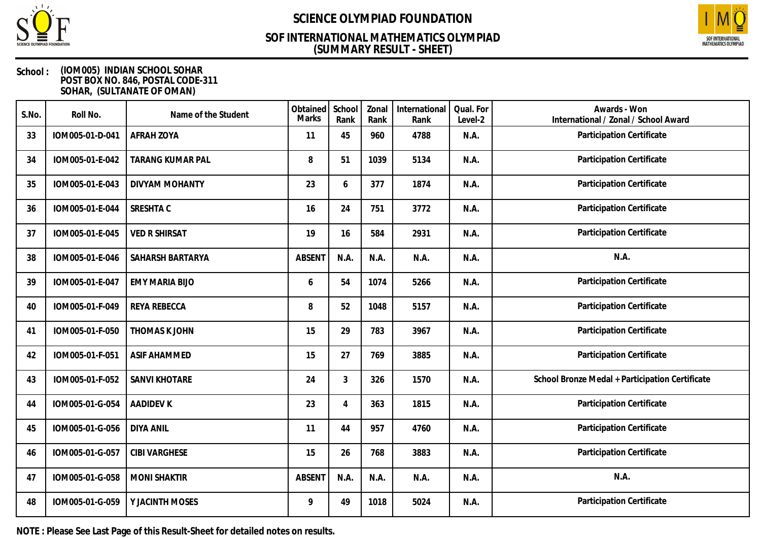# SCIENCE OLYMPIAD FOUNDATION

## SOF INTERNATIONAL MATHEMATICS OLYMPIAD
## (SUMMARY RESULT - SHEET)

**School :** (IOM005) INDIAN SCHOOL SOHAR
POST BOX NO. 846, POSTAL CODE-311
SOHAR, (SULTANATE OF OMAN)

| S.No. | Roll No. | Name of the Student | Obtained Marks | School Rank | Zonal Rank | International Rank | Qual. For Level-2 | Awards - Won International / Zonal / School Award |
|---|---|---|---|---|---|---|---|---|
| 33 | IOM005-01-D-041 | AFRAH ZOYA | 11 | 45 | 960 | 4788 | N.A. | Participation Certificate |
| 34 | IOM005-01-E-042 | TARANG KUMAR PAL | 8 | 51 | 1039 | 5134 | N.A. | Participation Certificate |
| 35 | IOM005-01-E-043 | DIVYAM MOHANTY | 23 | 6 | 377 | 1874 | N.A. | Participation Certificate |
| 36 | IOM005-01-E-044 | SRESHTA C | 16 | 24 | 751 | 3772 | N.A. | Participation Certificate |
| 37 | IOM005-01-E-045 | VED R SHIRSAT | 19 | 16 | 584 | 2931 | N.A. | Participation Certificate |
| 38 | IOM005-01-E-046 | SAHARSH BARTARYA | ABSENT | N.A. | N.A. | N.A. | N.A. | N.A. |
| 39 | IOM005-01-E-047 | EMY MARIA BIJO | 6 | 54 | 1074 | 5266 | N.A. | Participation Certificate |
| 40 | IOM005-01-F-049 | REYA REBECCA | 8 | 52 | 1048 | 5157 | N.A. | Participation Certificate |
| 41 | IOM005-01-F-050 | THOMAS K JOHN | 15 | 29 | 783 | 3967 | N.A. | Participation Certificate |
| 42 | IOM005-01-F-051 | ASIF AHAMMED | 15 | 27 | 769 | 3885 | N.A. | Participation Certificate |
| 43 | IOM005-01-F-052 | SANVI KHOTARE | 24 | 3 | 326 | 1570 | N.A. | School Bronze Medal + Participation Certificate |
| 44 | IOM005-01-G-054 | AADIDEV K | 23 | 4 | 363 | 1815 | N.A. | Participation Certificate |
| 45 | IOM005-01-G-056 | DIYA ANIL | 11 | 44 | 957 | 4760 | N.A. | Participation Certificate |
| 46 | IOM005-01-G-057 | CIBI VARGHESE | 15 | 26 | 768 | 3883 | N.A. | Participation Certificate |
| 47 | IOM005-01-G-058 | MONI SHAKTIR | ABSENT | N.A. | N.A. | N.A. | N.A. | N.A. |
| 48 | IOM005-01-G-059 | Y JACINTH MOSES | 9 | 49 | 1018 | 5024 | N.A. | Participation Certificate |

**NOTE : Please See Last Page of this Result-Sheet for detailed notes on results.**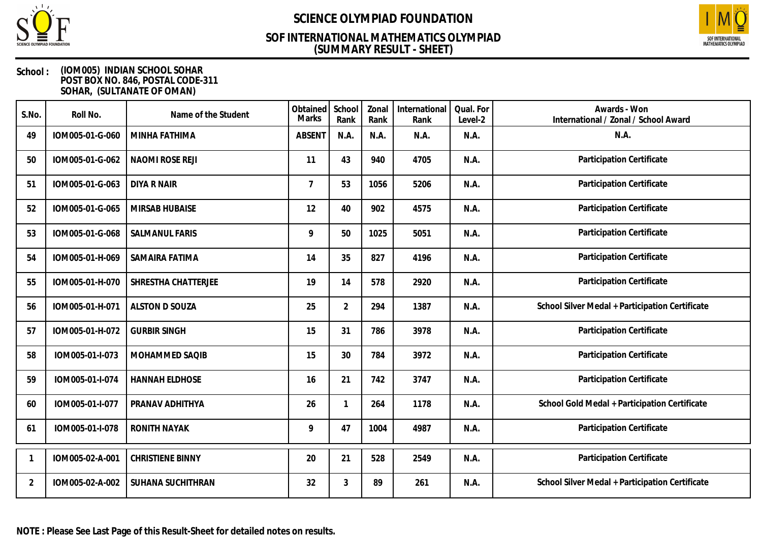# SCIENCE OLYMPIAD FOUNDATION

## SOF INTERNATIONAL MATHEMATICS OLYMPIAD
## (SUMMARY RESULT - SHEET)

**School :** (IOM005) INDIAN SCHOOL SOHAR
POST BOX NO. 846, POSTAL CODE-311
SOHAR, (SULTANATE OF OMAN)

| S.No. | Roll No. | Name of the Student | Obtained Marks | School Rank | Zonal Rank | International Rank | Qual. For Level-2 | Awards - Won International / Zonal / School Award |
|---|---|---|---|---|---|---|---|---|
| 49 | IOM005-01-G-060 | MINHA FATHIMA | ABSENT | N.A. | N.A. | N.A. | N.A. | N.A. |
| 50 | IOM005-01-G-062 | NAOMI ROSE REJI | 11 | 43 | 940 | 4705 | N.A. | Participation Certificate |
| 51 | IOM005-01-G-063 | DIYA R NAIR | 7 | 53 | 1056 | 5206 | N.A. | Participation Certificate |
| 52 | IOM005-01-G-065 | MIRSAB HUBAISE | 12 | 40 | 902 | 4575 | N.A. | Participation Certificate |
| 53 | IOM005-01-G-068 | SALMANUL FARIS | 9 | 50 | 1025 | 5051 | N.A. | Participation Certificate |
| 54 | IOM005-01-H-069 | SAMAIRA FATIMA | 14 | 35 | 827 | 4196 | N.A. | Participation Certificate |
| 55 | IOM005-01-H-070 | SHRESTHA CHATTERJEE | 19 | 14 | 578 | 2920 | N.A. | Participation Certificate |
| 56 | IOM005-01-H-071 | ALSTON D SOUZA | 25 | 2 | 294 | 1387 | N.A. | School Silver Medal + Participation Certificate |
| 57 | IOM005-01-H-072 | GURBIR SINGH | 15 | 31 | 786 | 3978 | N.A. | Participation Certificate |
| 58 | IOM005-01-I-073 | MOHAMMED SAQIB | 15 | 30 | 784 | 3972 | N.A. | Participation Certificate |
| 59 | IOM005-01-I-074 | HANNAH ELDHOSE | 16 | 21 | 742 | 3747 | N.A. | Participation Certificate |
| 60 | IOM005-01-I-077 | PRANAV ADHITHYA | 26 | 1 | 264 | 1178 | N.A. | School Gold Medal + Participation Certificate |
| 61 | IOM005-01-I-078 | RONITH NAYAK | 9 | 47 | 1004 | 4987 | N.A. | Participation Certificate |
| 1 | IOM005-02-A-001 | CHRISTIENE BINNY | 20 | 21 | 528 | 2549 | N.A. | Participation Certificate |
| 2 | IOM005-02-A-002 | SUHANA SUCHITHRAN | 32 | 3 | 89 | 261 | N.A. | School Silver Medal + Participation Certificate |

**NOTE : Please See Last Page of this Result-Sheet for detailed notes on results.**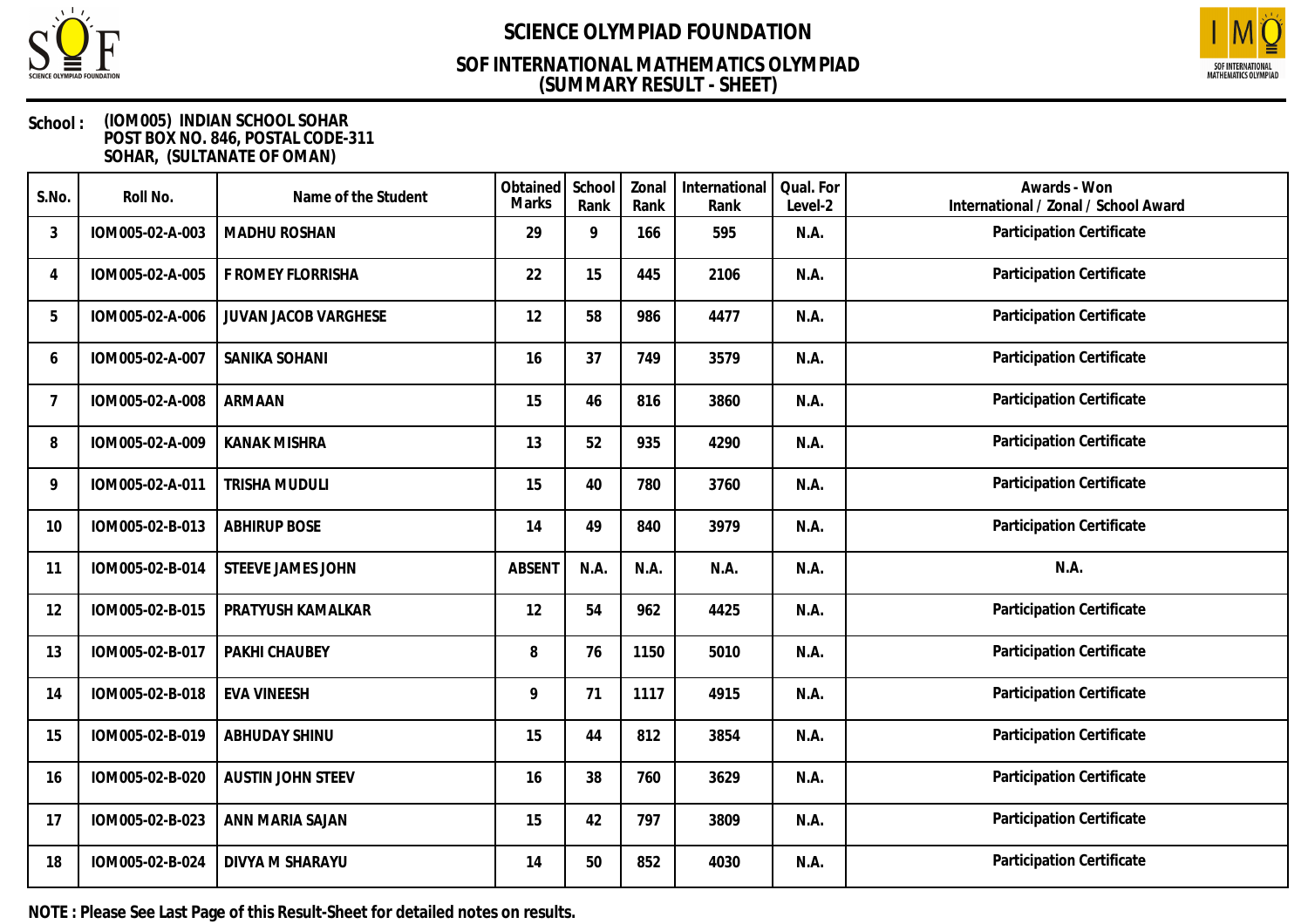# SCIENCE OLYMPIAD FOUNDATION

## SOF INTERNATIONAL MATHEMATICS OLYMPIAD (SUMMARY RESULT - SHEET)

**School :** (IOM005) INDIAN SCHOOL SOHAR
POST BOX NO. 846, POSTAL CODE-311
SOHAR, (SULTANATE OF OMAN)

| S.No. | Roll No. | Name of the Student | Obtained Marks | School Rank | Zonal Rank | International Rank | Qual. For Level-2 | Awards - Won International / Zonal / School Award |
|---|---|---|---|---|---|---|---|---|
| 3 | IOM005-02-A-003 | MADHU ROSHAN | 29 | 9 | 166 | 595 | N.A. | Participation Certificate |
| 4 | IOM005-02-A-005 | F ROMEY FLORRISHA | 22 | 15 | 445 | 2106 | N.A. | Participation Certificate |
| 5 | IOM005-02-A-006 | JUVAN JACOB VARGHESE | 12 | 58 | 986 | 4477 | N.A. | Participation Certificate |
| 6 | IOM005-02-A-007 | SANIKA SOHANI | 16 | 37 | 749 | 3579 | N.A. | Participation Certificate |
| 7 | IOM005-02-A-008 | ARMAAN | 15 | 46 | 816 | 3860 | N.A. | Participation Certificate |
| 8 | IOM005-02-A-009 | KANAK MISHRA | 13 | 52 | 935 | 4290 | N.A. | Participation Certificate |
| 9 | IOM005-02-A-011 | TRISHA MUDULI | 15 | 40 | 780 | 3760 | N.A. | Participation Certificate |
| 10 | IOM005-02-B-013 | ABHIRUP BOSE | 14 | 49 | 840 | 3979 | N.A. | Participation Certificate |
| 11 | IOM005-02-B-014 | STEEVE JAMES JOHN | ABSENT | N.A. | N.A. | N.A. | N.A. | N.A. |
| 12 | IOM005-02-B-015 | PRATYUSH KAMALKAR | 12 | 54 | 962 | 4425 | N.A. | Participation Certificate |
| 13 | IOM005-02-B-017 | PAKHI CHAUBEY | 8 | 76 | 1150 | 5010 | N.A. | Participation Certificate |
| 14 | IOM005-02-B-018 | EVA VINEESH | 9 | 71 | 1117 | 4915 | N.A. | Participation Certificate |
| 15 | IOM005-02-B-019 | ABHUDAY SHINU | 15 | 44 | 812 | 3854 | N.A. | Participation Certificate |
| 16 | IOM005-02-B-020 | AUSTIN JOHN STEEV | 16 | 38 | 760 | 3629 | N.A. | Participation Certificate |
| 17 | IOM005-02-B-023 | ANN MARIA SAJAN | 15 | 42 | 797 | 3809 | N.A. | Participation Certificate |
| 18 | IOM005-02-B-024 | DIVYA M SHARAYU | 14 | 50 | 852 | 4030 | N.A. | Participation Certificate |

**NOTE : Please See Last Page of this Result-Sheet for detailed notes on results.**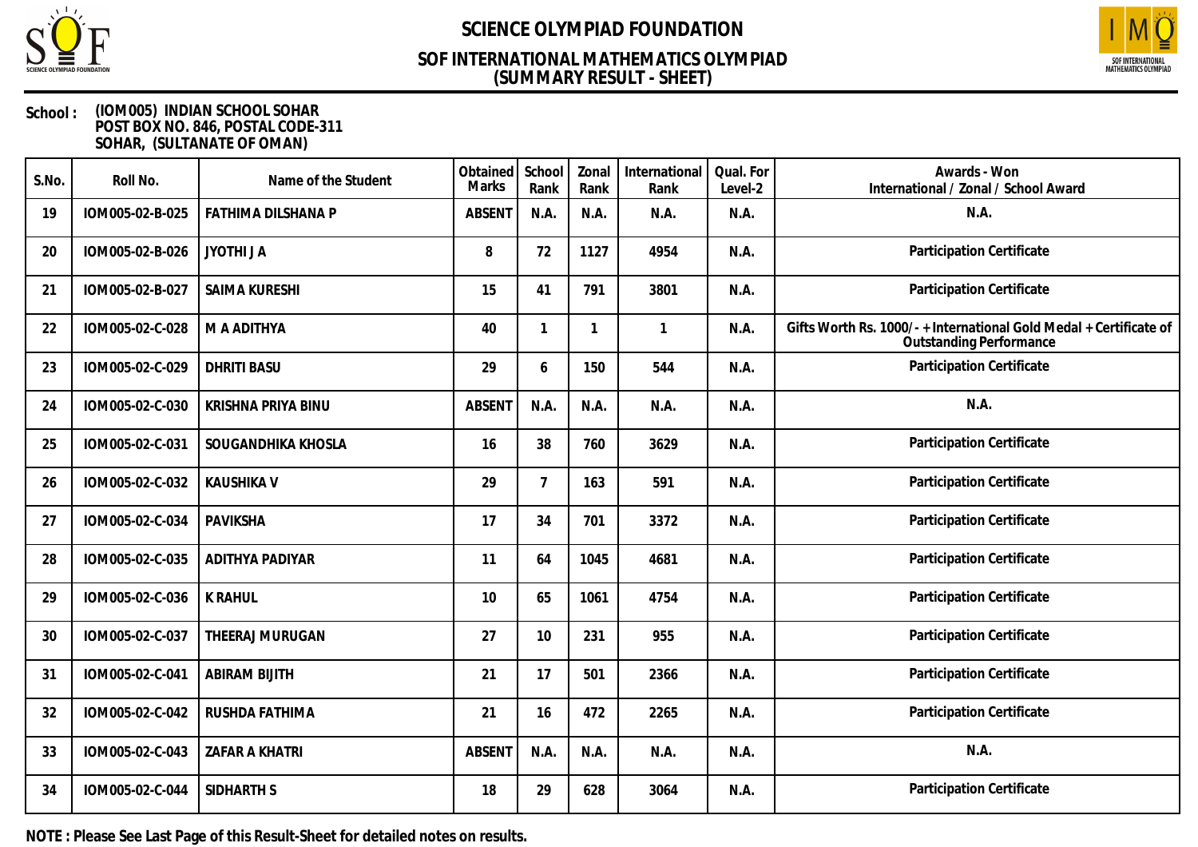# SCIENCE OLYMPIAD FOUNDATION

## SOF INTERNATIONAL MATHEMATICS OLYMPIAD
## (SUMMARY RESULT - SHEET)

**School :** (IOM005) INDIAN SCHOOL SOHAR
POST BOX NO. 846, POSTAL CODE-311
SOHAR, (SULTANATE OF OMAN)

| S.No. | Roll No. | Name of the Student | Obtained Marks | School Rank | Zonal Rank | International Rank | Qual. For Level-2 | Awards - Won International / Zonal / School Award |
|---|---|---|---|---|---|---|---|---|
| 19 | IOM005-02-B-025 | FATHIMA DILSHANA P | ABSENT | N.A. | N.A. | N.A. | N.A. | N.A. |
| 20 | IOM005-02-B-026 | JYOTHI J A | 8 | 72 | 1127 | 4954 | N.A. | Participation Certificate |
| 21 | IOM005-02-B-027 | SAIMA KURESHI | 15 | 41 | 791 | 3801 | N.A. | Participation Certificate |
| 22 | IOM005-02-C-028 | M A ADITHYA | 40 | 1 | 1 | 1 | N.A. | Gifts Worth Rs. 1000/- + International Gold Medal + Certificate of Outstanding Performance |
| 23 | IOM005-02-C-029 | DHRITI BASU | 29 | 6 | 150 | 544 | N.A. | Participation Certificate |
| 24 | IOM005-02-C-030 | KRISHNA PRIYA BINU | ABSENT | N.A. | N.A. | N.A. | N.A. | N.A. |
| 25 | IOM005-02-C-031 | SOUGANDHIKA KHOSLA | 16 | 38 | 760 | 3629 | N.A. | Participation Certificate |
| 26 | IOM005-02-C-032 | KAUSHIKA V | 29 | 7 | 163 | 591 | N.A. | Participation Certificate |
| 27 | IOM005-02-C-034 | PAVIKSHA | 17 | 34 | 701 | 3372 | N.A. | Participation Certificate |
| 28 | IOM005-02-C-035 | ADITHYA PADIYAR | 11 | 64 | 1045 | 4681 | N.A. | Participation Certificate |
| 29 | IOM005-02-C-036 | K RAHUL | 10 | 65 | 1061 | 4754 | N.A. | Participation Certificate |
| 30 | IOM005-02-C-037 | THEERAJ MURUGAN | 27 | 10 | 231 | 955 | N.A. | Participation Certificate |
| 31 | IOM005-02-C-041 | ABIRAM BIJITH | 21 | 17 | 501 | 2366 | N.A. | Participation Certificate |
| 32 | IOM005-02-C-042 | RUSHDA FATHIMA | 21 | 16 | 472 | 2265 | N.A. | Participation Certificate |
| 33 | IOM005-02-C-043 | ZAFAR A KHATRI | ABSENT | N.A. | N.A. | N.A. | N.A. | N.A. |
| 34 | IOM005-02-C-044 | SIDHARTH S | 18 | 29 | 628 | 3064 | N.A. | Participation Certificate |

**NOTE : Please See Last Page of this Result-Sheet for detailed notes on results.**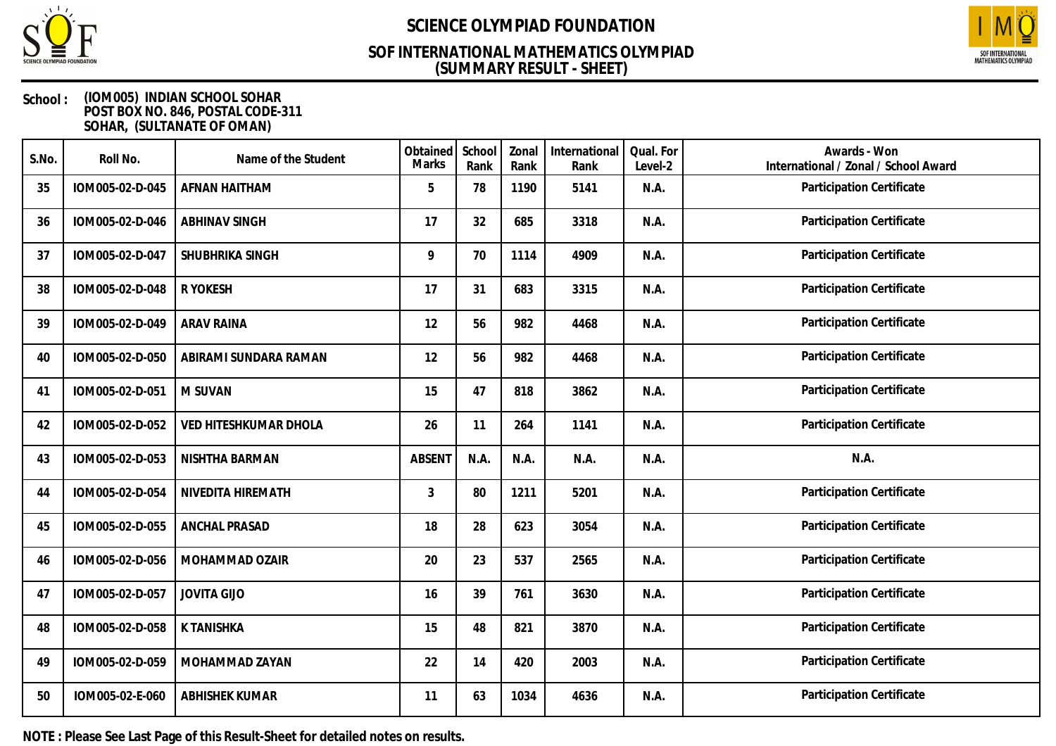# SCIENCE OLYMPIAD FOUNDATION

## SOF INTERNATIONAL MATHEMATICS OLYMPIAD
## (SUMMARY RESULT - SHEET)

**School :** (IOM005) INDIAN SCHOOL SOHAR
POST BOX NO. 846, POSTAL CODE-311
SOHAR, (SULTANATE OF OMAN)

| S.No. | Roll No. | Name of the Student | Obtained Marks | School Rank | Zonal Rank | International Rank | Qual. For Level-2 | Awards - Won International / Zonal / School Award |
|---|---|---|---|---|---|---|---|---|
| 35 | IOM005-02-D-045 | AFNAN HAITHAM | 5 | 78 | 1190 | 5141 | N.A. | Participation Certificate |
| 36 | IOM005-02-D-046 | ABHINAV SINGH | 17 | 32 | 685 | 3318 | N.A. | Participation Certificate |
| 37 | IOM005-02-D-047 | SHUBHRIKA SINGH | 9 | 70 | 1114 | 4909 | N.A. | Participation Certificate |
| 38 | IOM005-02-D-048 | R YOKESH | 17 | 31 | 683 | 3315 | N.A. | Participation Certificate |
| 39 | IOM005-02-D-049 | ARAV RAINA | 12 | 56 | 982 | 4468 | N.A. | Participation Certificate |
| 40 | IOM005-02-D-050 | ABIRAMI SUNDARA RAMAN | 12 | 56 | 982 | 4468 | N.A. | Participation Certificate |
| 41 | IOM005-02-D-051 | M SUVAN | 15 | 47 | 818 | 3862 | N.A. | Participation Certificate |
| 42 | IOM005-02-D-052 | VED HITESHKUMAR DHOLA | 26 | 11 | 264 | 1141 | N.A. | Participation Certificate |
| 43 | IOM005-02-D-053 | NISHTHA BARMAN | ABSENT | N.A. | N.A. | N.A. | N.A. | N.A. |
| 44 | IOM005-02-D-054 | NIVEDITA HIREMATH | 3 | 80 | 1211 | 5201 | N.A. | Participation Certificate |
| 45 | IOM005-02-D-055 | ANCHAL PRASAD | 18 | 28 | 623 | 3054 | N.A. | Participation Certificate |
| 46 | IOM005-02-D-056 | MOHAMMAD OZAIR | 20 | 23 | 537 | 2565 | N.A. | Participation Certificate |
| 47 | IOM005-02-D-057 | JOVITA GIJO | 16 | 39 | 761 | 3630 | N.A. | Participation Certificate |
| 48 | IOM005-02-D-058 | K TANISHKA | 15 | 48 | 821 | 3870 | N.A. | Participation Certificate |
| 49 | IOM005-02-D-059 | MOHAMMAD ZAYAN | 22 | 14 | 420 | 2003 | N.A. | Participation Certificate |
| 50 | IOM005-02-E-060 | ABHISHEK KUMAR | 11 | 63 | 1034 | 4636 | N.A. | Participation Certificate |

**NOTE : Please See Last Page of this Result-Sheet for detailed notes on results.**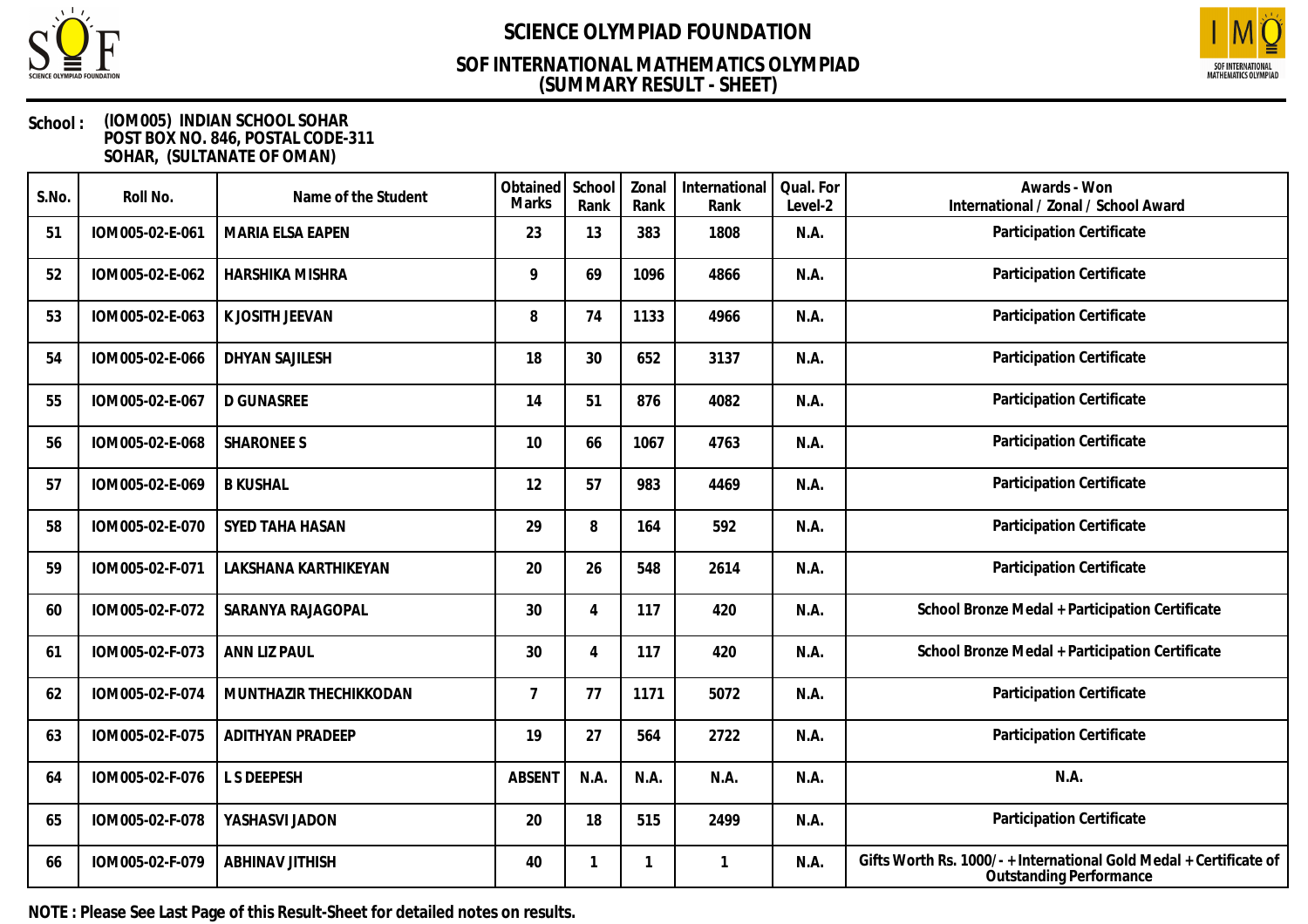# SCIENCE OLYMPIAD FOUNDATION

## SOF INTERNATIONAL MATHEMATICS OLYMPIAD
## (SUMMARY RESULT - SHEET)

**School :** (IOM005) INDIAN SCHOOL SOHAR
POST BOX NO. 846, POSTAL CODE-311
SOHAR, (SULTANATE OF OMAN)

| S.No. | Roll No. | Name of the Student | Obtained Marks | School Rank | Zonal Rank | International Rank | Qual. For Level-2 | Awards - Won International / Zonal / School Award |
|---|---|---|---|---|---|---|---|---|
| 51 | IOM005-02-E-061 | MARIA ELSA EAPEN | 23 | 13 | 383 | 1808 | N.A. | Participation Certificate |
| 52 | IOM005-02-E-062 | HARSHIKA MISHRA | 9 | 69 | 1096 | 4866 | N.A. | Participation Certificate |
| 53 | IOM005-02-E-063 | K JOSITH JEEVAN | 8 | 74 | 1133 | 4966 | N.A. | Participation Certificate |
| 54 | IOM005-02-E-066 | DHYAN SAJILESH | 18 | 30 | 652 | 3137 | N.A. | Participation Certificate |
| 55 | IOM005-02-E-067 | D GUNASREE | 14 | 51 | 876 | 4082 | N.A. | Participation Certificate |
| 56 | IOM005-02-E-068 | SHARONEE S | 10 | 66 | 1067 | 4763 | N.A. | Participation Certificate |
| 57 | IOM005-02-E-069 | B KUSHAL | 12 | 57 | 983 | 4469 | N.A. | Participation Certificate |
| 58 | IOM005-02-E-070 | SYED TAHA HASAN | 29 | 8 | 164 | 592 | N.A. | Participation Certificate |
| 59 | IOM005-02-F-071 | LAKSHANA KARTHIKEYAN | 20 | 26 | 548 | 2614 | N.A. | Participation Certificate |
| 60 | IOM005-02-F-072 | SARANYA RAJAGOPAL | 30 | 4 | 117 | 420 | N.A. | School Bronze Medal + Participation Certificate |
| 61 | IOM005-02-F-073 | ANN LIZ PAUL | 30 | 4 | 117 | 420 | N.A. | School Bronze Medal + Participation Certificate |
| 62 | IOM005-02-F-074 | MUNTHAZIR THECHIKKODAN | 7 | 77 | 1171 | 5072 | N.A. | Participation Certificate |
| 63 | IOM005-02-F-075 | ADITHYAN PRADEEP | 19 | 27 | 564 | 2722 | N.A. | Participation Certificate |
| 64 | IOM005-02-F-076 | L S DEEPESH | ABSENT | N.A. | N.A. | N.A. | N.A. | N.A. |
| 65 | IOM005-02-F-078 | YASHASVI JADON | 20 | 18 | 515 | 2499 | N.A. | Participation Certificate |
| 66 | IOM005-02-F-079 | ABHINAV JITHISH | 40 | 1 | 1 | 1 | N.A. | Gifts Worth Rs. 1000/- + International Gold Medal + Certificate of Outstanding Performance |

**NOTE : Please See Last Page of this Result-Sheet for detailed notes on results.**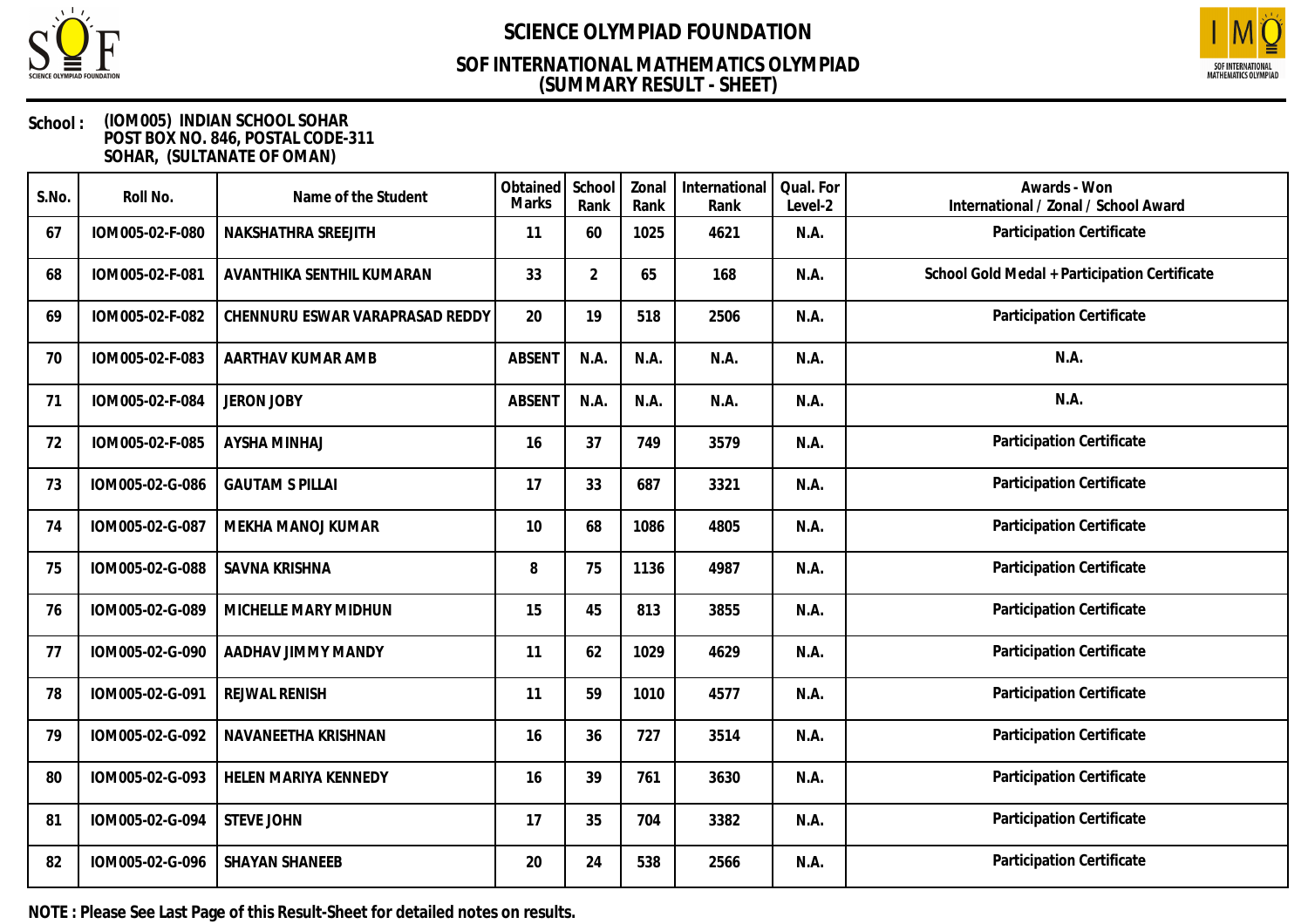# SCIENCE OLYMPIAD FOUNDATION

## SOF INTERNATIONAL MATHEMATICS OLYMPIAD
## (SUMMARY RESULT - SHEET)

**School :** (IOM005) INDIAN SCHOOL SOHAR
POST BOX NO. 846, POSTAL CODE-311
SOHAR, (SULTANATE OF OMAN)

| S.No. | Roll No. | Name of the Student | Obtained Marks | School Rank | Zonal Rank | International Rank | Qual. For Level-2 | Awards - Won International / Zonal / School Award |
|---|---|---|---|---|---|---|---|---|
| 67 | IOM005-02-F-080 | NAKSHATHRA SREEJITH | 11 | 60 | 1025 | 4621 | N.A. | Participation Certificate |
| 68 | IOM005-02-F-081 | AVANTHIKA SENTHIL KUMARAN | 33 | 2 | 65 | 168 | N.A. | School Gold Medal + Participation Certificate |
| 69 | IOM005-02-F-082 | CHENNURU ESWAR VARAPRASAD REDDY | 20 | 19 | 518 | 2506 | N.A. | Participation Certificate |
| 70 | IOM005-02-F-083 | AARTHAV KUMAR AMB | ABSENT | N.A. | N.A. | N.A. | N.A. | N.A. |
| 71 | IOM005-02-F-084 | JERON JOBY | ABSENT | N.A. | N.A. | N.A. | N.A. | N.A. |
| 72 | IOM005-02-F-085 | AYSHA MINHAJ | 16 | 37 | 749 | 3579 | N.A. | Participation Certificate |
| 73 | IOM005-02-G-086 | GAUTAM S PILLAI | 17 | 33 | 687 | 3321 | N.A. | Participation Certificate |
| 74 | IOM005-02-G-087 | MEKHA MANOJ KUMAR | 10 | 68 | 1086 | 4805 | N.A. | Participation Certificate |
| 75 | IOM005-02-G-088 | SAVNA KRISHNA | 8 | 75 | 1136 | 4987 | N.A. | Participation Certificate |
| 76 | IOM005-02-G-089 | MICHELLE MARY MIDHUN | 15 | 45 | 813 | 3855 | N.A. | Participation Certificate |
| 77 | IOM005-02-G-090 | AADHAV JIMMY MANDY | 11 | 62 | 1029 | 4629 | N.A. | Participation Certificate |
| 78 | IOM005-02-G-091 | REJWAL RENISH | 11 | 59 | 1010 | 4577 | N.A. | Participation Certificate |
| 79 | IOM005-02-G-092 | NAVANEETHA KRISHNAN | 16 | 36 | 727 | 3514 | N.A. | Participation Certificate |
| 80 | IOM005-02-G-093 | HELEN MARIYA KENNEDY | 16 | 39 | 761 | 3630 | N.A. | Participation Certificate |
| 81 | IOM005-02-G-094 | STEVE JOHN | 17 | 35 | 704 | 3382 | N.A. | Participation Certificate |
| 82 | IOM005-02-G-096 | SHAYAN SHANEEB | 20 | 24 | 538 | 2566 | N.A. | Participation Certificate |

**NOTE : Please See Last Page of this Result-Sheet for detailed notes on results.**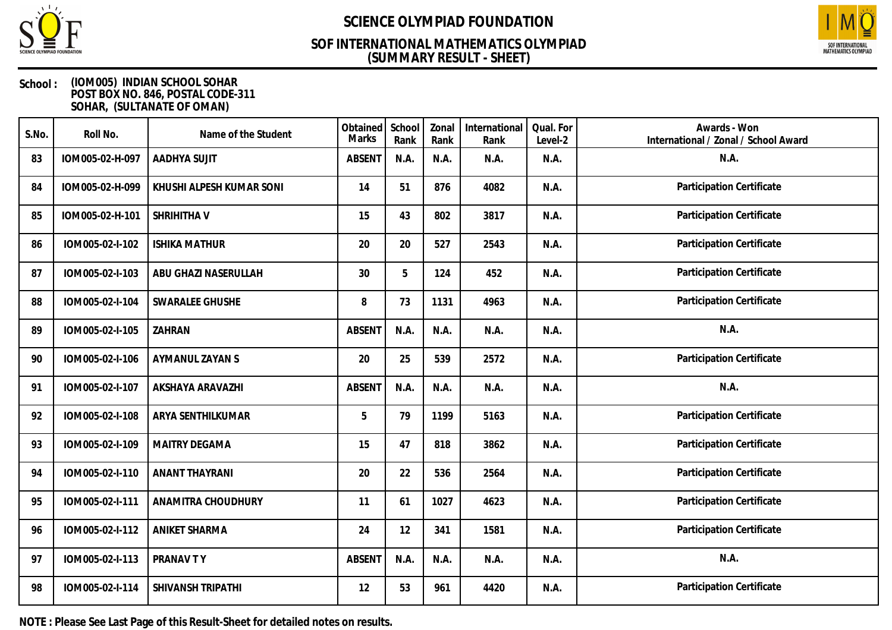# SCIENCE OLYMPIAD FOUNDATION

## SOF INTERNATIONAL MATHEMATICS OLYMPIAD
## (SUMMARY RESULT - SHEET)

**School :** (IOM005) INDIAN SCHOOL SOHAR
POST BOX NO. 846, POSTAL CODE-311
SOHAR, (SULTANATE OF OMAN)

| S.No. | Roll No. | Name of the Student | Obtained Marks | School Rank | Zonal Rank | International Rank | Qual. For Level-2 | Awards - Won International / Zonal / School Award |
|---|---|---|---|---|---|---|---|---|
| 83 | IOM005-02-H-097 | AADHYA SUJIT | ABSENT | N.A. | N.A. | N.A. | N.A. | N.A. |
| 84 | IOM005-02-H-099 | KHUSHI ALPESH KUMAR SONI | 14 | 51 | 876 | 4082 | N.A. | Participation Certificate |
| 85 | IOM005-02-H-101 | SHRIHITHA V | 15 | 43 | 802 | 3817 | N.A. | Participation Certificate |
| 86 | IOM005-02-I-102 | ISHIKA MATHUR | 20 | 20 | 527 | 2543 | N.A. | Participation Certificate |
| 87 | IOM005-02-I-103 | ABU GHAZI NASERULLAH | 30 | 5 | 124 | 452 | N.A. | Participation Certificate |
| 88 | IOM005-02-I-104 | SWARALEE GHUSHE | 8 | 73 | 1131 | 4963 | N.A. | Participation Certificate |
| 89 | IOM005-02-I-105 | ZAHRAN | ABSENT | N.A. | N.A. | N.A. | N.A. | N.A. |
| 90 | IOM005-02-I-106 | AYMANUL ZAYAN S | 20 | 25 | 539 | 2572 | N.A. | Participation Certificate |
| 91 | IOM005-02-I-107 | AKSHAYA ARAVAZHI | ABSENT | N.A. | N.A. | N.A. | N.A. | N.A. |
| 92 | IOM005-02-I-108 | ARYA SENTHILKUMAR | 5 | 79 | 1199 | 5163 | N.A. | Participation Certificate |
| 93 | IOM005-02-I-109 | MAITRY DEGAMA | 15 | 47 | 818 | 3862 | N.A. | Participation Certificate |
| 94 | IOM005-02-I-110 | ANANT THAYRANI | 20 | 22 | 536 | 2564 | N.A. | Participation Certificate |
| 95 | IOM005-02-I-111 | ANAMITRA CHOUDHURY | 11 | 61 | 1027 | 4623 | N.A. | Participation Certificate |
| 96 | IOM005-02-I-112 | ANIKET SHARMA | 24 | 12 | 341 | 1581 | N.A. | Participation Certificate |
| 97 | IOM005-02-I-113 | PRANAV T Y | ABSENT | N.A. | N.A. | N.A. | N.A. | N.A. |
| 98 | IOM005-02-I-114 | SHIVANSH TRIPATHI | 12 | 53 | 961 | 4420 | N.A. | Participation Certificate |

**NOTE : Please See Last Page of this Result-Sheet for detailed notes on results.**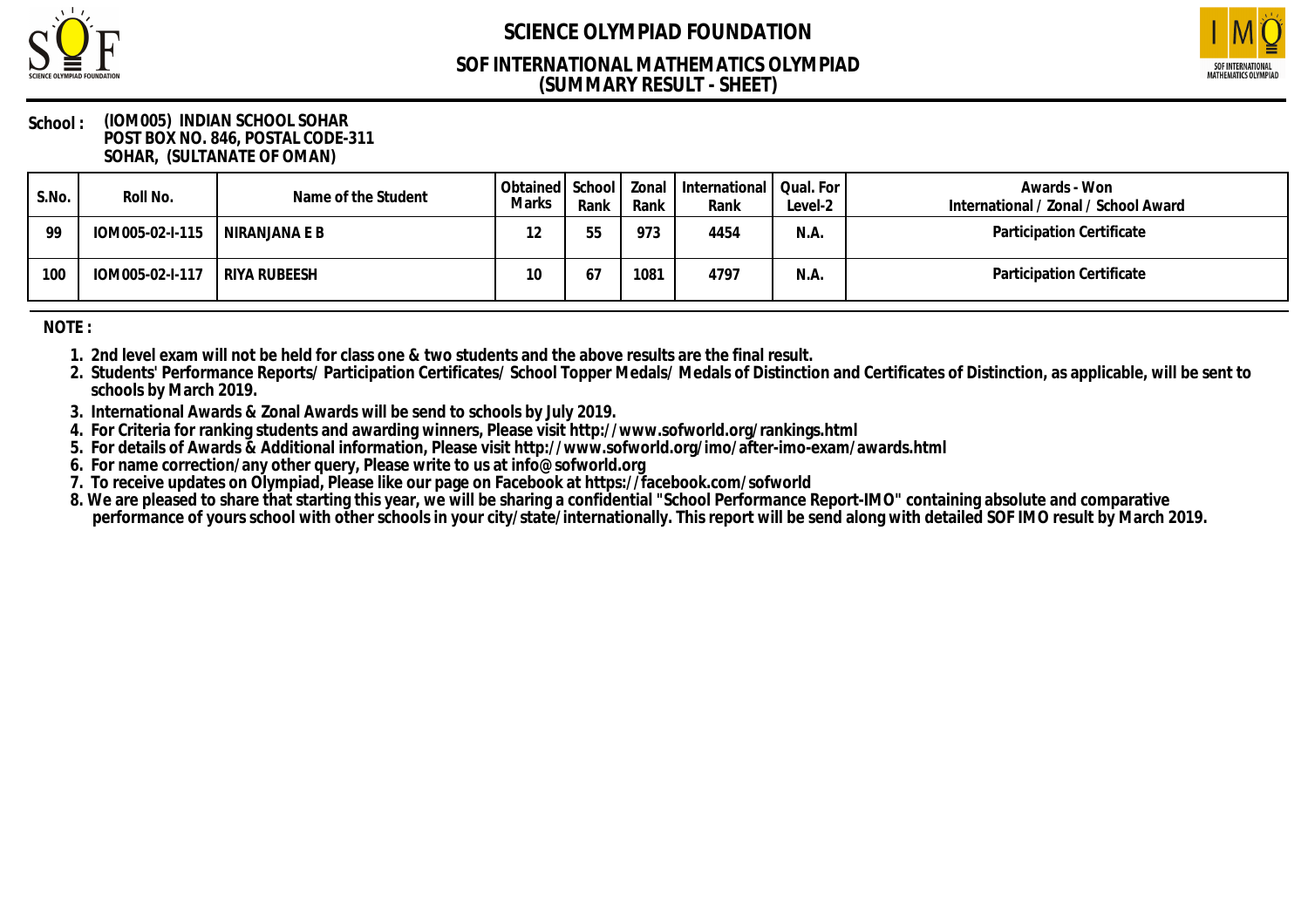# SCIENCE OLYMPIAD FOUNDATION

## SOF INTERNATIONAL MATHEMATICS OLYMPIAD
## (SUMMARY RESULT - SHEET)

**School :** (IOM005) INDIAN SCHOOL SOHAR
POST BOX NO. 846, POSTAL CODE-311
SOHAR, (SULTANATE OF OMAN)

| S.No. | Roll No. | Name of the Student | Obtained Marks | School Rank | Zonal Rank | International Rank | Qual. For Level-2 | Awards - Won International / Zonal / School Award |
|---|---|---|---|---|---|---|---|---|
| 99 | IOM005-02-I-115 | NIRANJANA E B | 12 | 55 | 973 | 4454 | N.A. | Participation Certificate |
| 100 | IOM005-02-I-117 | RIYA RUBEESH | 10 | 67 | 1081 | 4797 | N.A. | Participation Certificate |

**NOTE :**

1. 2nd level exam will not be held for class one & two students and the above results are the final result.
2. Students' Performance Reports/ Participation Certificates/ School Topper Medals/ Medals of Distinction and Certificates of Distinction, as applicable, will be sent to schools by March 2019.
3. International Awards & Zonal Awards will be send to schools by July 2019.
4. For Criteria for ranking students and awarding winners, Please visit http://www.sofworld.org/rankings.html
5. For details of Awards & Additional information, Please visit http://www.sofworld.org/imo/after-imo-exam/awards.html
6. For name correction/any other query, Please write to us at info@sofworld.org
7. To receive updates on Olympiad, Please like our page on Facebook at https://facebook.com/sofworld
8. We are pleased to share that starting this year, we will be sharing a confidential "School Performance Report-IMO" containing absolute and comparative performance of yours school with other schools in your city/state/internationally. This report will be send along with detailed SOF IMO result by March 2019.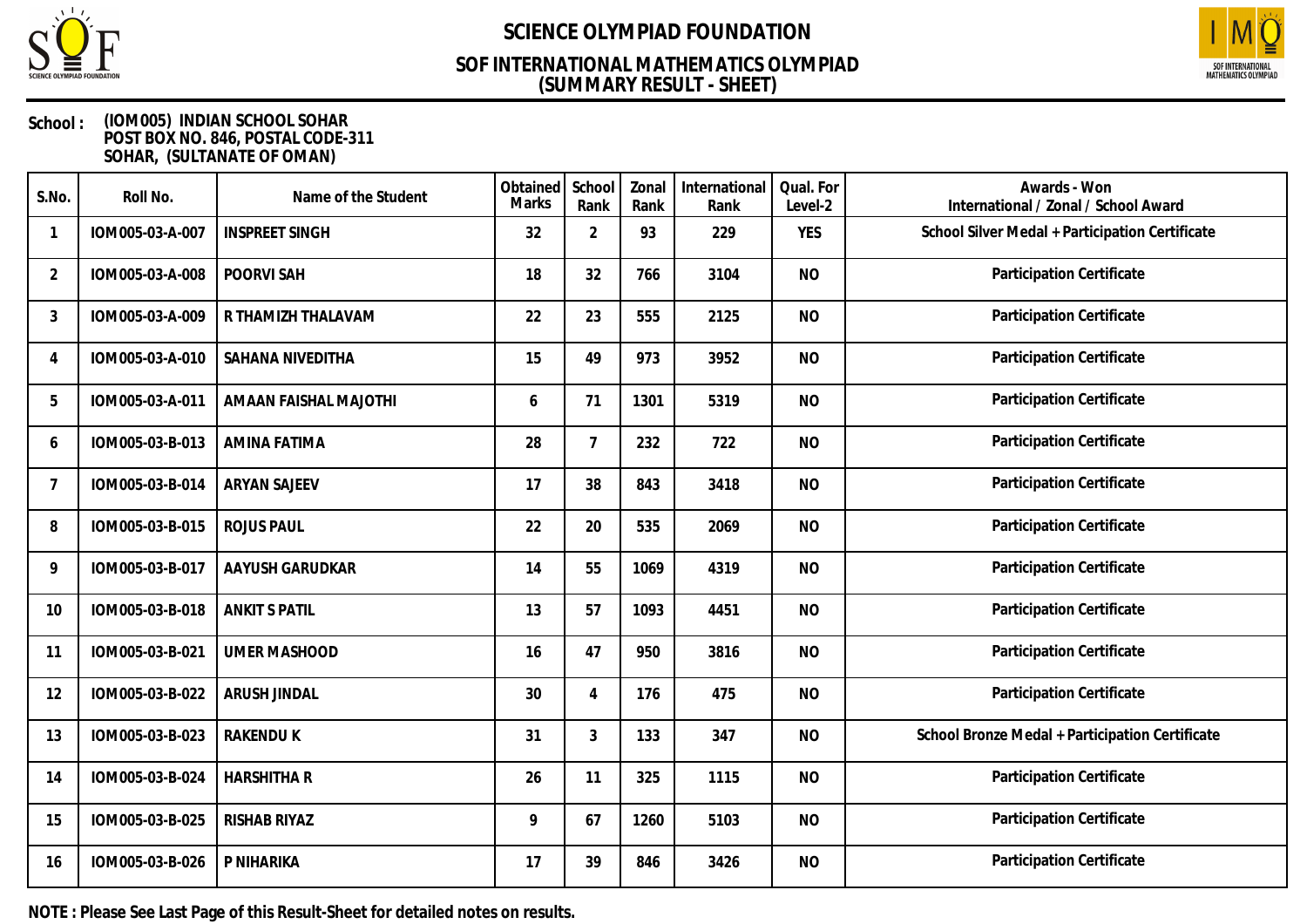# SCIENCE OLYMPIAD FOUNDATION

## SOF INTERNATIONAL MATHEMATICS OLYMPIAD
## (SUMMARY RESULT - SHEET)

**School :** (IOM005) INDIAN SCHOOL SOHAR
POST BOX NO. 846, POSTAL CODE-311
SOHAR, (SULTANATE OF OMAN)

| S.No. | Roll No. | Name of the Student | Obtained Marks | School Rank | Zonal Rank | International Rank | Qual. For Level-2 | Awards - Won International / Zonal / School Award |
|---|---|---|---|---|---|---|---|---|
| 1 | IOM005-03-A-007 | INSPREET SINGH | 32 | 2 | 93 | 229 | YES | School Silver Medal + Participation Certificate |
| 2 | IOM005-03-A-008 | POORVI SAH | 18 | 32 | 766 | 3104 | NO | Participation Certificate |
| 3 | IOM005-03-A-009 | R THAMIZH THALAVAM | 22 | 23 | 555 | 2125 | NO | Participation Certificate |
| 4 | IOM005-03-A-010 | SAHANA NIVEDITHA | 15 | 49 | 973 | 3952 | NO | Participation Certificate |
| 5 | IOM005-03-A-011 | AMAAN FAISHAL MAJOTHI | 6 | 71 | 1301 | 5319 | NO | Participation Certificate |
| 6 | IOM005-03-B-013 | AMINA FATIMA | 28 | 7 | 232 | 722 | NO | Participation Certificate |
| 7 | IOM005-03-B-014 | ARYAN SAJEEV | 17 | 38 | 843 | 3418 | NO | Participation Certificate |
| 8 | IOM005-03-B-015 | ROJUS PAUL | 22 | 20 | 535 | 2069 | NO | Participation Certificate |
| 9 | IOM005-03-B-017 | AAYUSH GARUDKAR | 14 | 55 | 1069 | 4319 | NO | Participation Certificate |
| 10 | IOM005-03-B-018 | ANKIT S PATIL | 13 | 57 | 1093 | 4451 | NO | Participation Certificate |
| 11 | IOM005-03-B-021 | UMER MASHOOD | 16 | 47 | 950 | 3816 | NO | Participation Certificate |
| 12 | IOM005-03-B-022 | ARUSH JINDAL | 30 | 4 | 176 | 475 | NO | Participation Certificate |
| 13 | IOM005-03-B-023 | RAKENDU K | 31 | 3 | 133 | 347 | NO | School Bronze Medal + Participation Certificate |
| 14 | IOM005-03-B-024 | HARSHITHA R | 26 | 11 | 325 | 1115 | NO | Participation Certificate |
| 15 | IOM005-03-B-025 | RISHAB RIYAZ | 9 | 67 | 1260 | 5103 | NO | Participation Certificate |
| 16 | IOM005-03-B-026 | P NIHARIKA | 17 | 39 | 846 | 3426 | NO | Participation Certificate |

**NOTE : Please See Last Page of this Result-Sheet for detailed notes on results.**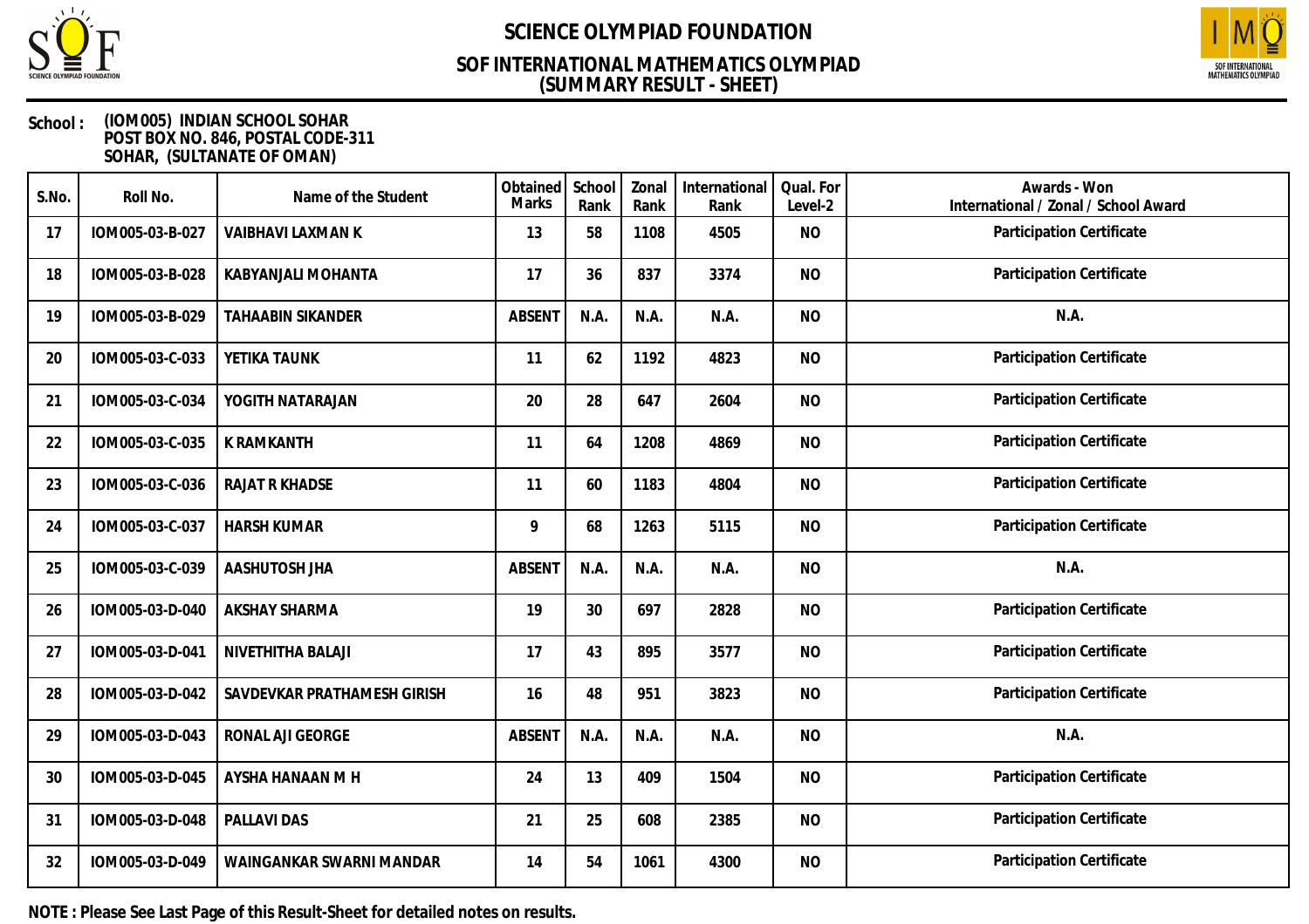# SCIENCE OLYMPIAD FOUNDATION

## SOF INTERNATIONAL MATHEMATICS OLYMPIAD
## (SUMMARY RESULT - SHEET)

**School :** (IOM005) INDIAN SCHOOL SOHAR
POST BOX NO. 846, POSTAL CODE-311
SOHAR, (SULTANATE OF OMAN)

| S.No. | Roll No. | Name of the Student | Obtained Marks | School Rank | Zonal Rank | International Rank | Qual. For Level-2 | Awards - Won International / Zonal / School Award |
|---|---|---|---|---|---|---|---|---|
| 17 | IOM005-03-B-027 | VAIBHAVI LAXMAN K | 13 | 58 | 1108 | 4505 | NO | Participation Certificate |
| 18 | IOM005-03-B-028 | KABYANJALI MOHANTA | 17 | 36 | 837 | 3374 | NO | Participation Certificate |
| 19 | IOM005-03-B-029 | TAHAABIN SIKANDER | ABSENT | N.A. | N.A. | N.A. | NO | N.A. |
| 20 | IOM005-03-C-033 | YETIKA TAUNK | 11 | 62 | 1192 | 4823 | NO | Participation Certificate |
| 21 | IOM005-03-C-034 | YOGITH NATARAJAN | 20 | 28 | 647 | 2604 | NO | Participation Certificate |
| 22 | IOM005-03-C-035 | K RAMKANTH | 11 | 64 | 1208 | 4869 | NO | Participation Certificate |
| 23 | IOM005-03-C-036 | RAJAT R KHADSE | 11 | 60 | 1183 | 4804 | NO | Participation Certificate |
| 24 | IOM005-03-C-037 | HARSH KUMAR | 9 | 68 | 1263 | 5115 | NO | Participation Certificate |
| 25 | IOM005-03-C-039 | AASHUTOSH JHA | ABSENT | N.A. | N.A. | N.A. | NO | N.A. |
| 26 | IOM005-03-D-040 | AKSHAY SHARMA | 19 | 30 | 697 | 2828 | NO | Participation Certificate |
| 27 | IOM005-03-D-041 | NIVETHITHA BALAJI | 17 | 43 | 895 | 3577 | NO | Participation Certificate |
| 28 | IOM005-03-D-042 | SAVDEVKAR PRATHAMESH GIRISH | 16 | 48 | 951 | 3823 | NO | Participation Certificate |
| 29 | IOM005-03-D-043 | RONAL AJI GEORGE | ABSENT | N.A. | N.A. | N.A. | NO | N.A. |
| 30 | IOM005-03-D-045 | AYSHA HANAAN M H | 24 | 13 | 409 | 1504 | NO | Participation Certificate |
| 31 | IOM005-03-D-048 | PALLAVI DAS | 21 | 25 | 608 | 2385 | NO | Participation Certificate |
| 32 | IOM005-03-D-049 | WAINGANKAR SWARNI MANDAR | 14 | 54 | 1061 | 4300 | NO | Participation Certificate |

**NOTE : Please See Last Page of this Result-Sheet for detailed notes on results.**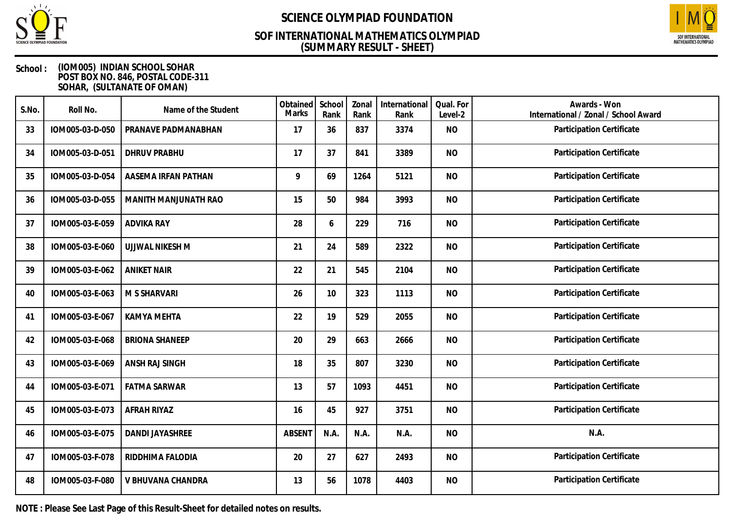# SCIENCE OLYMPIAD FOUNDATION

## SOF INTERNATIONAL MATHEMATICS OLYMPIAD
## (SUMMARY RESULT - SHEET)

**School :** (IOM005) INDIAN SCHOOL SOHAR
POST BOX NO. 846, POSTAL CODE-311
SOHAR, (SULTANATE OF OMAN)

| S.No. | Roll No. | Name of the Student | Obtained Marks | School Rank | Zonal Rank | International Rank | Qual. For Level-2 | Awards - Won International / Zonal / School Award |
|---|---|---|---|---|---|---|---|---|
| 33 | IOM005-03-D-050 | PRANAVE PADMANABHAN | 17 | 36 | 837 | 3374 | NO | Participation Certificate |
| 34 | IOM005-03-D-051 | DHRUV PRABHU | 17 | 37 | 841 | 3389 | NO | Participation Certificate |
| 35 | IOM005-03-D-054 | AASEMA IRFAN PATHAN | 9 | 69 | 1264 | 5121 | NO | Participation Certificate |
| 36 | IOM005-03-D-055 | MANITH MANJUNATH RAO | 15 | 50 | 984 | 3993 | NO | Participation Certificate |
| 37 | IOM005-03-E-059 | ADVIKA RAY | 28 | 6 | 229 | 716 | NO | Participation Certificate |
| 38 | IOM005-03-E-060 | UJJWAL NIKESH M | 21 | 24 | 589 | 2322 | NO | Participation Certificate |
| 39 | IOM005-03-E-062 | ANIKET NAIR | 22 | 21 | 545 | 2104 | NO | Participation Certificate |
| 40 | IOM005-03-E-063 | M S SHARVARI | 26 | 10 | 323 | 1113 | NO | Participation Certificate |
| 41 | IOM005-03-E-067 | KAMYA MEHTA | 22 | 19 | 529 | 2055 | NO | Participation Certificate |
| 42 | IOM005-03-E-068 | BRIONA SHANEEP | 20 | 29 | 663 | 2666 | NO | Participation Certificate |
| 43 | IOM005-03-E-069 | ANSH RAJ SINGH | 18 | 35 | 807 | 3230 | NO | Participation Certificate |
| 44 | IOM005-03-E-071 | FATMA SARWAR | 13 | 57 | 1093 | 4451 | NO | Participation Certificate |
| 45 | IOM005-03-E-073 | AFRAH RIYAZ | 16 | 45 | 927 | 3751 | NO | Participation Certificate |
| 46 | IOM005-03-E-075 | DANDI JAYASHREE | ABSENT | N.A. | N.A. | N.A. | NO | N.A. |
| 47 | IOM005-03-F-078 | RIDDHIMA FALODIA | 20 | 27 | 627 | 2493 | NO | Participation Certificate |
| 48 | IOM005-03-F-080 | V BHUVANA CHANDRA | 13 | 56 | 1078 | 4403 | NO | Participation Certificate |

**NOTE : Please See Last Page of this Result-Sheet for detailed notes on results.**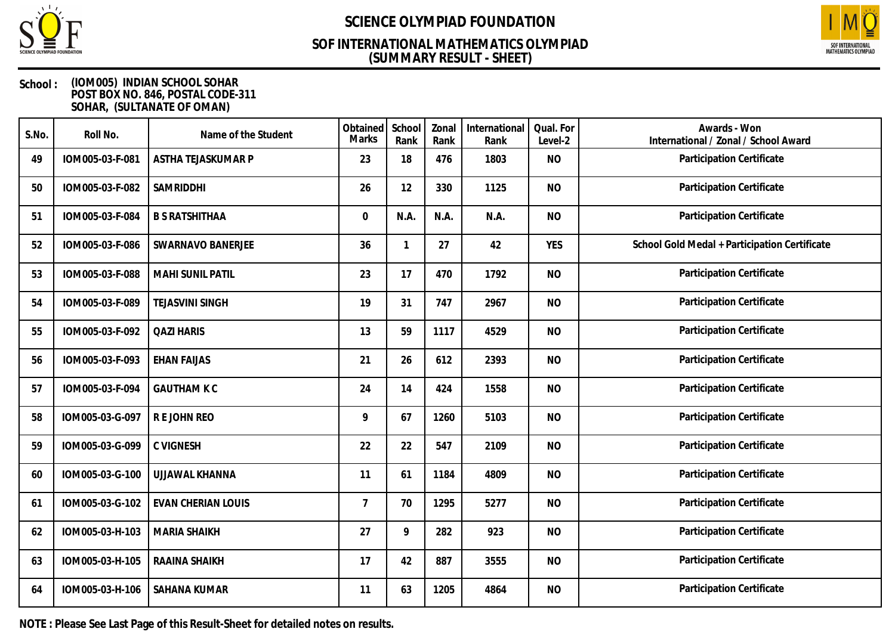# SCIENCE OLYMPIAD FOUNDATION

## SOF INTERNATIONAL MATHEMATICS OLYMPIAD
## (SUMMARY RESULT - SHEET)

**School :** (IOM005) INDIAN SCHOOL SOHAR
POST BOX NO. 846, POSTAL CODE-311
SOHAR, (SULTANATE OF OMAN)

| S.No. | Roll No. | Name of the Student | Obtained Marks | School Rank | Zonal Rank | International Rank | Qual. For Level-2 | Awards - Won International / Zonal / School Award |
|---|---|---|---|---|---|---|---|---|
| 49 | IOM005-03-F-081 | ASTHA TEJASKUMAR P | 23 | 18 | 476 | 1803 | NO | Participation Certificate |
| 50 | IOM005-03-F-082 | SAMRIDDHI | 26 | 12 | 330 | 1125 | NO | Participation Certificate |
| 51 | IOM005-03-F-084 | B S RATSHITHAA | 0 | N.A. | N.A. | N.A. | NO | Participation Certificate |
| 52 | IOM005-03-F-086 | SWARNAVO BANERJEE | 36 | 1 | 27 | 42 | YES | School Gold Medal + Participation Certificate |
| 53 | IOM005-03-F-088 | MAHI SUNIL PATIL | 23 | 17 | 470 | 1792 | NO | Participation Certificate |
| 54 | IOM005-03-F-089 | TEJASVINI SINGH | 19 | 31 | 747 | 2967 | NO | Participation Certificate |
| 55 | IOM005-03-F-092 | QAZI HARIS | 13 | 59 | 1117 | 4529 | NO | Participation Certificate |
| 56 | IOM005-03-F-093 | EHAN FAIJAS | 21 | 26 | 612 | 2393 | NO | Participation Certificate |
| 57 | IOM005-03-F-094 | GAUTHAM K C | 24 | 14 | 424 | 1558 | NO | Participation Certificate |
| 58 | IOM005-03-G-097 | R E JOHN REO | 9 | 67 | 1260 | 5103 | NO | Participation Certificate |
| 59 | IOM005-03-G-099 | C VIGNESH | 22 | 22 | 547 | 2109 | NO | Participation Certificate |
| 60 | IOM005-03-G-100 | UJJAWAL KHANNA | 11 | 61 | 1184 | 4809 | NO | Participation Certificate |
| 61 | IOM005-03-G-102 | EVAN CHERIAN LOUIS | 7 | 70 | 1295 | 5277 | NO | Participation Certificate |
| 62 | IOM005-03-H-103 | MARIA SHAIKH | 27 | 9 | 282 | 923 | NO | Participation Certificate |
| 63 | IOM005-03-H-105 | RAAINA SHAIKH | 17 | 42 | 887 | 3555 | NO | Participation Certificate |
| 64 | IOM005-03-H-106 | SAHANA KUMAR | 11 | 63 | 1205 | 4864 | NO | Participation Certificate |

**NOTE : Please See Last Page of this Result-Sheet for detailed notes on results.**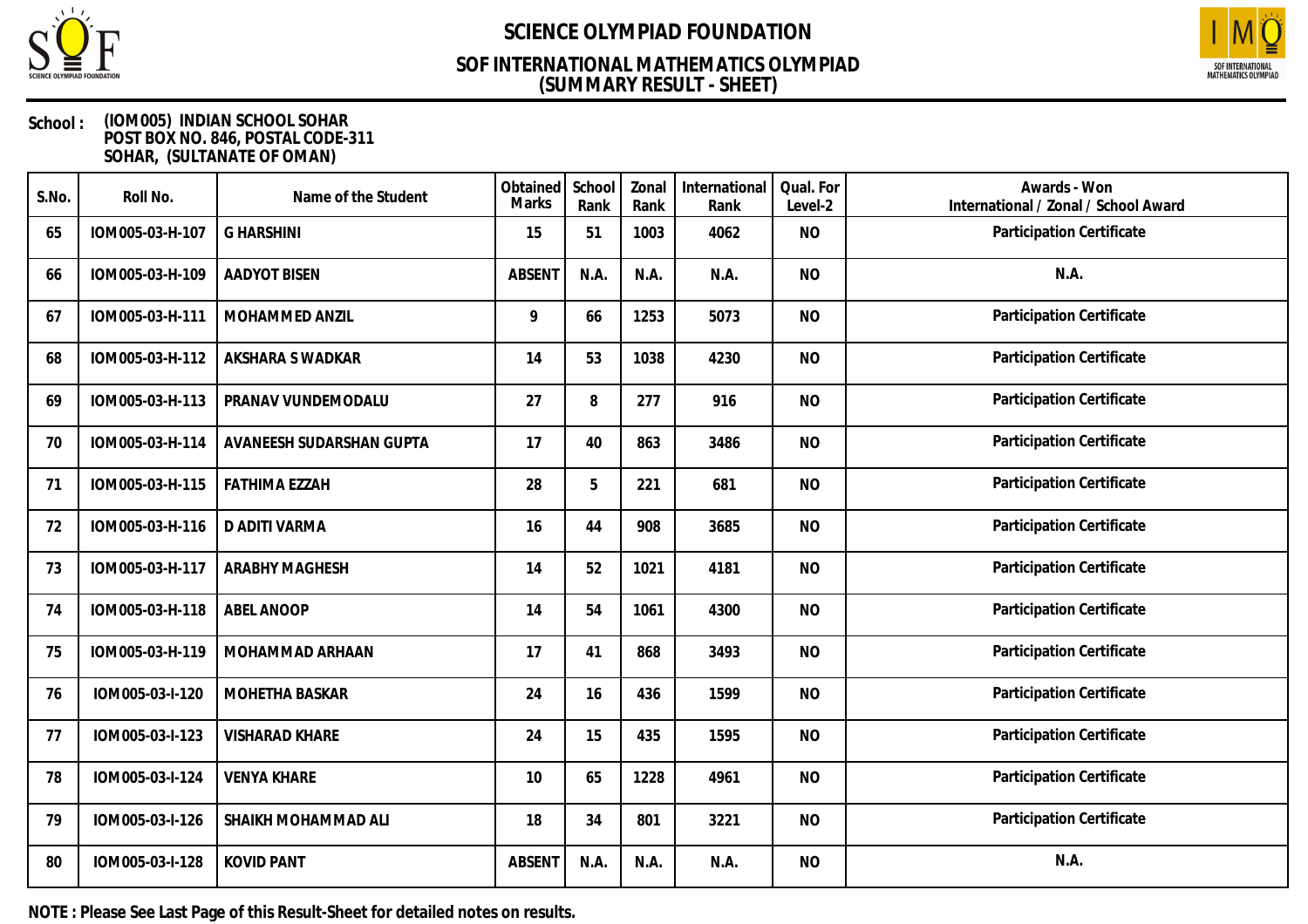# SCIENCE OLYMPIAD FOUNDATION

## SOF INTERNATIONAL MATHEMATICS OLYMPIAD
## (SUMMARY RESULT - SHEET)

**School :** (IOM005) INDIAN SCHOOL SOHAR
POST BOX NO. 846, POSTAL CODE-311
SOHAR, (SULTANATE OF OMAN)

| S.No. | Roll No. | Name of the Student | Obtained Marks | School Rank | Zonal Rank | International Rank | Qual. For Level-2 | Awards - Won International / Zonal / School Award |
|---|---|---|---|---|---|---|---|---|
| 65 | IOM005-03-H-107 | G HARSHINI | 15 | 51 | 1003 | 4062 | NO | Participation Certificate |
| 66 | IOM005-03-H-109 | AADYOT BISEN | ABSENT | N.A. | N.A. | N.A. | NO | N.A. |
| 67 | IOM005-03-H-111 | MOHAMMED ANZIL | 9 | 66 | 1253 | 5073 | NO | Participation Certificate |
| 68 | IOM005-03-H-112 | AKSHARA S WADKAR | 14 | 53 | 1038 | 4230 | NO | Participation Certificate |
| 69 | IOM005-03-H-113 | PRANAV VUNDEMODALU | 27 | 8 | 277 | 916 | NO | Participation Certificate |
| 70 | IOM005-03-H-114 | AVANEESH SUDARSHAN GUPTA | 17 | 40 | 863 | 3486 | NO | Participation Certificate |
| 71 | IOM005-03-H-115 | FATHIMA EZZAH | 28 | 5 | 221 | 681 | NO | Participation Certificate |
| 72 | IOM005-03-H-116 | D ADITI VARMA | 16 | 44 | 908 | 3685 | NO | Participation Certificate |
| 73 | IOM005-03-H-117 | ARABHY MAGHESH | 14 | 52 | 1021 | 4181 | NO | Participation Certificate |
| 74 | IOM005-03-H-118 | ABEL ANOOP | 14 | 54 | 1061 | 4300 | NO | Participation Certificate |
| 75 | IOM005-03-H-119 | MOHAMMAD ARHAAN | 17 | 41 | 868 | 3493 | NO | Participation Certificate |
| 76 | IOM005-03-I-120 | MOHETHA BASKAR | 24 | 16 | 436 | 1599 | NO | Participation Certificate |
| 77 | IOM005-03-I-123 | VISHARAD KHARE | 24 | 15 | 435 | 1595 | NO | Participation Certificate |
| 78 | IOM005-03-I-124 | VENYA KHARE | 10 | 65 | 1228 | 4961 | NO | Participation Certificate |
| 79 | IOM005-03-I-126 | SHAIKH MOHAMMAD ALI | 18 | 34 | 801 | 3221 | NO | Participation Certificate |
| 80 | IOM005-03-I-128 | KOVID PANT | ABSENT | N.A. | N.A. | N.A. | NO | N.A. |

**NOTE : Please See Last Page of this Result-Sheet for detailed notes on results.**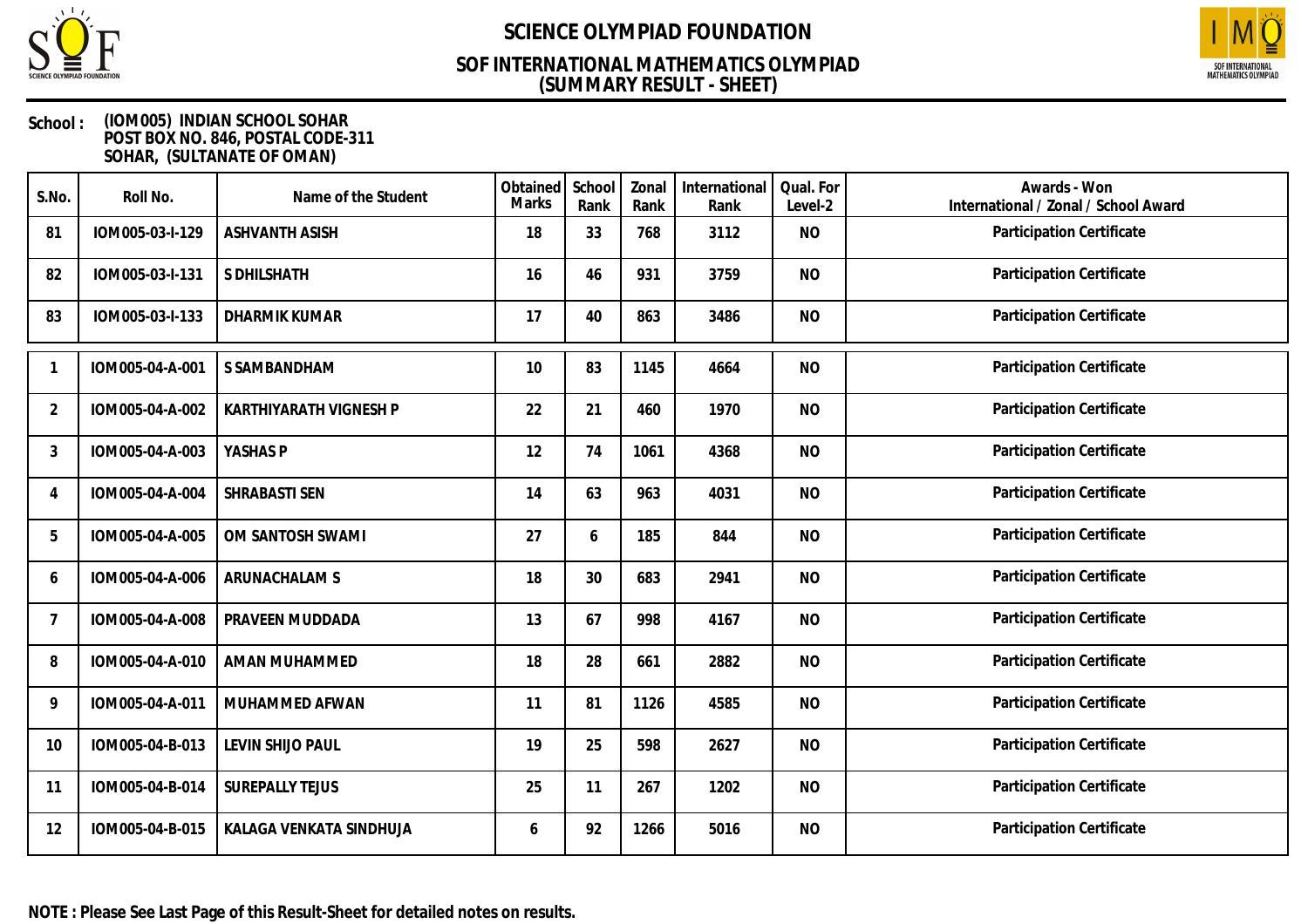# SCIENCE OLYMPIAD FOUNDATION

## SOF INTERNATIONAL MATHEMATICS OLYMPIAD (SUMMARY RESULT - SHEET)

**School :** (IOM005) INDIAN SCHOOL SOHAR
POST BOX NO. 846, POSTAL CODE-311
SOHAR, (SULTANATE OF OMAN)

| S.No. | Roll No. | Name of the Student | Obtained Marks | School Rank | Zonal Rank | International Rank | Qual. For Level-2 | Awards - Won International / Zonal / School Award |
|---|---|---|---|---|---|---|---|---|
| 81 | IOM005-03-I-129 | ASHVANTH ASISH | 18 | 33 | 768 | 3112 | NO | Participation Certificate |
| 82 | IOM005-03-I-131 | S DHILSHATH | 16 | 46 | 931 | 3759 | NO | Participation Certificate |
| 83 | IOM005-03-I-133 | DHARMIK KUMAR | 17 | 40 | 863 | 3486 | NO | Participation Certificate |

| S.No. | Roll No. | Name of the Student | Obtained Marks | School Rank | Zonal Rank | International Rank | Qual. For Level-2 | Awards - Won International / Zonal / School Award |
|---|---|---|---|---|---|---|---|---|
| 1 | IOM005-04-A-001 | S SAMBANDHAM | 10 | 83 | 1145 | 4664 | NO | Participation Certificate |
| 2 | IOM005-04-A-002 | KARTHIYARATH VIGNESH P | 22 | 21 | 460 | 1970 | NO | Participation Certificate |
| 3 | IOM005-04-A-003 | YASHAS P | 12 | 74 | 1061 | 4368 | NO | Participation Certificate |
| 4 | IOM005-04-A-004 | SHRABASTI SEN | 14 | 63 | 963 | 4031 | NO | Participation Certificate |
| 5 | IOM005-04-A-005 | OM SANTOSH SWAMI | 27 | 6 | 185 | 844 | NO | Participation Certificate |
| 6 | IOM005-04-A-006 | ARUNACHALAM S | 18 | 30 | 683 | 2941 | NO | Participation Certificate |
| 7 | IOM005-04-A-008 | PRAVEEN MUDDADA | 13 | 67 | 998 | 4167 | NO | Participation Certificate |
| 8 | IOM005-04-A-010 | AMAN MUHAMMED | 18 | 28 | 661 | 2882 | NO | Participation Certificate |
| 9 | IOM005-04-A-011 | MUHAMMED AFWAN | 11 | 81 | 1126 | 4585 | NO | Participation Certificate |
| 10 | IOM005-04-B-013 | LEVIN SHIJO PAUL | 19 | 25 | 598 | 2627 | NO | Participation Certificate |
| 11 | IOM005-04-B-014 | SUREPALLY TEJUS | 25 | 11 | 267 | 1202 | NO | Participation Certificate |
| 12 | IOM005-04-B-015 | KALAGA VENKATA SINDHUJA | 6 | 92 | 1266 | 5016 | NO | Participation Certificate |

**NOTE : Please See Last Page of this Result-Sheet for detailed notes on results.**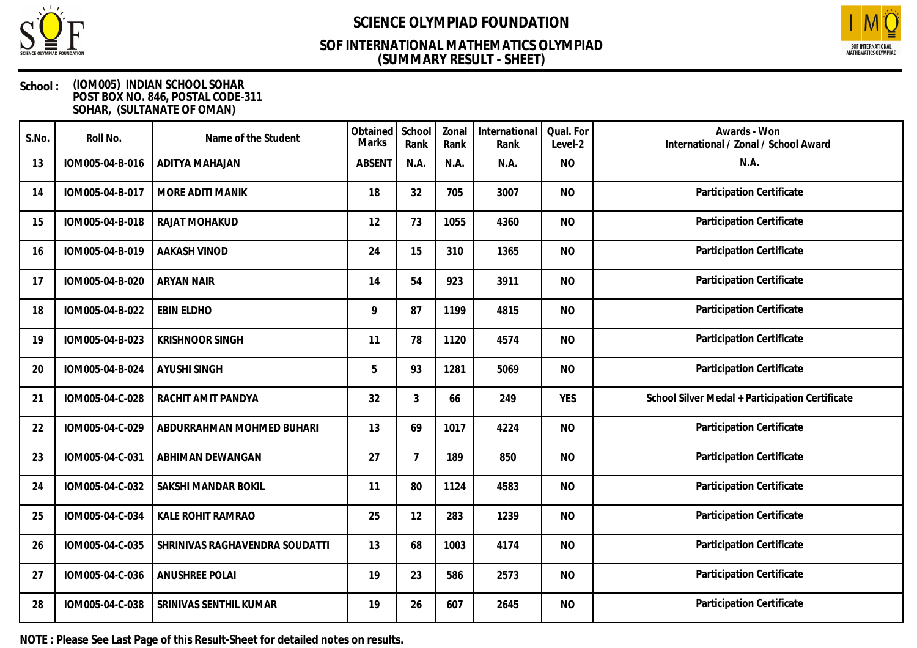# SCIENCE OLYMPIAD FOUNDATION

## SOF INTERNATIONAL MATHEMATICS OLYMPIAD
## (SUMMARY RESULT - SHEET)

**School :** (IOM005) INDIAN SCHOOL SOHAR
POST BOX NO. 846, POSTAL CODE-311
SOHAR, (SULTANATE OF OMAN)

| S.No. | Roll No. | Name of the Student | Obtained Marks | School Rank | Zonal Rank | International Rank | Qual. For Level-2 | Awards - Won International / Zonal / School Award |
|---|---|---|---|---|---|---|---|---|
| 13 | IOM005-04-B-016 | ADITYA MAHAJAN | ABSENT | N.A. | N.A. | N.A. | NO | N.A. |
| 14 | IOM005-04-B-017 | MORE ADITI MANIK | 18 | 32 | 705 | 3007 | NO | Participation Certificate |
| 15 | IOM005-04-B-018 | RAJAT MOHAKUD | 12 | 73 | 1055 | 4360 | NO | Participation Certificate |
| 16 | IOM005-04-B-019 | AAKASH VINOD | 24 | 15 | 310 | 1365 | NO | Participation Certificate |
| 17 | IOM005-04-B-020 | ARYAN NAIR | 14 | 54 | 923 | 3911 | NO | Participation Certificate |
| 18 | IOM005-04-B-022 | EBIN ELDHO | 9 | 87 | 1199 | 4815 | NO | Participation Certificate |
| 19 | IOM005-04-B-023 | KRISHNOOR SINGH | 11 | 78 | 1120 | 4574 | NO | Participation Certificate |
| 20 | IOM005-04-B-024 | AYUSHI SINGH | 5 | 93 | 1281 | 5069 | NO | Participation Certificate |
| 21 | IOM005-04-C-028 | RACHIT AMIT PANDYA | 32 | 3 | 66 | 249 | YES | School Silver Medal + Participation Certificate |
| 22 | IOM005-04-C-029 | ABDURRAHMAN MOHMED BUHARI | 13 | 69 | 1017 | 4224 | NO | Participation Certificate |
| 23 | IOM005-04-C-031 | ABHIMAN DEWANGAN | 27 | 7 | 189 | 850 | NO | Participation Certificate |
| 24 | IOM005-04-C-032 | SAKSHI MANDAR BOKIL | 11 | 80 | 1124 | 4583 | NO | Participation Certificate |
| 25 | IOM005-04-C-034 | KALE ROHIT RAMRAO | 25 | 12 | 283 | 1239 | NO | Participation Certificate |
| 26 | IOM005-04-C-035 | SHRINIVAS RAGHAVENDRA SOUDATTI | 13 | 68 | 1003 | 4174 | NO | Participation Certificate |
| 27 | IOM005-04-C-036 | ANUSHREE POLAI | 19 | 23 | 586 | 2573 | NO | Participation Certificate |
| 28 | IOM005-04-C-038 | SRINIVAS SENTHIL KUMAR | 19 | 26 | 607 | 2645 | NO | Participation Certificate |

**NOTE : Please See Last Page of this Result-Sheet for detailed notes on results.**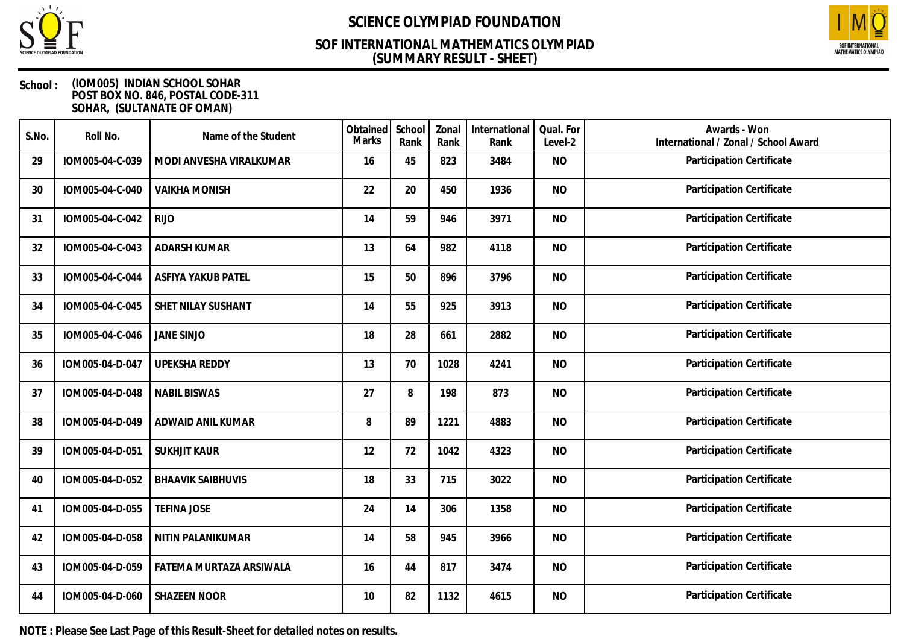# SCIENCE OLYMPIAD FOUNDATION

## SOF INTERNATIONAL MATHEMATICS OLYMPIAD (SUMMARY RESULT - SHEET)

**School :** (IOM005) INDIAN SCHOOL SOHAR
POST BOX NO. 846, POSTAL CODE-311
SOHAR, (SULTANATE OF OMAN)

| S.No. | Roll No. | Name of the Student | Obtained Marks | School Rank | Zonal Rank | International Rank | Qual. For Level-2 | Awards - Won International / Zonal / School Award |
|---|---|---|---|---|---|---|---|---|
| 29 | IOM005-04-C-039 | MODI ANVESHA VIRALKUMAR | 16 | 45 | 823 | 3484 | NO | Participation Certificate |
| 30 | IOM005-04-C-040 | VAIKHA MONISH | 22 | 20 | 450 | 1936 | NO | Participation Certificate |
| 31 | IOM005-04-C-042 | RIJO | 14 | 59 | 946 | 3971 | NO | Participation Certificate |
| 32 | IOM005-04-C-043 | ADARSH KUMAR | 13 | 64 | 982 | 4118 | NO | Participation Certificate |
| 33 | IOM005-04-C-044 | ASFIYA YAKUB PATEL | 15 | 50 | 896 | 3796 | NO | Participation Certificate |
| 34 | IOM005-04-C-045 | SHET NILAY SUSHANT | 14 | 55 | 925 | 3913 | NO | Participation Certificate |
| 35 | IOM005-04-C-046 | JANE SINJO | 18 | 28 | 661 | 2882 | NO | Participation Certificate |
| 36 | IOM005-04-D-047 | UPEKSHA REDDY | 13 | 70 | 1028 | 4241 | NO | Participation Certificate |
| 37 | IOM005-04-D-048 | NABIL BISWAS | 27 | 8 | 198 | 873 | NO | Participation Certificate |
| 38 | IOM005-04-D-049 | ADWAID ANIL KUMAR | 8 | 89 | 1221 | 4883 | NO | Participation Certificate |
| 39 | IOM005-04-D-051 | SUKHJIT KAUR | 12 | 72 | 1042 | 4323 | NO | Participation Certificate |
| 40 | IOM005-04-D-052 | BHAAVIK SAIBHUVIS | 18 | 33 | 715 | 3022 | NO | Participation Certificate |
| 41 | IOM005-04-D-055 | TEFINA JOSE | 24 | 14 | 306 | 1358 | NO | Participation Certificate |
| 42 | IOM005-04-D-058 | NITIN PALANIKUMAR | 14 | 58 | 945 | 3966 | NO | Participation Certificate |
| 43 | IOM005-04-D-059 | FATEMA MURTAZA ARSIWALA | 16 | 44 | 817 | 3474 | NO | Participation Certificate |
| 44 | IOM005-04-D-060 | SHAZEEN NOOR | 10 | 82 | 1132 | 4615 | NO | Participation Certificate |

**NOTE : Please See Last Page of this Result-Sheet for detailed notes on results.**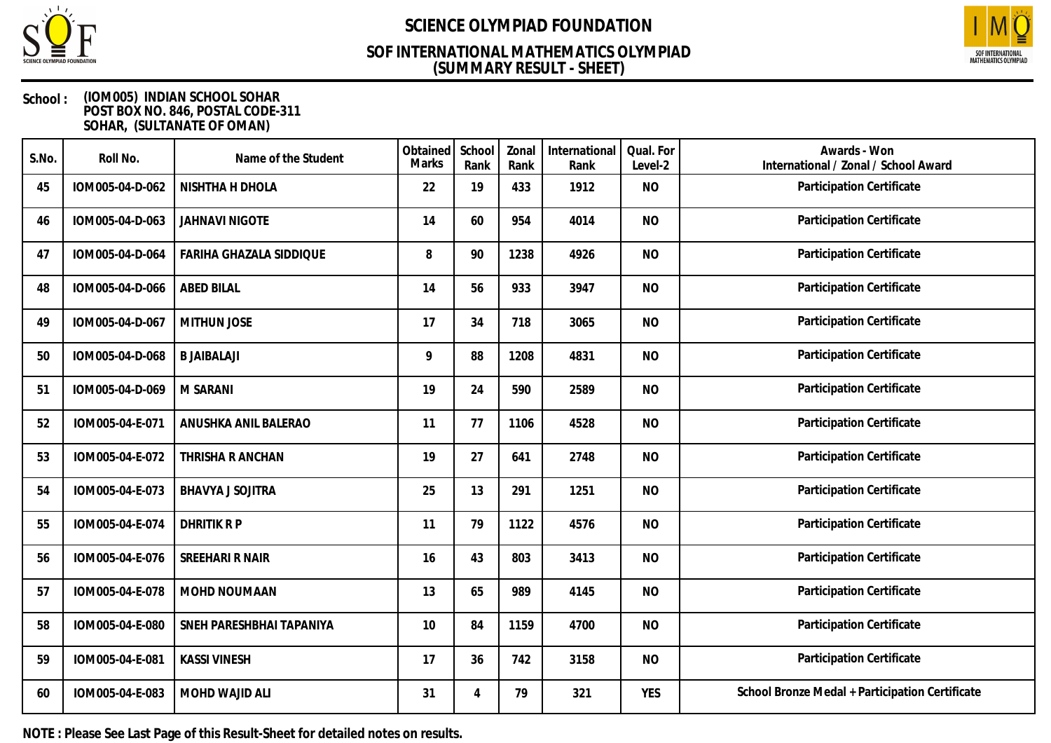# SCIENCE OLYMPIAD FOUNDATION

## SOF INTERNATIONAL MATHEMATICS OLYMPIAD (SUMMARY RESULT - SHEET)

**School :** (IOM005) INDIAN SCHOOL SOHAR
POST BOX NO. 846, POSTAL CODE-311
SOHAR, (SULTANATE OF OMAN)

| S.No. | Roll No. | Name of the Student | Obtained Marks | School Rank | Zonal Rank | International Rank | Qual. For Level-2 | Awards - Won International / Zonal / School Award |
|---|---|---|---|---|---|---|---|---|
| 45 | IOM005-04-D-062 | NISHTHA H DHOLA | 22 | 19 | 433 | 1912 | NO | Participation Certificate |
| 46 | IOM005-04-D-063 | JAHNAVI NIGOTE | 14 | 60 | 954 | 4014 | NO | Participation Certificate |
| 47 | IOM005-04-D-064 | FARIHA GHAZALA SIDDIQUE | 8 | 90 | 1238 | 4926 | NO | Participation Certificate |
| 48 | IOM005-04-D-066 | ABED BILAL | 14 | 56 | 933 | 3947 | NO | Participation Certificate |
| 49 | IOM005-04-D-067 | MITHUN JOSE | 17 | 34 | 718 | 3065 | NO | Participation Certificate |
| 50 | IOM005-04-D-068 | B JAIBALAJI | 9 | 88 | 1208 | 4831 | NO | Participation Certificate |
| 51 | IOM005-04-D-069 | M SARANI | 19 | 24 | 590 | 2589 | NO | Participation Certificate |
| 52 | IOM005-04-E-071 | ANUSHKA ANIL BALERAO | 11 | 77 | 1106 | 4528 | NO | Participation Certificate |
| 53 | IOM005-04-E-072 | THRISHA R ANCHAN | 19 | 27 | 641 | 2748 | NO | Participation Certificate |
| 54 | IOM005-04-E-073 | BHAVYA J SOJITRA | 25 | 13 | 291 | 1251 | NO | Participation Certificate |
| 55 | IOM005-04-E-074 | DHRITIK R P | 11 | 79 | 1122 | 4576 | NO | Participation Certificate |
| 56 | IOM005-04-E-076 | SREEHARI R NAIR | 16 | 43 | 803 | 3413 | NO | Participation Certificate |
| 57 | IOM005-04-E-078 | MOHD NOUMAAN | 13 | 65 | 989 | 4145 | NO | Participation Certificate |
| 58 | IOM005-04-E-080 | SNEH PARESHBHAI TAPANIYA | 10 | 84 | 1159 | 4700 | NO | Participation Certificate |
| 59 | IOM005-04-E-081 | KASSI VINESH | 17 | 36 | 742 | 3158 | NO | Participation Certificate |
| 60 | IOM005-04-E-083 | MOHD WAJID ALI | 31 | 4 | 79 | 321 | YES | School Bronze Medal + Participation Certificate |

**NOTE : Please See Last Page of this Result-Sheet for detailed notes on results.**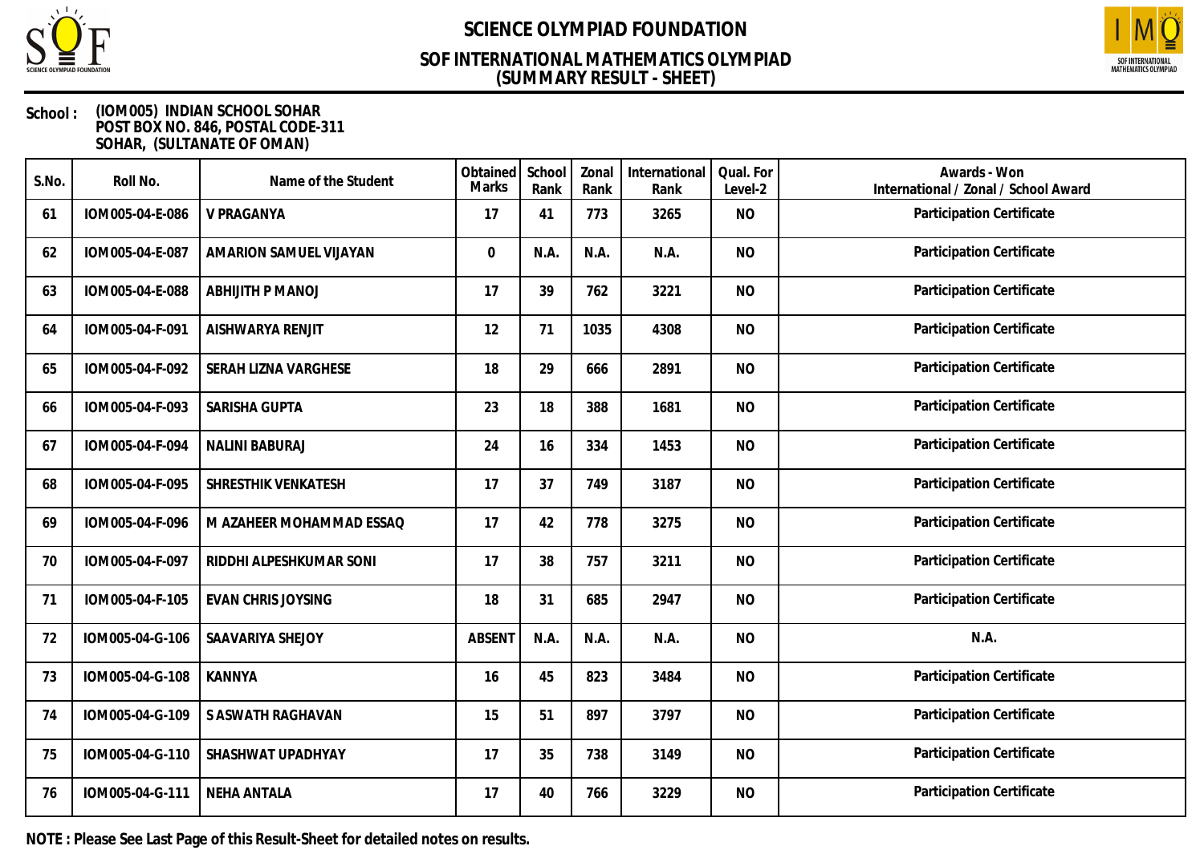# SCIENCE OLYMPIAD FOUNDATION

## SOF INTERNATIONAL MATHEMATICS OLYMPIAD
## (SUMMARY RESULT - SHEET)

**School :** (IOM005) INDIAN SCHOOL SOHAR
POST BOX NO. 846, POSTAL CODE-311
SOHAR, (SULTANATE OF OMAN)

| S.No. | Roll No. | Name of the Student | Obtained Marks | School Rank | Zonal Rank | International Rank | Qual. For Level-2 | Awards - Won International / Zonal / School Award |
|---|---|---|---|---|---|---|---|---|
| 61 | IOM005-04-E-086 | V PRAGANYA | 17 | 41 | 773 | 3265 | NO | Participation Certificate |
| 62 | IOM005-04-E-087 | AMARION SAMUEL VIJAYAN | 0 | N.A. | N.A. | N.A. | NO | Participation Certificate |
| 63 | IOM005-04-E-088 | ABHIJITH P MANOJ | 17 | 39 | 762 | 3221 | NO | Participation Certificate |
| 64 | IOM005-04-F-091 | AISHWARYA RENJIT | 12 | 71 | 1035 | 4308 | NO | Participation Certificate |
| 65 | IOM005-04-F-092 | SERAH LIZNA VARGHESE | 18 | 29 | 666 | 2891 | NO | Participation Certificate |
| 66 | IOM005-04-F-093 | SARISHA GUPTA | 23 | 18 | 388 | 1681 | NO | Participation Certificate |
| 67 | IOM005-04-F-094 | NALINI BABURAJ | 24 | 16 | 334 | 1453 | NO | Participation Certificate |
| 68 | IOM005-04-F-095 | SHRESTHIK VENKATESH | 17 | 37 | 749 | 3187 | NO | Participation Certificate |
| 69 | IOM005-04-F-096 | M AZAHEER MOHAMMAD ESSAQ | 17 | 42 | 778 | 3275 | NO | Participation Certificate |
| 70 | IOM005-04-F-097 | RIDDHI ALPESHKUMAR SONI | 17 | 38 | 757 | 3211 | NO | Participation Certificate |
| 71 | IOM005-04-F-105 | EVAN CHRIS JOYSING | 18 | 31 | 685 | 2947 | NO | Participation Certificate |
| 72 | IOM005-04-G-106 | SAAVARIYA SHEJOY | ABSENT | N.A. | N.A. | N.A. | NO | N.A. |
| 73 | IOM005-04-G-108 | KANNYA | 16 | 45 | 823 | 3484 | NO | Participation Certificate |
| 74 | IOM005-04-G-109 | S ASWATH RAGHAVAN | 15 | 51 | 897 | 3797 | NO | Participation Certificate |
| 75 | IOM005-04-G-110 | SHASHWAT UPADHYAY | 17 | 35 | 738 | 3149 | NO | Participation Certificate |
| 76 | IOM005-04-G-111 | NEHA ANTALA | 17 | 40 | 766 | 3229 | NO | Participation Certificate |

**NOTE : Please See Last Page of this Result-Sheet for detailed notes on results.**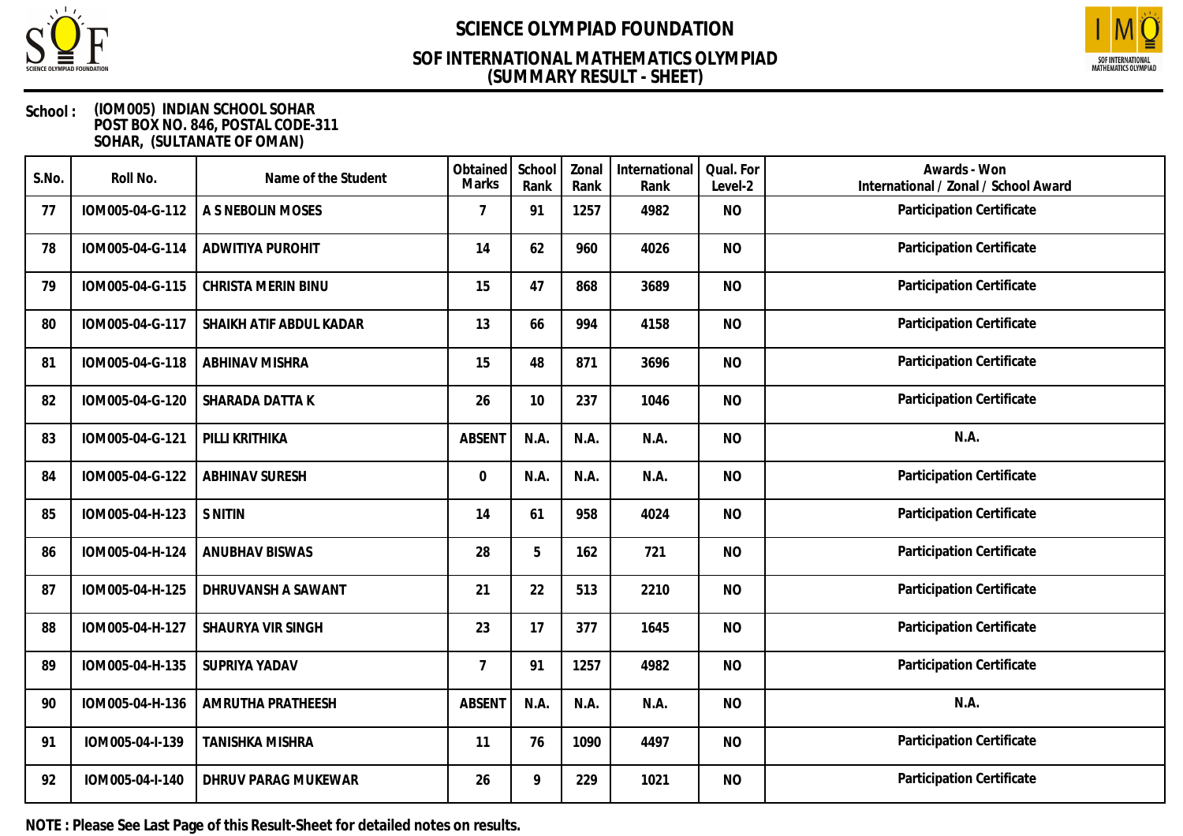# SCIENCE OLYMPIAD FOUNDATION

## SOF INTERNATIONAL MATHEMATICS OLYMPIAD
## (SUMMARY RESULT - SHEET)

**School :** (IOM005) INDIAN SCHOOL SOHAR
POST BOX NO. 846, POSTAL CODE-311
SOHAR, (SULTANATE OF OMAN)

| S.No. | Roll No. | Name of the Student | Obtained Marks | School Rank | Zonal Rank | International Rank | Qual. For Level-2 | Awards - Won International / Zonal / School Award |
|---|---|---|---|---|---|---|---|---|
| 77 | IOM005-04-G-112 | A S NEBOLIN MOSES | 7 | 91 | 1257 | 4982 | NO | Participation Certificate |
| 78 | IOM005-04-G-114 | ADWITIYA PUROHIT | 14 | 62 | 960 | 4026 | NO | Participation Certificate |
| 79 | IOM005-04-G-115 | CHRISTA MERIN BINU | 15 | 47 | 868 | 3689 | NO | Participation Certificate |
| 80 | IOM005-04-G-117 | SHAIKH ATIF ABDUL KADAR | 13 | 66 | 994 | 4158 | NO | Participation Certificate |
| 81 | IOM005-04-G-118 | ABHINAV MISHRA | 15 | 48 | 871 | 3696 | NO | Participation Certificate |
| 82 | IOM005-04-G-120 | SHARADA DATTA K | 26 | 10 | 237 | 1046 | NO | Participation Certificate |
| 83 | IOM005-04-G-121 | PILLI KRITHIKA | ABSENT | N.A. | N.A. | N.A. | NO | N.A. |
| 84 | IOM005-04-G-122 | ABHINAV SURESH | 0 | N.A. | N.A. | N.A. | NO | Participation Certificate |
| 85 | IOM005-04-H-123 | S NITIN | 14 | 61 | 958 | 4024 | NO | Participation Certificate |
| 86 | IOM005-04-H-124 | ANUBHAV BISWAS | 28 | 5 | 162 | 721 | NO | Participation Certificate |
| 87 | IOM005-04-H-125 | DHRUVANSH A SAWANT | 21 | 22 | 513 | 2210 | NO | Participation Certificate |
| 88 | IOM005-04-H-127 | SHAURYA VIR SINGH | 23 | 17 | 377 | 1645 | NO | Participation Certificate |
| 89 | IOM005-04-H-135 | SUPRIYA YADAV | 7 | 91 | 1257 | 4982 | NO | Participation Certificate |
| 90 | IOM005-04-H-136 | AMRUTHA PRATHEESH | ABSENT | N.A. | N.A. | N.A. | NO | N.A. |
| 91 | IOM005-04-I-139 | TANISHKA MISHRA | 11 | 76 | 1090 | 4497 | NO | Participation Certificate |
| 92 | IOM005-04-I-140 | DHRUV PARAG MUKEWAR | 26 | 9 | 229 | 1021 | NO | Participation Certificate |

**NOTE : Please See Last Page of this Result-Sheet for detailed notes on results.**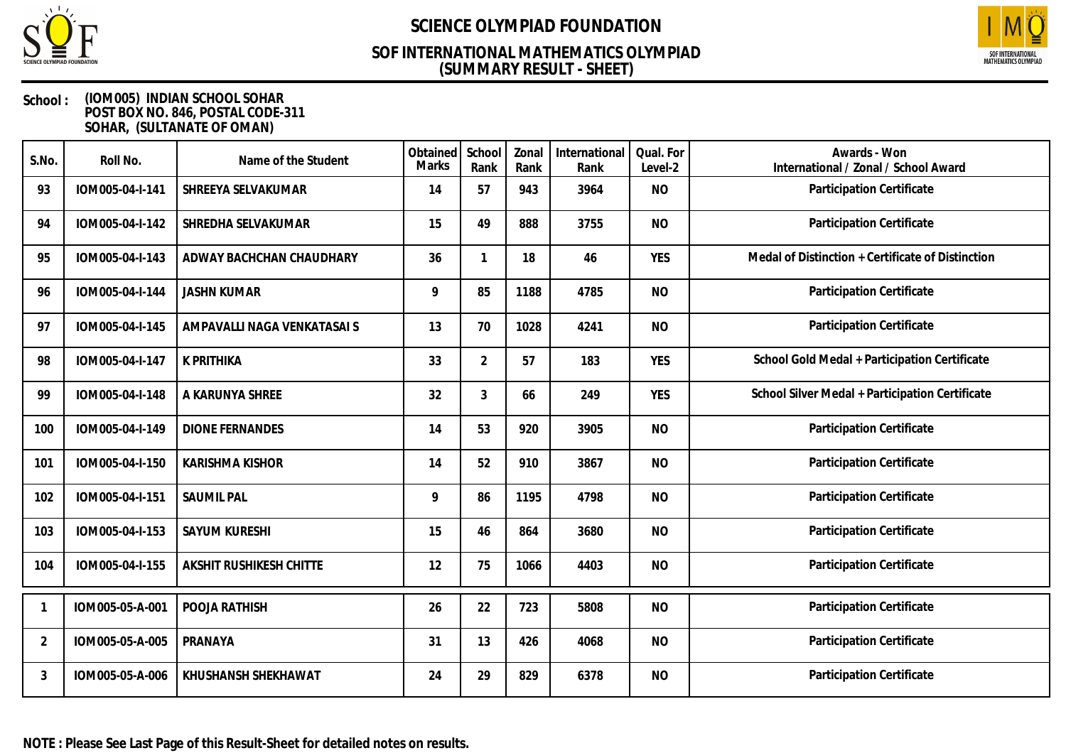# SCIENCE OLYMPIAD FOUNDATION

## SOF INTERNATIONAL MATHEMATICS OLYMPIAD
## (SUMMARY RESULT - SHEET)

**School :** (IOM005) INDIAN SCHOOL SOHAR
POST BOX NO. 846, POSTAL CODE-311
SOHAR, (SULTANATE OF OMAN)

| S.No. | Roll No. | Name of the Student | Obtained Marks | School Rank | Zonal Rank | International Rank | Qual. For Level-2 | Awards - Won International / Zonal / School Award |
|---|---|---|---|---|---|---|---|---|
| 93 | IOM005-04-I-141 | SHREEYA SELVAKUMAR | 14 | 57 | 943 | 3964 | NO | Participation Certificate |
| 94 | IOM005-04-I-142 | SHREDHA SELVAKUMAR | 15 | 49 | 888 | 3755 | NO | Participation Certificate |
| 95 | IOM005-04-I-143 | ADWAY BACHCHAN CHAUDHARY | 36 | 1 | 18 | 46 | YES | Medal of Distinction + Certificate of Distinction |
| 96 | IOM005-04-I-144 | JASHN KUMAR | 9 | 85 | 1188 | 4785 | NO | Participation Certificate |
| 97 | IOM005-04-I-145 | AMPAVALLI NAGA VENKATASAI S | 13 | 70 | 1028 | 4241 | NO | Participation Certificate |
| 98 | IOM005-04-I-147 | K PRITHIKA | 33 | 2 | 57 | 183 | YES | School Gold Medal + Participation Certificate |
| 99 | IOM005-04-I-148 | A KARUNYA SHREE | 32 | 3 | 66 | 249 | YES | School Silver Medal + Participation Certificate |
| 100 | IOM005-04-I-149 | DIONE FERNANDES | 14 | 53 | 920 | 3905 | NO | Participation Certificate |
| 101 | IOM005-04-I-150 | KARISHMA KISHOR | 14 | 52 | 910 | 3867 | NO | Participation Certificate |
| 102 | IOM005-04-I-151 | SAUMIL PAL | 9 | 86 | 1195 | 4798 | NO | Participation Certificate |
| 103 | IOM005-04-I-153 | SAYUM KURESHI | 15 | 46 | 864 | 3680 | NO | Participation Certificate |
| 104 | IOM005-04-I-155 | AKSHIT RUSHIKESH CHITTE | 12 | 75 | 1066 | 4403 | NO | Participation Certificate |
| 1 | IOM005-05-A-001 | POOJA RATHISH | 26 | 22 | 723 | 5808 | NO | Participation Certificate |
| 2 | IOM005-05-A-005 | PRANAYA | 31 | 13 | 426 | 4068 | NO | Participation Certificate |
| 3 | IOM005-05-A-006 | KHUSHANSH SHEKHAWAT | 24 | 29 | 829 | 6378 | NO | Participation Certificate |

**NOTE : Please See Last Page of this Result-Sheet for detailed notes on results.**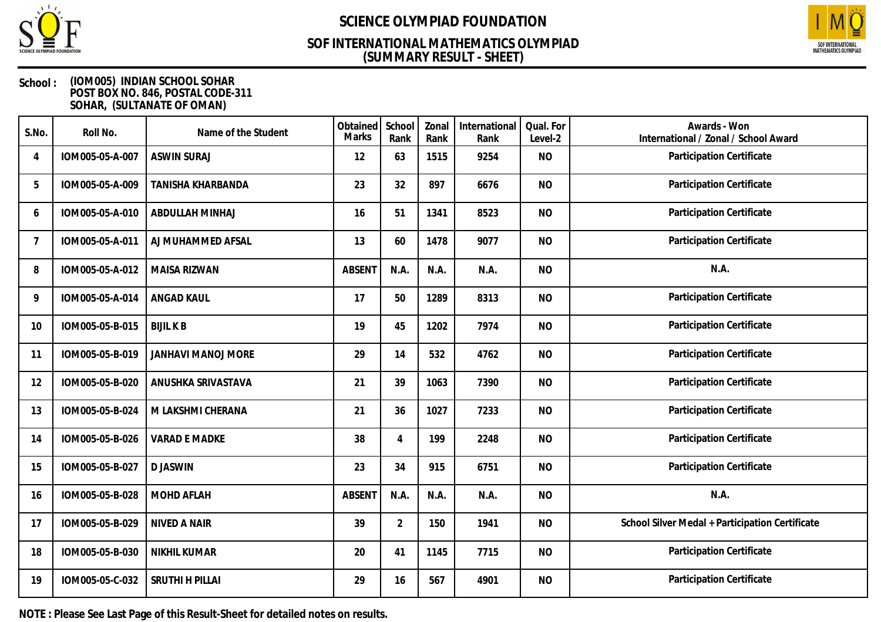# SCIENCE OLYMPIAD FOUNDATION

## SOF INTERNATIONAL MATHEMATICS OLYMPIAD
## (SUMMARY RESULT - SHEET)

**School :** (IOM005) INDIAN SCHOOL SOHAR
POST BOX NO. 846, POSTAL CODE-311
SOHAR, (SULTANATE OF OMAN)

| S.No. | Roll No. | Name of the Student | Obtained Marks | School Rank | Zonal Rank | International Rank | Qual. For Level-2 | Awards - Won International / Zonal / School Award |
|---|---|---|---|---|---|---|---|---|
| 4 | IOM005-05-A-007 | ASWIN SURAJ | 12 | 63 | 1515 | 9254 | NO | Participation Certificate |
| 5 | IOM005-05-A-009 | TANISHA KHARBANDA | 23 | 32 | 897 | 6676 | NO | Participation Certificate |
| 6 | IOM005-05-A-010 | ABDULLAH MINHAJ | 16 | 51 | 1341 | 8523 | NO | Participation Certificate |
| 7 | IOM005-05-A-011 | AJ MUHAMMED AFSAL | 13 | 60 | 1478 | 9077 | NO | Participation Certificate |
| 8 | IOM005-05-A-012 | MAISA RIZWAN | ABSENT | N.A. | N.A. | N.A. | NO | N.A. |
| 9 | IOM005-05-A-014 | ANGAD KAUL | 17 | 50 | 1289 | 8313 | NO | Participation Certificate |
| 10 | IOM005-05-B-015 | BIJIL K B | 19 | 45 | 1202 | 7974 | NO | Participation Certificate |
| 11 | IOM005-05-B-019 | JANHAVI MANOJ MORE | 29 | 14 | 532 | 4762 | NO | Participation Certificate |
| 12 | IOM005-05-B-020 | ANUSHKA SRIVASTAVA | 21 | 39 | 1063 | 7390 | NO | Participation Certificate |
| 13 | IOM005-05-B-024 | M LAKSHMI CHERANA | 21 | 36 | 1027 | 7233 | NO | Participation Certificate |
| 14 | IOM005-05-B-026 | VARAD E MADKE | 38 | 4 | 199 | 2248 | NO | Participation Certificate |
| 15 | IOM005-05-B-027 | D JASWIN | 23 | 34 | 915 | 6751 | NO | Participation Certificate |
| 16 | IOM005-05-B-028 | MOHD AFLAH | ABSENT | N.A. | N.A. | N.A. | NO | N.A. |
| 17 | IOM005-05-B-029 | NIVED A NAIR | 39 | 2 | 150 | 1941 | NO | School Silver Medal + Participation Certificate |
| 18 | IOM005-05-B-030 | NIKHIL KUMAR | 20 | 41 | 1145 | 7715 | NO | Participation Certificate |
| 19 | IOM005-05-C-032 | SRUTHI H PILLAI | 29 | 16 | 567 | 4901 | NO | Participation Certificate |

**NOTE : Please See Last Page of this Result-Sheet for detailed notes on results.**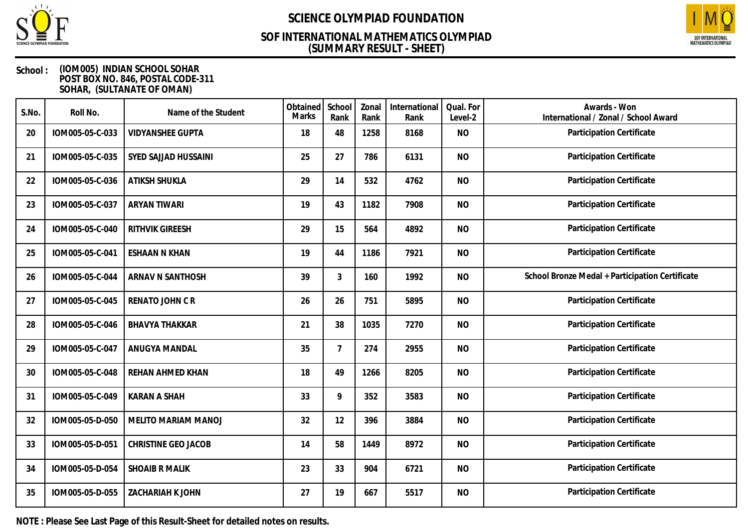# SCIENCE OLYMPIAD FOUNDATION

## SOF INTERNATIONAL MATHEMATICS OLYMPIAD (SUMMARY RESULT - SHEET)

**School :** (IOM005) INDIAN SCHOOL SOHAR
POST BOX NO. 846, POSTAL CODE-311
SOHAR, (SULTANATE OF OMAN)

| S.No. | Roll No. | Name of the Student | Obtained Marks | School Rank | Zonal Rank | International Rank | Qual. For Level-2 | Awards - Won International / Zonal / School Award |
|---|---|---|---|---|---|---|---|---|
| 20 | IOM005-05-C-033 | VIDYANSHEE GUPTA | 18 | 48 | 1258 | 8168 | NO | Participation Certificate |
| 21 | IOM005-05-C-035 | SYED SAJJAD HUSSAINI | 25 | 27 | 786 | 6131 | NO | Participation Certificate |
| 22 | IOM005-05-C-036 | ATIKSH SHUKLA | 29 | 14 | 532 | 4762 | NO | Participation Certificate |
| 23 | IOM005-05-C-037 | ARYAN TIWARI | 19 | 43 | 1182 | 7908 | NO | Participation Certificate |
| 24 | IOM005-05-C-040 | RITHVIK GIREESH | 29 | 15 | 564 | 4892 | NO | Participation Certificate |
| 25 | IOM005-05-C-041 | ESHAAN N KHAN | 19 | 44 | 1186 | 7921 | NO | Participation Certificate |
| 26 | IOM005-05-C-044 | ARNAV N SANTHOSH | 39 | 3 | 160 | 1992 | NO | School Bronze Medal + Participation Certificate |
| 27 | IOM005-05-C-045 | RENATO JOHN C R | 26 | 26 | 751 | 5895 | NO | Participation Certificate |
| 28 | IOM005-05-C-046 | BHAVYA THAKKAR | 21 | 38 | 1035 | 7270 | NO | Participation Certificate |
| 29 | IOM005-05-C-047 | ANUGYA MANDAL | 35 | 7 | 274 | 2955 | NO | Participation Certificate |
| 30 | IOM005-05-C-048 | REHAN AHMED KHAN | 18 | 49 | 1266 | 8205 | NO | Participation Certificate |
| 31 | IOM005-05-C-049 | KARAN A SHAH | 33 | 9 | 352 | 3583 | NO | Participation Certificate |
| 32 | IOM005-05-D-050 | MELITO MARIAM MANOJ | 32 | 12 | 396 | 3884 | NO | Participation Certificate |
| 33 | IOM005-05-D-051 | CHRISTINE GEO JACOB | 14 | 58 | 1449 | 8972 | NO | Participation Certificate |
| 34 | IOM005-05-D-054 | SHOAIB R MALIK | 23 | 33 | 904 | 6721 | NO | Participation Certificate |
| 35 | IOM005-05-D-055 | ZACHARIAH K JOHN | 27 | 19 | 667 | 5517 | NO | Participation Certificate |

**NOTE : Please See Last Page of this Result-Sheet for detailed notes on results.**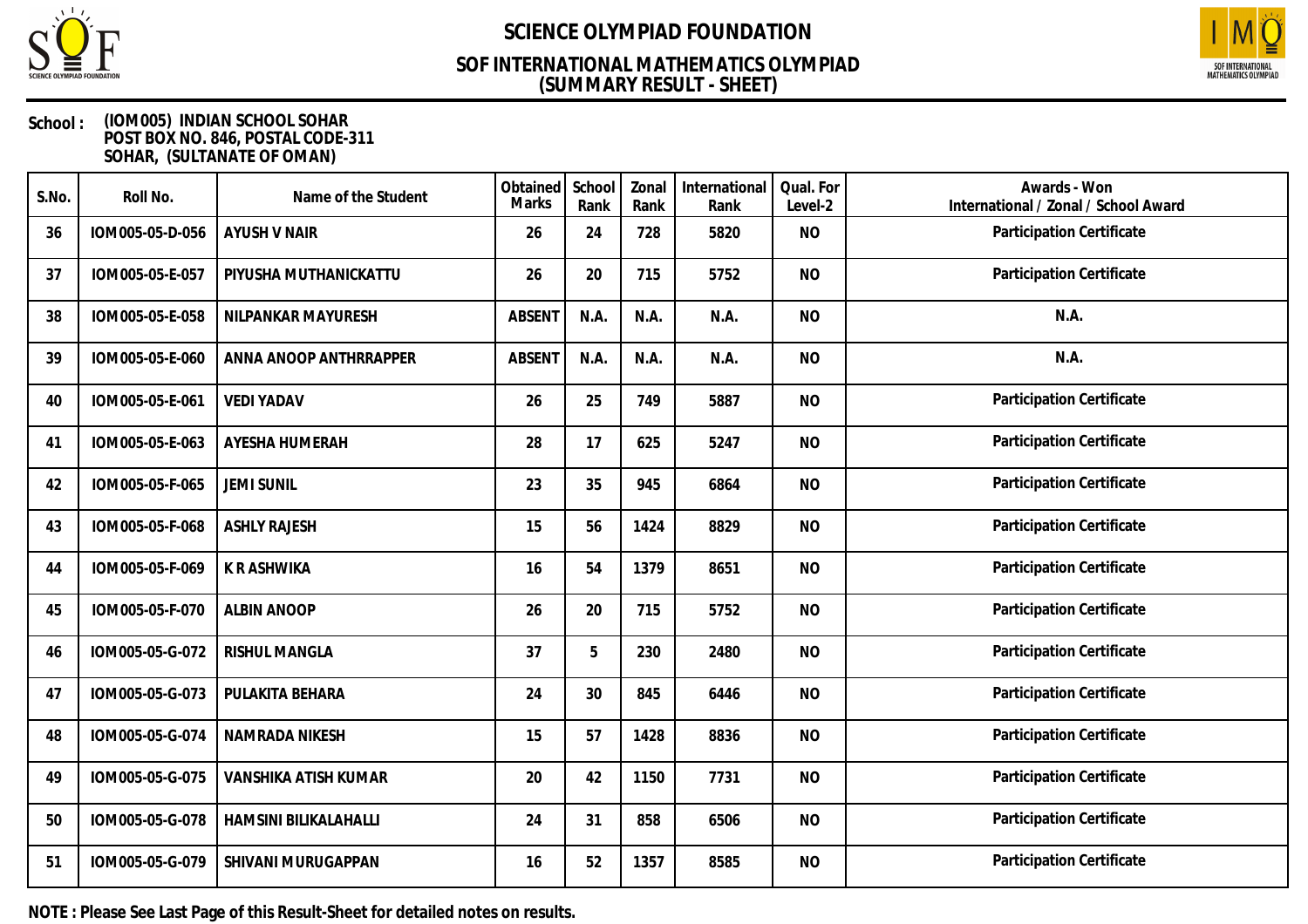# SCIENCE OLYMPIAD FOUNDATION

## SOF INTERNATIONAL MATHEMATICS OLYMPIAD (SUMMARY RESULT - SHEET)

**School :** (IOM005) INDIAN SCHOOL SOHAR
POST BOX NO. 846, POSTAL CODE-311
SOHAR, (SULTANATE OF OMAN)

| S.No. | Roll No. | Name of the Student | Obtained Marks | School Rank | Zonal Rank | International Rank | Qual. For Level-2 | Awards - Won International / Zonal / School Award |
|---|---|---|---|---|---|---|---|---|
| 36 | IOM005-05-D-056 | AYUSH V NAIR | 26 | 24 | 728 | 5820 | NO | Participation Certificate |
| 37 | IOM005-05-E-057 | PIYUSHA MUTHANICKATTU | 26 | 20 | 715 | 5752 | NO | Participation Certificate |
| 38 | IOM005-05-E-058 | NILPANKAR MAYURESH | ABSENT | N.A. | N.A. | N.A. | NO | N.A. |
| 39 | IOM005-05-E-060 | ANNA ANOOP ANTHRRAPPER | ABSENT | N.A. | N.A. | N.A. | NO | N.A. |
| 40 | IOM005-05-E-061 | VEDI YADAV | 26 | 25 | 749 | 5887 | NO | Participation Certificate |
| 41 | IOM005-05-E-063 | AYESHA HUMERAH | 28 | 17 | 625 | 5247 | NO | Participation Certificate |
| 42 | IOM005-05-F-065 | JEMI SUNIL | 23 | 35 | 945 | 6864 | NO | Participation Certificate |
| 43 | IOM005-05-F-068 | ASHLY RAJESH | 15 | 56 | 1424 | 8829 | NO | Participation Certificate |
| 44 | IOM005-05-F-069 | K R ASHWIKA | 16 | 54 | 1379 | 8651 | NO | Participation Certificate |
| 45 | IOM005-05-F-070 | ALBIN ANOOP | 26 | 20 | 715 | 5752 | NO | Participation Certificate |
| 46 | IOM005-05-G-072 | RISHUL MANGLA | 37 | 5 | 230 | 2480 | NO | Participation Certificate |
| 47 | IOM005-05-G-073 | PULAKITA BEHARA | 24 | 30 | 845 | 6446 | NO | Participation Certificate |
| 48 | IOM005-05-G-074 | NAMRADA NIKESH | 15 | 57 | 1428 | 8836 | NO | Participation Certificate |
| 49 | IOM005-05-G-075 | VANSHIKA ATISH KUMAR | 20 | 42 | 1150 | 7731 | NO | Participation Certificate |
| 50 | IOM005-05-G-078 | HAMSINI BILIKALAHALLI | 24 | 31 | 858 | 6506 | NO | Participation Certificate |
| 51 | IOM005-05-G-079 | SHIVANI MURUGAPPAN | 16 | 52 | 1357 | 8585 | NO | Participation Certificate |

**NOTE : Please See Last Page of this Result-Sheet for detailed notes on results.**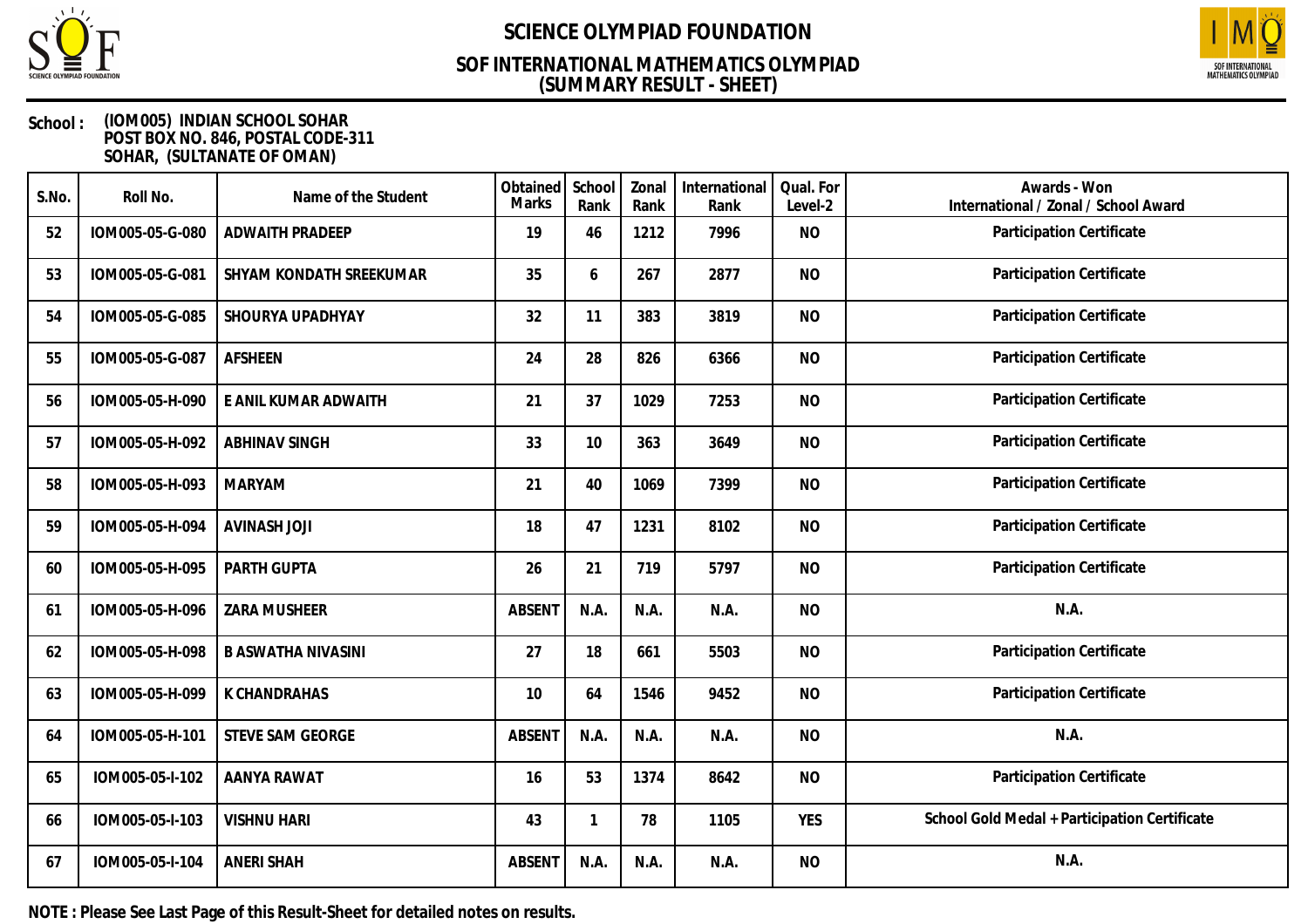# SCIENCE OLYMPIAD FOUNDATION

## SOF INTERNATIONAL MATHEMATICS OLYMPIAD
## (SUMMARY RESULT - SHEET)

**School :** (IOM005) INDIAN SCHOOL SOHAR
POST BOX NO. 846, POSTAL CODE-311
SOHAR, (SULTANATE OF OMAN)

| S.No. | Roll No. | Name of the Student | Obtained Marks | School Rank | Zonal Rank | International Rank | Qual. For Level-2 | Awards - Won International / Zonal / School Award |
|---|---|---|---|---|---|---|---|---|
| 52 | IOM005-05-G-080 | ADWAITH PRADEEP | 19 | 46 | 1212 | 7996 | NO | Participation Certificate |
| 53 | IOM005-05-G-081 | SHYAM KONDATH SREEKUMAR | 35 | 6 | 267 | 2877 | NO | Participation Certificate |
| 54 | IOM005-05-G-085 | SHOURYA UPADHYAY | 32 | 11 | 383 | 3819 | NO | Participation Certificate |
| 55 | IOM005-05-G-087 | AFSHEEN | 24 | 28 | 826 | 6366 | NO | Participation Certificate |
| 56 | IOM005-05-H-090 | E ANIL KUMAR ADWAITH | 21 | 37 | 1029 | 7253 | NO | Participation Certificate |
| 57 | IOM005-05-H-092 | ABHINAV SINGH | 33 | 10 | 363 | 3649 | NO | Participation Certificate |
| 58 | IOM005-05-H-093 | MARYAM | 21 | 40 | 1069 | 7399 | NO | Participation Certificate |
| 59 | IOM005-05-H-094 | AVINASH JOJI | 18 | 47 | 1231 | 8102 | NO | Participation Certificate |
| 60 | IOM005-05-H-095 | PARTH GUPTA | 26 | 21 | 719 | 5797 | NO | Participation Certificate |
| 61 | IOM005-05-H-096 | ZARA MUSHEER | ABSENT | N.A. | N.A. | N.A. | NO | N.A. |
| 62 | IOM005-05-H-098 | B ASWATHA NIVASINI | 27 | 18 | 661 | 5503 | NO | Participation Certificate |
| 63 | IOM005-05-H-099 | K CHANDRAHAS | 10 | 64 | 1546 | 9452 | NO | Participation Certificate |
| 64 | IOM005-05-H-101 | STEVE SAM GEORGE | ABSENT | N.A. | N.A. | N.A. | NO | N.A. |
| 65 | IOM005-05-I-102 | AANYA RAWAT | 16 | 53 | 1374 | 8642 | NO | Participation Certificate |
| 66 | IOM005-05-I-103 | VISHNU HARI | 43 | 1 | 78 | 1105 | YES | School Gold Medal + Participation Certificate |
| 67 | IOM005-05-I-104 | ANERI SHAH | ABSENT | N.A. | N.A. | N.A. | NO | N.A. |

**NOTE : Please See Last Page of this Result-Sheet for detailed notes on results.**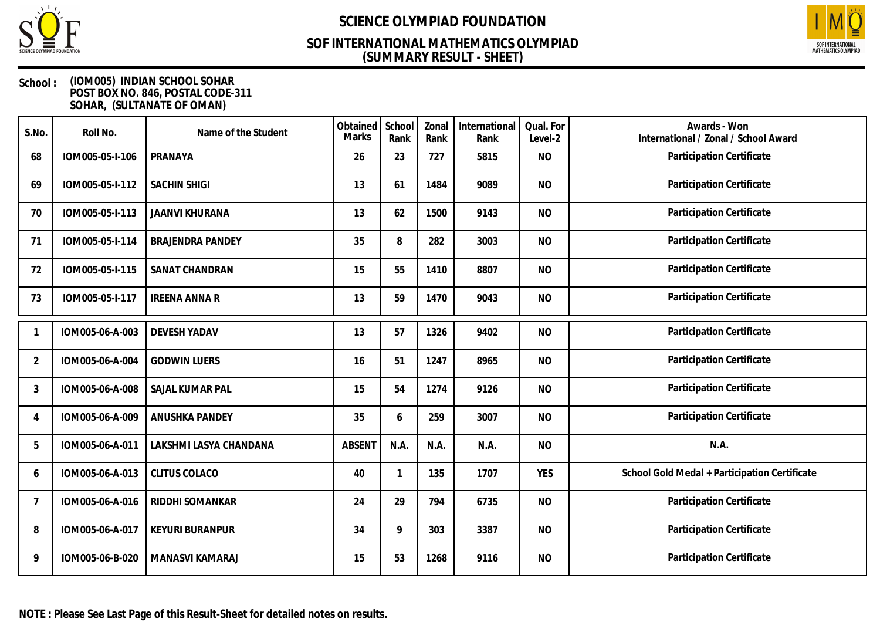# SCIENCE OLYMPIAD FOUNDATION

## SOF INTERNATIONAL MATHEMATICS OLYMPIAD
## (SUMMARY RESULT - SHEET)

**School :** **(IOM005) INDIAN SCHOOL SOHAR**
**POST BOX NO. 846, POSTAL CODE-311**
**SOHAR, (SULTANATE OF OMAN)**

| S.No. | Roll No. | Name of the Student | Obtained Marks | School Rank | Zonal Rank | International Rank | Qual. For Level-2 | Awards - Won International / Zonal / School Award |
|---|---|---|---|---|---|---|---|---|
| 68 | IOM005-05-I-106 | PRANAYA | 26 | 23 | 727 | 5815 | NO | Participation Certificate |
| 69 | IOM005-05-I-112 | SACHIN SHIGI | 13 | 61 | 1484 | 9089 | NO | Participation Certificate |
| 70 | IOM005-05-I-113 | JAANVI KHURANA | 13 | 62 | 1500 | 9143 | NO | Participation Certificate |
| 71 | IOM005-05-I-114 | BRAJENDRA PANDEY | 35 | 8 | 282 | 3003 | NO | Participation Certificate |
| 72 | IOM005-05-I-115 | SANAT CHANDRAN | 15 | 55 | 1410 | 8807 | NO | Participation Certificate |
| 73 | IOM005-05-I-117 | IREENA ANNA R | 13 | 59 | 1470 | 9043 | NO | Participation Certificate |
| 1 | IOM005-06-A-003 | DEVESH YADAV | 13 | 57 | 1326 | 9402 | NO | Participation Certificate |
| 2 | IOM005-06-A-004 | GODWIN LUERS | 16 | 51 | 1247 | 8965 | NO | Participation Certificate |
| 3 | IOM005-06-A-008 | SAJAL KUMAR PAL | 15 | 54 | 1274 | 9126 | NO | Participation Certificate |
| 4 | IOM005-06-A-009 | ANUSHKA PANDEY | 35 | 6 | 259 | 3007 | NO | Participation Certificate |
| 5 | IOM005-06-A-011 | LAKSHMI LASYA CHANDANA | ABSENT | N.A. | N.A. | N.A. | NO | N.A. |
| 6 | IOM005-06-A-013 | CLITUS COLACO | 40 | 1 | 135 | 1707 | YES | School Gold Medal + Participation Certificate |
| 7 | IOM005-06-A-016 | RIDDHI SOMANKAR | 24 | 29 | 794 | 6735 | NO | Participation Certificate |
| 8 | IOM005-06-A-017 | KEYURI BURANPUR | 34 | 9 | 303 | 3387 | NO | Participation Certificate |
| 9 | IOM005-06-B-020 | MANASVI KAMARAJ | 15 | 53 | 1268 | 9116 | NO | Participation Certificate |

**NOTE : Please See Last Page of this Result-Sheet for detailed notes on results.**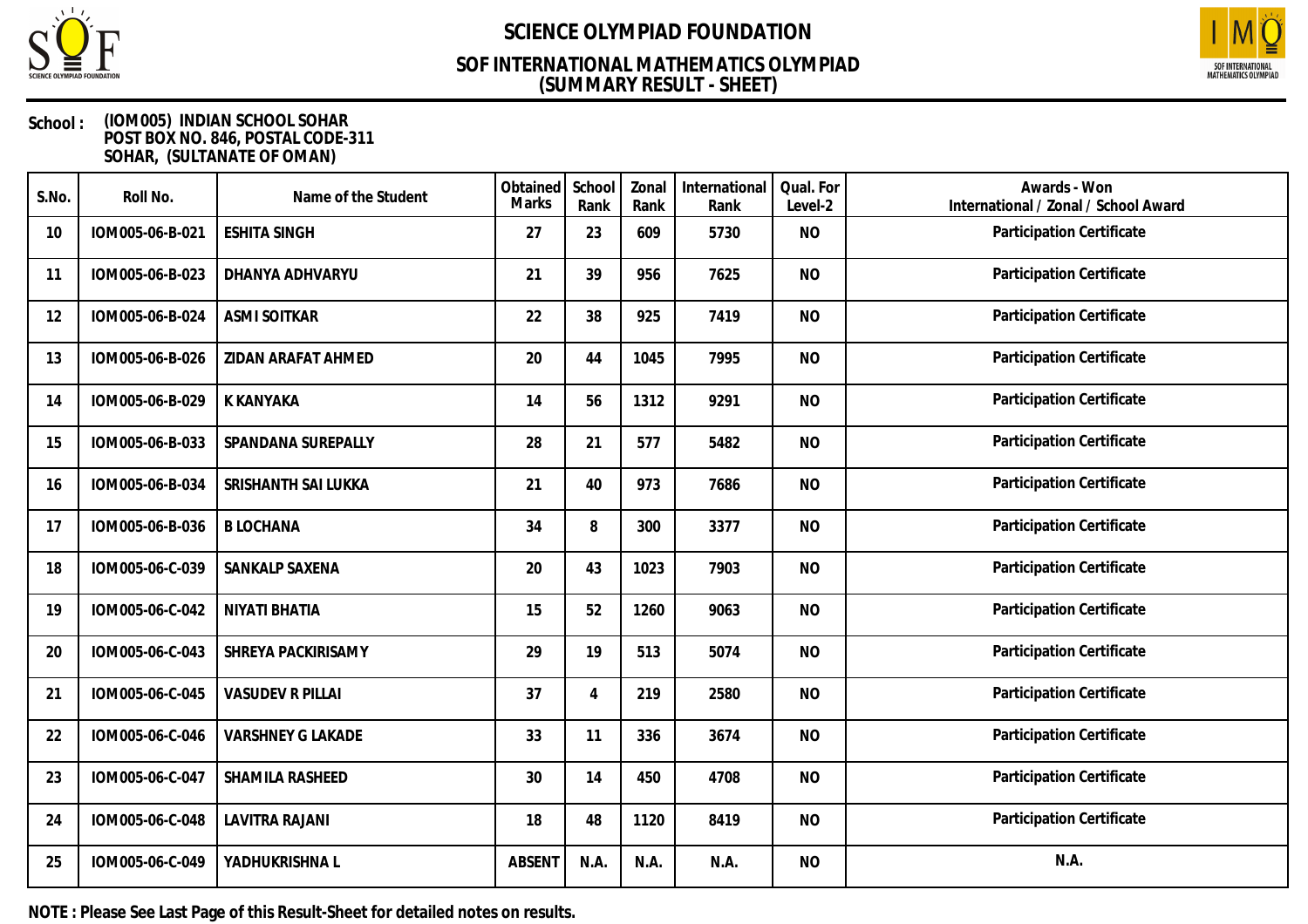# SCIENCE OLYMPIAD FOUNDATION

## SOF INTERNATIONAL MATHEMATICS OLYMPIAD (SUMMARY RESULT - SHEET)

**School :** (IOM005) INDIAN SCHOOL SOHAR
POST BOX NO. 846, POSTAL CODE-311
SOHAR, (SULTANATE OF OMAN)

| S.No. | Roll No. | Name of the Student | Obtained Marks | School Rank | Zonal Rank | International Rank | Qual. For Level-2 | Awards - Won International / Zonal / School Award |
|---|---|---|---|---|---|---|---|---|
| 10 | IOM005-06-B-021 | ESHITA SINGH | 27 | 23 | 609 | 5730 | NO | Participation Certificate |
| 11 | IOM005-06-B-023 | DHANYA ADHVARYU | 21 | 39 | 956 | 7625 | NO | Participation Certificate |
| 12 | IOM005-06-B-024 | ASMI SOITKAR | 22 | 38 | 925 | 7419 | NO | Participation Certificate |
| 13 | IOM005-06-B-026 | ZIDAN ARAFAT AHMED | 20 | 44 | 1045 | 7995 | NO | Participation Certificate |
| 14 | IOM005-06-B-029 | K KANYAKA | 14 | 56 | 1312 | 9291 | NO | Participation Certificate |
| 15 | IOM005-06-B-033 | SPANDANA SUREPALLY | 28 | 21 | 577 | 5482 | NO | Participation Certificate |
| 16 | IOM005-06-B-034 | SRISHANTH SAI LUKKA | 21 | 40 | 973 | 7686 | NO | Participation Certificate |
| 17 | IOM005-06-B-036 | B LOCHANA | 34 | 8 | 300 | 3377 | NO | Participation Certificate |
| 18 | IOM005-06-C-039 | SANKALP SAXENA | 20 | 43 | 1023 | 7903 | NO | Participation Certificate |
| 19 | IOM005-06-C-042 | NIYATI BHATIA | 15 | 52 | 1260 | 9063 | NO | Participation Certificate |
| 20 | IOM005-06-C-043 | SHREYA PACKIRISAMY | 29 | 19 | 513 | 5074 | NO | Participation Certificate |
| 21 | IOM005-06-C-045 | VASUDEV R PILLAI | 37 | 4 | 219 | 2580 | NO | Participation Certificate |
| 22 | IOM005-06-C-046 | VARSHNEY G LAKADE | 33 | 11 | 336 | 3674 | NO | Participation Certificate |
| 23 | IOM005-06-C-047 | SHAMILA RASHEED | 30 | 14 | 450 | 4708 | NO | Participation Certificate |
| 24 | IOM005-06-C-048 | LAVITRA RAJANI | 18 | 48 | 1120 | 8419 | NO | Participation Certificate |
| 25 | IOM005-06-C-049 | YADHUKRISHNA L | ABSENT | N.A. | N.A. | N.A. | NO | N.A. |

**NOTE : Please See Last Page of this Result-Sheet for detailed notes on results.**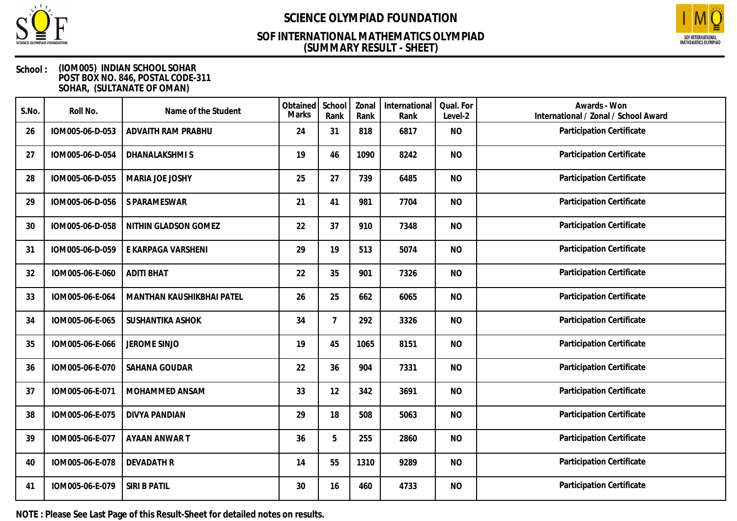# SCIENCE OLYMPIAD FOUNDATION

## SOF INTERNATIONAL MATHEMATICS OLYMPIAD
## (SUMMARY RESULT - SHEET)

**School :** (IOM005) INDIAN SCHOOL SOHAR
POST BOX NO. 846, POSTAL CODE-311
SOHAR, (SULTANATE OF OMAN)

| S.No. | Roll No. | Name of the Student | Obtained Marks | School Rank | Zonal Rank | International Rank | Qual. For Level-2 | Awards - Won International / Zonal / School Award |
|---|---|---|---|---|---|---|---|---|
| 26 | IOM005-06-D-053 | ADVAITH RAM PRABHU | 24 | 31 | 818 | 6817 | NO | Participation Certificate |
| 27 | IOM005-06-D-054 | DHANALAKSHMI S | 19 | 46 | 1090 | 8242 | NO | Participation Certificate |
| 28 | IOM005-06-D-055 | MARIA JOE JOSHY | 25 | 27 | 739 | 6485 | NO | Participation Certificate |
| 29 | IOM005-06-D-056 | S PARAMESWAR | 21 | 41 | 981 | 7704 | NO | Participation Certificate |
| 30 | IOM005-06-D-058 | NITHIN GLADSON GOMEZ | 22 | 37 | 910 | 7348 | NO | Participation Certificate |
| 31 | IOM005-06-D-059 | E KARPAGA VARSHENI | 29 | 19 | 513 | 5074 | NO | Participation Certificate |
| 32 | IOM005-06-E-060 | ADITI BHAT | 22 | 35 | 901 | 7326 | NO | Participation Certificate |
| 33 | IOM005-06-E-064 | MANTHAN KAUSHIKBHAI PATEL | 26 | 25 | 662 | 6065 | NO | Participation Certificate |
| 34 | IOM005-06-E-065 | SUSHANTIKA ASHOK | 34 | 7 | 292 | 3326 | NO | Participation Certificate |
| 35 | IOM005-06-E-066 | JEROME SINJO | 19 | 45 | 1065 | 8151 | NO | Participation Certificate |
| 36 | IOM005-06-E-070 | SAHANA GOUDAR | 22 | 36 | 904 | 7331 | NO | Participation Certificate |
| 37 | IOM005-06-E-071 | MOHAMMED ANSAM | 33 | 12 | 342 | 3691 | NO | Participation Certificate |
| 38 | IOM005-06-E-075 | DIVYA PANDIAN | 29 | 18 | 508 | 5063 | NO | Participation Certificate |
| 39 | IOM005-06-E-077 | AYAAN ANWAR T | 36 | 5 | 255 | 2860 | NO | Participation Certificate |
| 40 | IOM005-06-E-078 | DEVADATH R | 14 | 55 | 1310 | 9289 | NO | Participation Certificate |
| 41 | IOM005-06-E-079 | SIRI B PATIL | 30 | 16 | 460 | 4733 | NO | Participation Certificate |

**NOTE : Please See Last Page of this Result-Sheet for detailed notes on results.**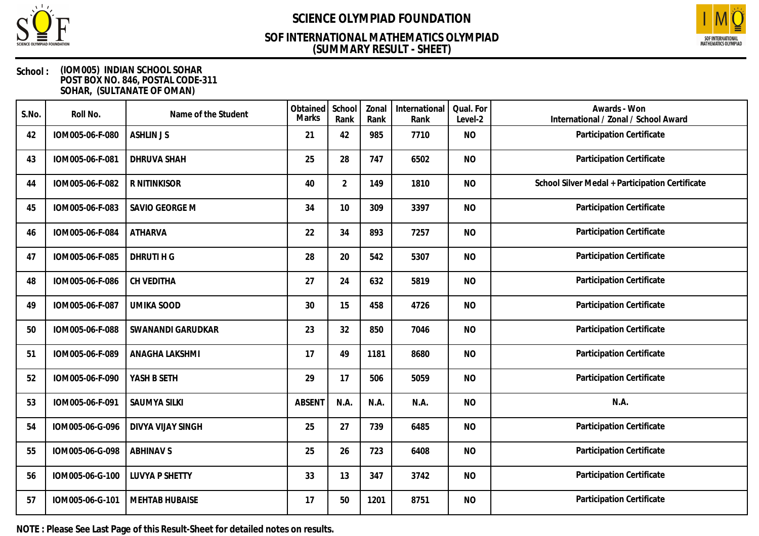# SCIENCE OLYMPIAD FOUNDATION

## SOF INTERNATIONAL MATHEMATICS OLYMPIAD (SUMMARY RESULT - SHEET)

**School :** (IOM005) INDIAN SCHOOL SOHAR
POST BOX NO. 846, POSTAL CODE-311
SOHAR, (SULTANATE OF OMAN)

| S.No. | Roll No. | Name of the Student | Obtained Marks | School Rank | Zonal Rank | International Rank | Qual. For Level-2 | Awards - Won International / Zonal / School Award |
|---|---|---|---|---|---|---|---|---|
| 42 | IOM005-06-F-080 | ASHLIN J S | 21 | 42 | 985 | 7710 | NO | Participation Certificate |
| 43 | IOM005-06-F-081 | DHRUVA SHAH | 25 | 28 | 747 | 6502 | NO | Participation Certificate |
| 44 | IOM005-06-F-082 | R NITINKISOR | 40 | 2 | 149 | 1810 | NO | School Silver Medal + Participation Certificate |
| 45 | IOM005-06-F-083 | SAVIO GEORGE M | 34 | 10 | 309 | 3397 | NO | Participation Certificate |
| 46 | IOM005-06-F-084 | ATHARVA | 22 | 34 | 893 | 7257 | NO | Participation Certificate |
| 47 | IOM005-06-F-085 | DHRUTI H G | 28 | 20 | 542 | 5307 | NO | Participation Certificate |
| 48 | IOM005-06-F-086 | CH VEDITHA | 27 | 24 | 632 | 5819 | NO | Participation Certificate |
| 49 | IOM005-06-F-087 | UMIKA SOOD | 30 | 15 | 458 | 4726 | NO | Participation Certificate |
| 50 | IOM005-06-F-088 | SWANANDI GARUDKAR | 23 | 32 | 850 | 7046 | NO | Participation Certificate |
| 51 | IOM005-06-F-089 | ANAGHA LAKSHMI | 17 | 49 | 1181 | 8680 | NO | Participation Certificate |
| 52 | IOM005-06-F-090 | YASH B SETH | 29 | 17 | 506 | 5059 | NO | Participation Certificate |
| 53 | IOM005-06-F-091 | SAUMYA SILKI | ABSENT | N.A. | N.A. | N.A. | NO | N.A. |
| 54 | IOM005-06-G-096 | DIVYA VIJAY SINGH | 25 | 27 | 739 | 6485 | NO | Participation Certificate |
| 55 | IOM005-06-G-098 | ABHINAV S | 25 | 26 | 723 | 6408 | NO | Participation Certificate |
| 56 | IOM005-06-G-100 | LUVYA P SHETTY | 33 | 13 | 347 | 3742 | NO | Participation Certificate |
| 57 | IOM005-06-G-101 | MEHTAB HUBAISE | 17 | 50 | 1201 | 8751 | NO | Participation Certificate |

**NOTE : Please See Last Page of this Result-Sheet for detailed notes on results.**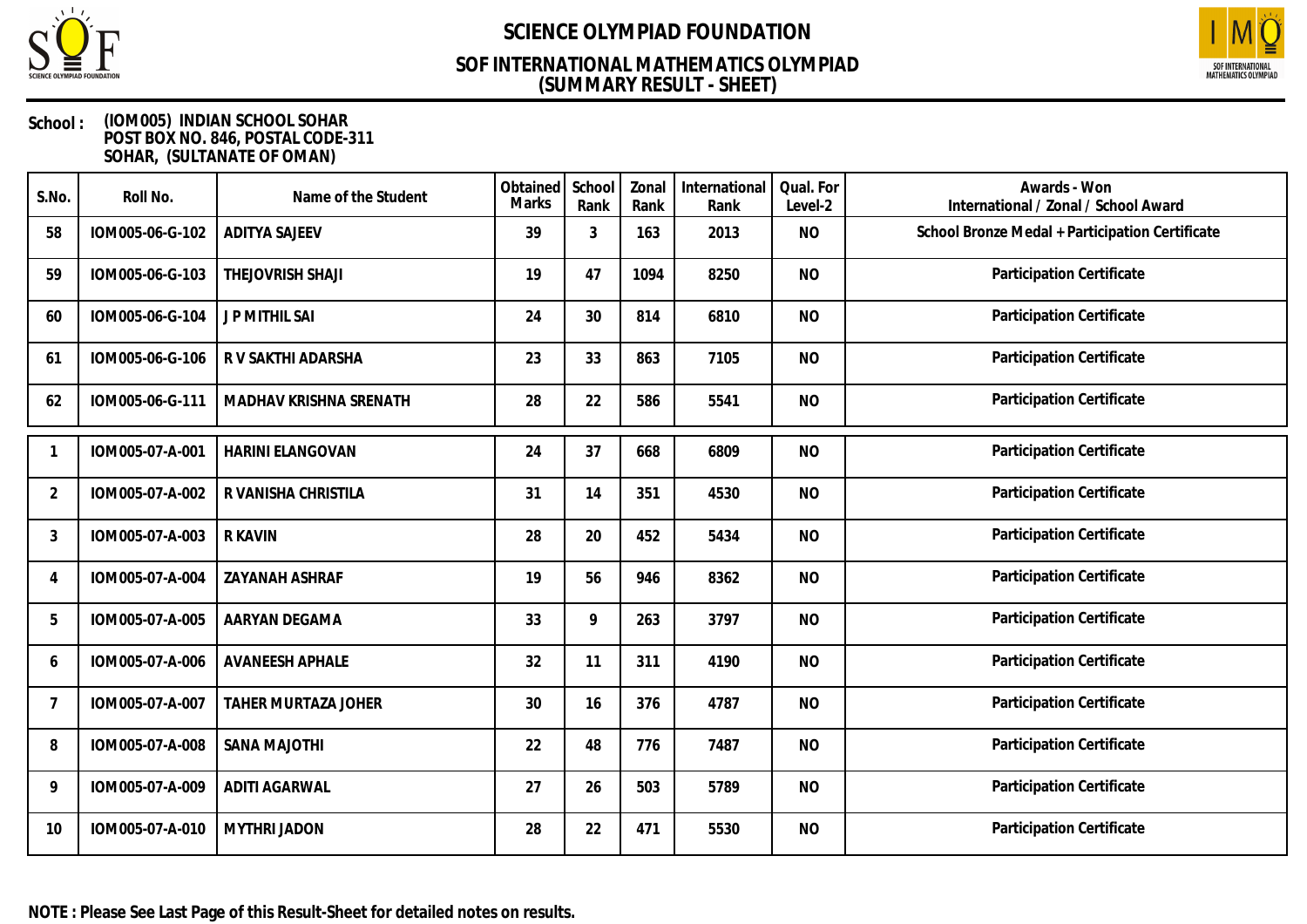# SCIENCE OLYMPIAD FOUNDATION

## SOF INTERNATIONAL MATHEMATICS OLYMPIAD
## (SUMMARY RESULT - SHEET)

**School :** **(IOM005) INDIAN SCHOOL SOHAR**
**POST BOX NO. 846, POSTAL CODE-311**
**SOHAR, (SULTANATE OF OMAN)**

| S.No. | Roll No. | Name of the Student | Obtained Marks | School Rank | Zonal Rank | International Rank | Qual. For Level-2 | Awards - Won International / Zonal / School Award |
|---|---|---|---|---|---|---|---|---|
| 58 | IOM005-06-G-102 | ADITYA SAJEEV | 39 | 3 | 163 | 2013 | NO | School Bronze Medal + Participation Certificate |
| 59 | IOM005-06-G-103 | THEJOVRISH SHAJI | 19 | 47 | 1094 | 8250 | NO | Participation Certificate |
| 60 | IOM005-06-G-104 | J P MITHIL SAI | 24 | 30 | 814 | 6810 | NO | Participation Certificate |
| 61 | IOM005-06-G-106 | R V SAKTHI ADARSHA | 23 | 33 | 863 | 7105 | NO | Participation Certificate |
| 62 | IOM005-06-G-111 | MADHAV KRISHNA SRENATH | 28 | 22 | 586 | 5541 | NO | Participation Certificate |
| 1 | IOM005-07-A-001 | HARINI ELANGOVAN | 24 | 37 | 668 | 6809 | NO | Participation Certificate |
| 2 | IOM005-07-A-002 | R VANISHA CHRISTILA | 31 | 14 | 351 | 4530 | NO | Participation Certificate |
| 3 | IOM005-07-A-003 | R KAVIN | 28 | 20 | 452 | 5434 | NO | Participation Certificate |
| 4 | IOM005-07-A-004 | ZAYANAH ASHRAF | 19 | 56 | 946 | 8362 | NO | Participation Certificate |
| 5 | IOM005-07-A-005 | AARYAN DEGAMA | 33 | 9 | 263 | 3797 | NO | Participation Certificate |
| 6 | IOM005-07-A-006 | AVANEESH APHALE | 32 | 11 | 311 | 4190 | NO | Participation Certificate |
| 7 | IOM005-07-A-007 | TAHER MURTAZA JOHER | 30 | 16 | 376 | 4787 | NO | Participation Certificate |
| 8 | IOM005-07-A-008 | SANA MAJOTHI | 22 | 48 | 776 | 7487 | NO | Participation Certificate |
| 9 | IOM005-07-A-009 | ADITI AGARWAL | 27 | 26 | 503 | 5789 | NO | Participation Certificate |
| 10 | IOM005-07-A-010 | MYTHRI JADON | 28 | 22 | 471 | 5530 | NO | Participation Certificate |

**NOTE : Please See Last Page of this Result-Sheet for detailed notes on results.**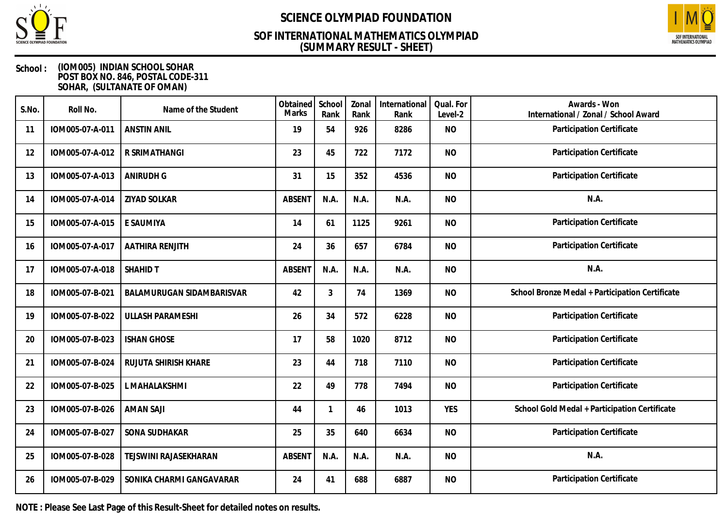# SCIENCE OLYMPIAD FOUNDATION

## SOF INTERNATIONAL MATHEMATICS OLYMPIAD
## (SUMMARY RESULT - SHEET)

**School :** (IOM005) INDIAN SCHOOL SOHAR
POST BOX NO. 846, POSTAL CODE-311
SOHAR, (SULTANATE OF OMAN)

| S.No. | Roll No. | Name of the Student | Obtained Marks | School Rank | Zonal Rank | International Rank | Qual. For Level-2 | Awards - Won International / Zonal / School Award |
|---|---|---|---|---|---|---|---|---|
| 11 | IOM005-07-A-011 | ANSTIN ANIL | 19 | 54 | 926 | 8286 | NO | Participation Certificate |
| 12 | IOM005-07-A-012 | R SRIMATHANGI | 23 | 45 | 722 | 7172 | NO | Participation Certificate |
| 13 | IOM005-07-A-013 | ANIRUDH G | 31 | 15 | 352 | 4536 | NO | Participation Certificate |
| 14 | IOM005-07-A-014 | ZIYAD SOLKAR | ABSENT | N.A. | N.A. | N.A. | NO | N.A. |
| 15 | IOM005-07-A-015 | E SAUMIYA | 14 | 61 | 1125 | 9261 | NO | Participation Certificate |
| 16 | IOM005-07-A-017 | AATHIRA RENJITH | 24 | 36 | 657 | 6784 | NO | Participation Certificate |
| 17 | IOM005-07-A-018 | SHAHID T | ABSENT | N.A. | N.A. | N.A. | NO | N.A. |
| 18 | IOM005-07-B-021 | BALAMURUGAN SIDAMBARISVAR | 42 | 3 | 74 | 1369 | NO | School Bronze Medal + Participation Certificate |
| 19 | IOM005-07-B-022 | ULLASH PARAMESHI | 26 | 34 | 572 | 6228 | NO | Participation Certificate |
| 20 | IOM005-07-B-023 | ISHAN GHOSE | 17 | 58 | 1020 | 8712 | NO | Participation Certificate |
| 21 | IOM005-07-B-024 | RUJUTA SHIRISH KHARE | 23 | 44 | 718 | 7110 | NO | Participation Certificate |
| 22 | IOM005-07-B-025 | L MAHALAKSHMI | 22 | 49 | 778 | 7494 | NO | Participation Certificate |
| 23 | IOM005-07-B-026 | AMAN SAJI | 44 | 1 | 46 | 1013 | YES | School Gold Medal + Participation Certificate |
| 24 | IOM005-07-B-027 | SONA SUDHAKAR | 25 | 35 | 640 | 6634 | NO | Participation Certificate |
| 25 | IOM005-07-B-028 | TEJSWINI RAJASEKHARAN | ABSENT | N.A. | N.A. | N.A. | NO | N.A. |
| 26 | IOM005-07-B-029 | SONIKA CHARMI GANGAVARAR | 24 | 41 | 688 | 6887 | NO | Participation Certificate |

**NOTE : Please See Last Page of this Result-Sheet for detailed notes on results.**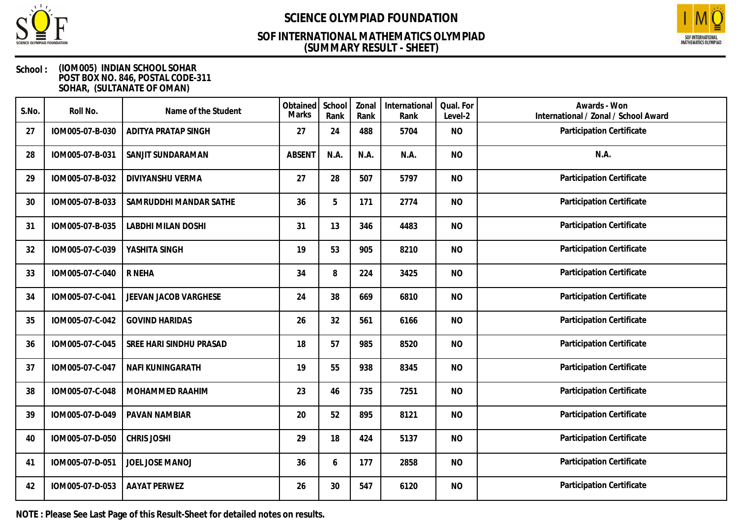# SCIENCE OLYMPIAD FOUNDATION

## SOF INTERNATIONAL MATHEMATICS OLYMPIAD
## (SUMMARY RESULT - SHEET)

**School :** (IOM005) INDIAN SCHOOL SOHAR
POST BOX NO. 846, POSTAL CODE-311
SOHAR, (SULTANATE OF OMAN)

| S.No. | Roll No. | Name of the Student | Obtained Marks | School Rank | Zonal Rank | International Rank | Qual. For Level-2 | Awards - Won International / Zonal / School Award |
|---|---|---|---|---|---|---|---|---|
| 27 | IOM005-07-B-030 | ADITYA PRATAP SINGH | 27 | 24 | 488 | 5704 | NO | Participation Certificate |
| 28 | IOM005-07-B-031 | SANJIT SUNDARAMAN | ABSENT | N.A. | N.A. | N.A. | NO | N.A. |
| 29 | IOM005-07-B-032 | DIVIYANSHU VERMA | 27 | 28 | 507 | 5797 | NO | Participation Certificate |
| 30 | IOM005-07-B-033 | SAMRUDDHI MANDAR SATHE | 36 | 5 | 171 | 2774 | NO | Participation Certificate |
| 31 | IOM005-07-B-035 | LABDHI MILAN DOSHI | 31 | 13 | 346 | 4483 | NO | Participation Certificate |
| 32 | IOM005-07-C-039 | YASHITA SINGH | 19 | 53 | 905 | 8210 | NO | Participation Certificate |
| 33 | IOM005-07-C-040 | R NEHA | 34 | 8 | 224 | 3425 | NO | Participation Certificate |
| 34 | IOM005-07-C-041 | JEEVAN JACOB VARGHESE | 24 | 38 | 669 | 6810 | NO | Participation Certificate |
| 35 | IOM005-07-C-042 | GOVIND HARIDAS | 26 | 32 | 561 | 6166 | NO | Participation Certificate |
| 36 | IOM005-07-C-045 | SREE HARI SINDHU PRASAD | 18 | 57 | 985 | 8520 | NO | Participation Certificate |
| 37 | IOM005-07-C-047 | NAFI KUNINGARATH | 19 | 55 | 938 | 8345 | NO | Participation Certificate |
| 38 | IOM005-07-C-048 | MOHAMMED RAAHIM | 23 | 46 | 735 | 7251 | NO | Participation Certificate |
| 39 | IOM005-07-D-049 | PAVAN NAMBIAR | 20 | 52 | 895 | 8121 | NO | Participation Certificate |
| 40 | IOM005-07-D-050 | CHRIS JOSHI | 29 | 18 | 424 | 5137 | NO | Participation Certificate |
| 41 | IOM005-07-D-051 | JOEL JOSE MANOJ | 36 | 6 | 177 | 2858 | NO | Participation Certificate |
| 42 | IOM005-07-D-053 | AAYAT PERWEZ | 26 | 30 | 547 | 6120 | NO | Participation Certificate |

**NOTE : Please See Last Page of this Result-Sheet for detailed notes on results.**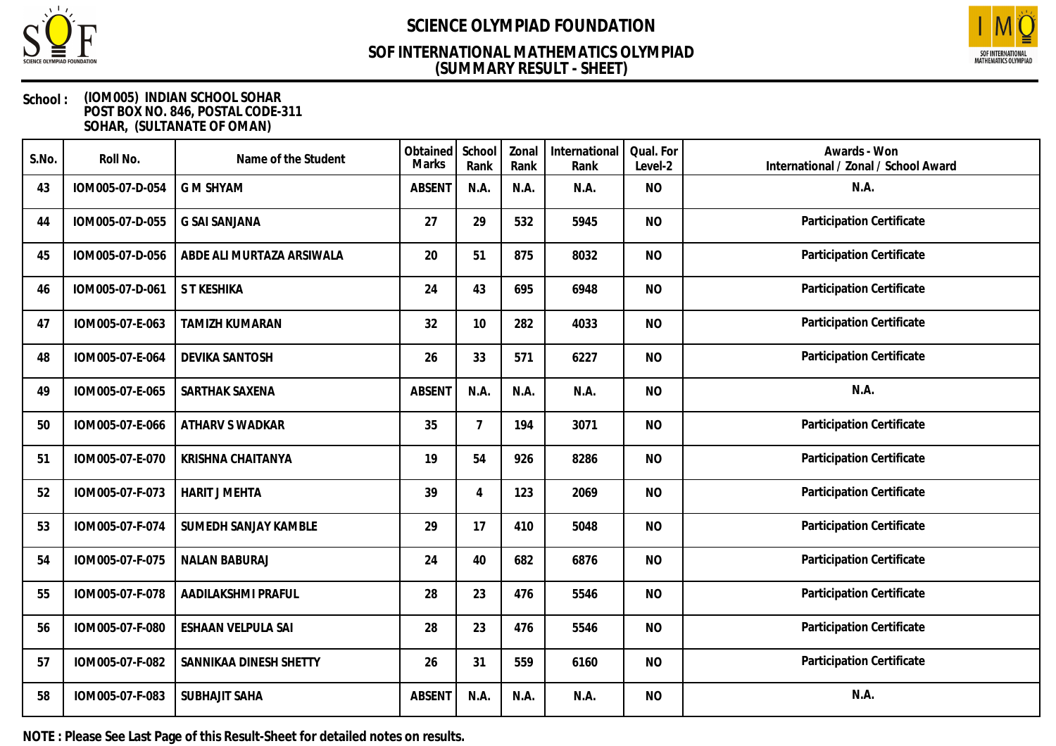# SCIENCE OLYMPIAD FOUNDATION

## SOF INTERNATIONAL MATHEMATICS OLYMPIAD (SUMMARY RESULT - SHEET)

**School :** (IOM005) INDIAN SCHOOL SOHAR
POST BOX NO. 846, POSTAL CODE-311
SOHAR, (SULTANATE OF OMAN)

| S.No. | Roll No. | Name of the Student | Obtained Marks | School Rank | Zonal Rank | International Rank | Qual. For Level-2 | Awards - Won International / Zonal / School Award |
|---|---|---|---|---|---|---|---|---|
| 43 | IOM005-07-D-054 | G M SHYAM | ABSENT | N.A. | N.A. | N.A. | NO | N.A. |
| 44 | IOM005-07-D-055 | G SAI SANJANA | 27 | 29 | 532 | 5945 | NO | Participation Certificate |
| 45 | IOM005-07-D-056 | ABDE ALI MURTAZA ARSIWALA | 20 | 51 | 875 | 8032 | NO | Participation Certificate |
| 46 | IOM005-07-D-061 | S T KESHIKA | 24 | 43 | 695 | 6948 | NO | Participation Certificate |
| 47 | IOM005-07-E-063 | TAMIZH KUMARAN | 32 | 10 | 282 | 4033 | NO | Participation Certificate |
| 48 | IOM005-07-E-064 | DEVIKA SANTOSH | 26 | 33 | 571 | 6227 | NO | Participation Certificate |
| 49 | IOM005-07-E-065 | SARTHAK SAXENA | ABSENT | N.A. | N.A. | N.A. | NO | N.A. |
| 50 | IOM005-07-E-066 | ATHARV S WADKAR | 35 | 7 | 194 | 3071 | NO | Participation Certificate |
| 51 | IOM005-07-E-070 | KRISHNA CHAITANYA | 19 | 54 | 926 | 8286 | NO | Participation Certificate |
| 52 | IOM005-07-F-073 | HARIT J MEHTA | 39 | 4 | 123 | 2069 | NO | Participation Certificate |
| 53 | IOM005-07-F-074 | SUMEDH SANJAY KAMBLE | 29 | 17 | 410 | 5048 | NO | Participation Certificate |
| 54 | IOM005-07-F-075 | NALAN BABURAJ | 24 | 40 | 682 | 6876 | NO | Participation Certificate |
| 55 | IOM005-07-F-078 | AADILAKSHMI PRAFUL | 28 | 23 | 476 | 5546 | NO | Participation Certificate |
| 56 | IOM005-07-F-080 | ESHAAN VELPULA SAI | 28 | 23 | 476 | 5546 | NO | Participation Certificate |
| 57 | IOM005-07-F-082 | SANNIKAA DINESH SHETTY | 26 | 31 | 559 | 6160 | NO | Participation Certificate |
| 58 | IOM005-07-F-083 | SUBHAJIT SAHA | ABSENT | N.A. | N.A. | N.A. | NO | N.A. |

**NOTE : Please See Last Page of this Result-Sheet for detailed notes on results.**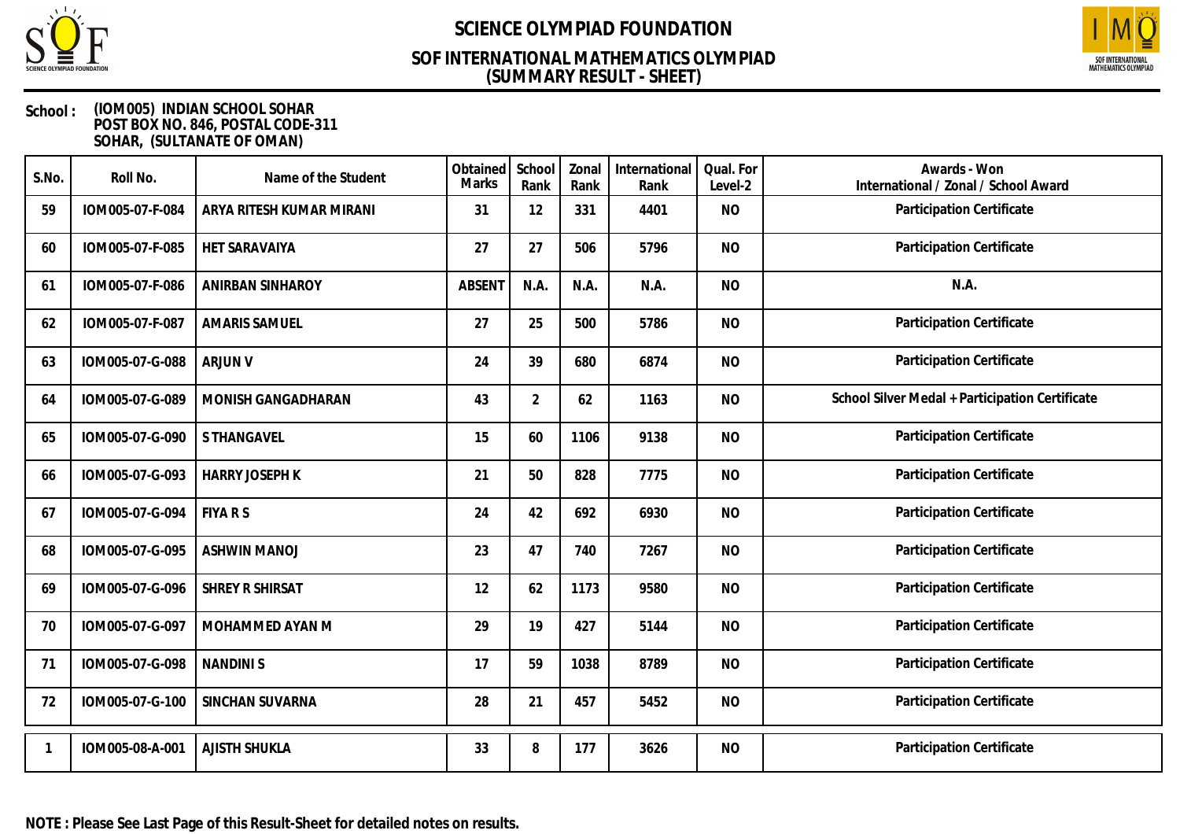# SCIENCE OLYMPIAD FOUNDATION

## SOF INTERNATIONAL MATHEMATICS OLYMPIAD
## (SUMMARY RESULT - SHEET)

**School :** (IOM005) INDIAN SCHOOL SOHAR
POST BOX NO. 846, POSTAL CODE-311
SOHAR, (SULTANATE OF OMAN)

| S.No. | Roll No. | Name of the Student | Obtained Marks | School Rank | Zonal Rank | International Rank | Qual. For Level-2 | Awards - Won International / Zonal / School Award |
|---|---|---|---|---|---|---|---|---|
| 59 | IOM005-07-F-084 | ARYA RITESH KUMAR MIRANI | 31 | 12 | 331 | 4401 | NO | Participation Certificate |
| 60 | IOM005-07-F-085 | HET SARAVAIYA | 27 | 27 | 506 | 5796 | NO | Participation Certificate |
| 61 | IOM005-07-F-086 | ANIRBAN SINHAROY | ABSENT | N.A. | N.A. | N.A. | NO | N.A. |
| 62 | IOM005-07-F-087 | AMARIS SAMUEL | 27 | 25 | 500 | 5786 | NO | Participation Certificate |
| 63 | IOM005-07-G-088 | ARJUN V | 24 | 39 | 680 | 6874 | NO | Participation Certificate |
| 64 | IOM005-07-G-089 | MONISH GANGADHARAN | 43 | 2 | 62 | 1163 | NO | School Silver Medal + Participation Certificate |
| 65 | IOM005-07-G-090 | S THANGAVEL | 15 | 60 | 1106 | 9138 | NO | Participation Certificate |
| 66 | IOM005-07-G-093 | HARRY JOSEPH K | 21 | 50 | 828 | 7775 | NO | Participation Certificate |
| 67 | IOM005-07-G-094 | FIYA R S | 24 | 42 | 692 | 6930 | NO | Participation Certificate |
| 68 | IOM005-07-G-095 | ASHWIN MANOJ | 23 | 47 | 740 | 7267 | NO | Participation Certificate |
| 69 | IOM005-07-G-096 | SHREY R SHIRSAT | 12 | 62 | 1173 | 9580 | NO | Participation Certificate |
| 70 | IOM005-07-G-097 | MOHAMMED AYAN M | 29 | 19 | 427 | 5144 | NO | Participation Certificate |
| 71 | IOM005-07-G-098 | NANDINI S | 17 | 59 | 1038 | 8789 | NO | Participation Certificate |
| 72 | IOM005-07-G-100 | SINCHAN SUVARNA | 28 | 21 | 457 | 5452 | NO | Participation Certificate |

| S.No. | Roll No. | Name of the Student | Obtained Marks | School Rank | Zonal Rank | International Rank | Qual. For Level-2 | Awards - Won International / Zonal / School Award |
|---|---|---|---|---|---|---|---|---|
| 1 | IOM005-08-A-001 | AJISTH SHUKLA | 33 | 8 | 177 | 3626 | NO | Participation Certificate |

**NOTE : Please See Last Page of this Result-Sheet for detailed notes on results.**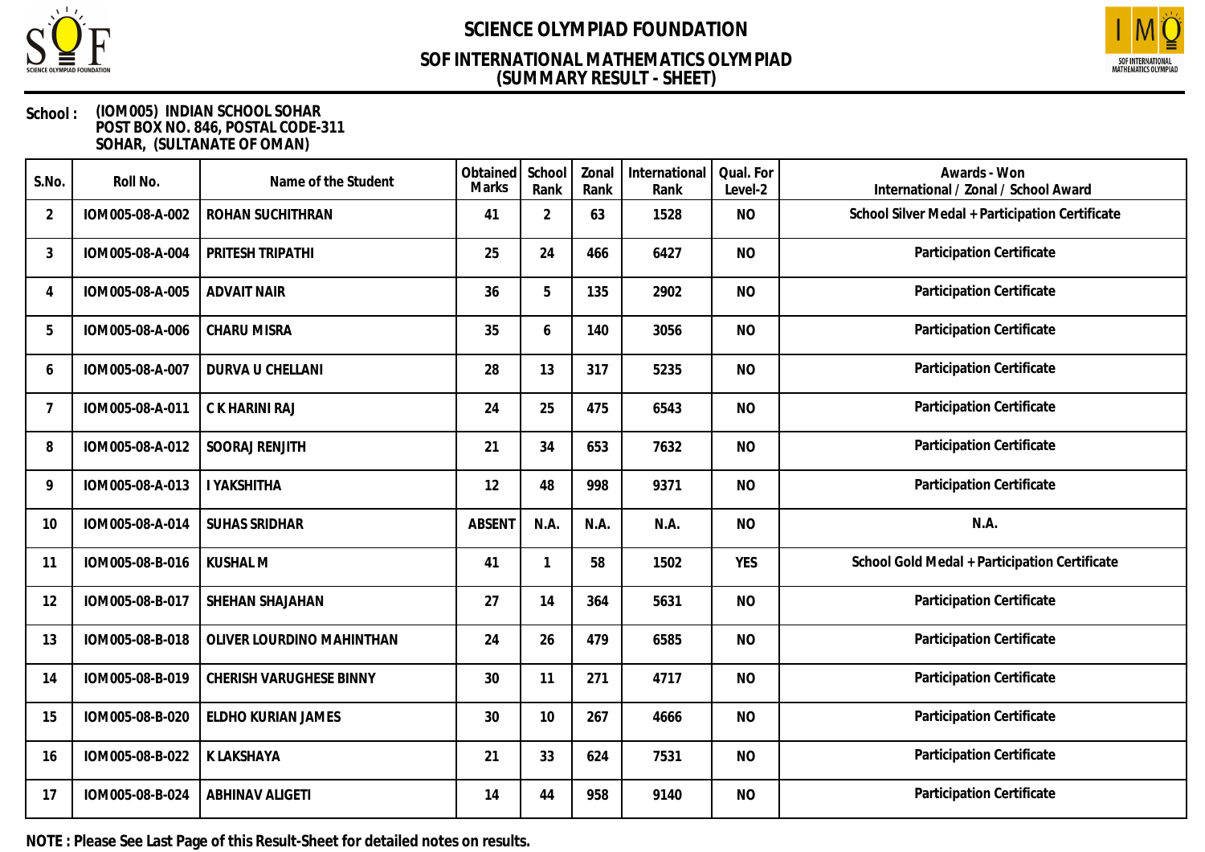# SCIENCE OLYMPIAD FOUNDATION

## SOF INTERNATIONAL MATHEMATICS OLYMPIAD
## (SUMMARY RESULT - SHEET)

**School :** (IOM005) INDIAN SCHOOL SOHAR
POST BOX NO. 846, POSTAL CODE-311
SOHAR, (SULTANATE OF OMAN)

| S.No. | Roll No. | Name of the Student | Obtained Marks | School Rank | Zonal Rank | International Rank | Qual. For Level-2 | Awards - Won International / Zonal / School Award |
|---|---|---|---|---|---|---|---|---|
| 2 | IOM005-08-A-002 | ROHAN SUCHITHRAN | 41 | 2 | 63 | 1528 | NO | School Silver Medal + Participation Certificate |
| 3 | IOM005-08-A-004 | PRITESH TRIPATHI | 25 | 24 | 466 | 6427 | NO | Participation Certificate |
| 4 | IOM005-08-A-005 | ADVAIT NAIR | 36 | 5 | 135 | 2902 | NO | Participation Certificate |
| 5 | IOM005-08-A-006 | CHARU MISRA | 35 | 6 | 140 | 3056 | NO | Participation Certificate |
| 6 | IOM005-08-A-007 | DURVA U CHELLANI | 28 | 13 | 317 | 5235 | NO | Participation Certificate |
| 7 | IOM005-08-A-011 | C K HARINI RAJ | 24 | 25 | 475 | 6543 | NO | Participation Certificate |
| 8 | IOM005-08-A-012 | SOORAJ RENJITH | 21 | 34 | 653 | 7632 | NO | Participation Certificate |
| 9 | IOM005-08-A-013 | I YAKSHITHA | 12 | 48 | 998 | 9371 | NO | Participation Certificate |
| 10 | IOM005-08-A-014 | SUHAS SRIDHAR | ABSENT | N.A. | N.A. | N.A. | NO | N.A. |
| 11 | IOM005-08-B-016 | KUSHAL M | 41 | 1 | 58 | 1502 | YES | School Gold Medal + Participation Certificate |
| 12 | IOM005-08-B-017 | SHEHAN SHAJAHAN | 27 | 14 | 364 | 5631 | NO | Participation Certificate |
| 13 | IOM005-08-B-018 | OLIVER LOURDINO MAHINTHAN | 24 | 26 | 479 | 6585 | NO | Participation Certificate |
| 14 | IOM005-08-B-019 | CHERISH VARUGHESE BINNY | 30 | 11 | 271 | 4717 | NO | Participation Certificate |
| 15 | IOM005-08-B-020 | ELDHO KURIAN JAMES | 30 | 10 | 267 | 4666 | NO | Participation Certificate |
| 16 | IOM005-08-B-022 | K LAKSHAYA | 21 | 33 | 624 | 7531 | NO | Participation Certificate |
| 17 | IOM005-08-B-024 | ABHINAV ALIGETI | 14 | 44 | 958 | 9140 | NO | Participation Certificate |

**NOTE : Please See Last Page of this Result-Sheet for detailed notes on results.**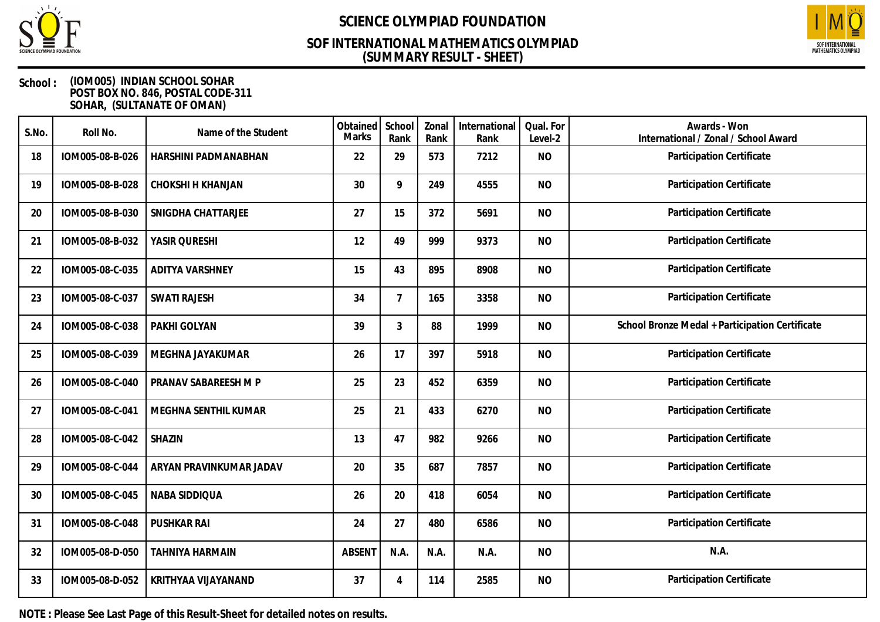# SCIENCE OLYMPIAD FOUNDATION

## SOF INTERNATIONAL MATHEMATICS OLYMPIAD
## (SUMMARY RESULT - SHEET)

**School :** (IOM005) INDIAN SCHOOL SOHAR
POST BOX NO. 846, POSTAL CODE-311
SOHAR, (SULTANATE OF OMAN)

| S.No. | Roll No. | Name of the Student | Obtained Marks | School Rank | Zonal Rank | International Rank | Qual. For Level-2 | Awards - Won International / Zonal / School Award |
|---|---|---|---|---|---|---|---|---|
| 18 | IOM005-08-B-026 | HARSHINI PADMANABHAN | 22 | 29 | 573 | 7212 | NO | Participation Certificate |
| 19 | IOM005-08-B-028 | CHOKSHI H KHANJAN | 30 | 9 | 249 | 4555 | NO | Participation Certificate |
| 20 | IOM005-08-B-030 | SNIGDHA CHATTARJEE | 27 | 15 | 372 | 5691 | NO | Participation Certificate |
| 21 | IOM005-08-B-032 | YASIR QURESHI | 12 | 49 | 999 | 9373 | NO | Participation Certificate |
| 22 | IOM005-08-C-035 | ADITYA VARSHNEY | 15 | 43 | 895 | 8908 | NO | Participation Certificate |
| 23 | IOM005-08-C-037 | SWATI RAJESH | 34 | 7 | 165 | 3358 | NO | Participation Certificate |
| 24 | IOM005-08-C-038 | PAKHI GOLYAN | 39 | 3 | 88 | 1999 | NO | School Bronze Medal + Participation Certificate |
| 25 | IOM005-08-C-039 | MEGHNA JAYAKUMAR | 26 | 17 | 397 | 5918 | NO | Participation Certificate |
| 26 | IOM005-08-C-040 | PRANAV SABAREESH M P | 25 | 23 | 452 | 6359 | NO | Participation Certificate |
| 27 | IOM005-08-C-041 | MEGHNA SENTHIL KUMAR | 25 | 21 | 433 | 6270 | NO | Participation Certificate |
| 28 | IOM005-08-C-042 | SHAZIN | 13 | 47 | 982 | 9266 | NO | Participation Certificate |
| 29 | IOM005-08-C-044 | ARYAN PRAVINKUMAR JADAV | 20 | 35 | 687 | 7857 | NO | Participation Certificate |
| 30 | IOM005-08-C-045 | NABA SIDDIQUA | 26 | 20 | 418 | 6054 | NO | Participation Certificate |
| 31 | IOM005-08-C-048 | PUSHKAR RAI | 24 | 27 | 480 | 6586 | NO | Participation Certificate |
| 32 | IOM005-08-D-050 | TAHNIYA HARMAIN | ABSENT | N.A. | N.A. | N.A. | NO | N.A. |
| 33 | IOM005-08-D-052 | KRITHYAA VIJAYANAND | 37 | 4 | 114 | 2585 | NO | Participation Certificate |

**NOTE : Please See Last Page of this Result-Sheet for detailed notes on results.**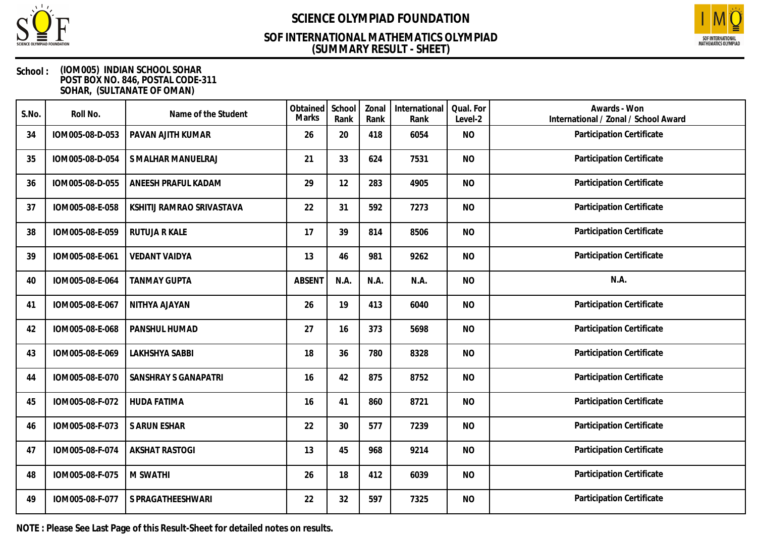# SCIENCE OLYMPIAD FOUNDATION

## SOF INTERNATIONAL MATHEMATICS OLYMPIAD
## (SUMMARY RESULT - SHEET)

**School :** (IOM005) INDIAN SCHOOL SOHAR
POST BOX NO. 846, POSTAL CODE-311
SOHAR, (SULTANATE OF OMAN)

| S.No. | Roll No. | Name of the Student | Obtained Marks | School Rank | Zonal Rank | International Rank | Qual. For Level-2 | Awards - Won International / Zonal / School Award |
|---|---|---|---|---|---|---|---|---|
| 34 | IOM005-08-D-053 | PAVAN AJITH KUMAR | 26 | 20 | 418 | 6054 | NO | Participation Certificate |
| 35 | IOM005-08-D-054 | S MALHAR MANUELRAJ | 21 | 33 | 624 | 7531 | NO | Participation Certificate |
| 36 | IOM005-08-D-055 | ANEESH PRAFUL KADAM | 29 | 12 | 283 | 4905 | NO | Participation Certificate |
| 37 | IOM005-08-E-058 | KSHITIJ RAMRAO SRIVASTAVA | 22 | 31 | 592 | 7273 | NO | Participation Certificate |
| 38 | IOM005-08-E-059 | RUTUJA R KALE | 17 | 39 | 814 | 8506 | NO | Participation Certificate |
| 39 | IOM005-08-E-061 | VEDANT VAIDYA | 13 | 46 | 981 | 9262 | NO | Participation Certificate |
| 40 | IOM005-08-E-064 | TANMAY GUPTA | ABSENT | N.A. | N.A. | N.A. | NO | N.A. |
| 41 | IOM005-08-E-067 | NITHYA AJAYAN | 26 | 19 | 413 | 6040 | NO | Participation Certificate |
| 42 | IOM005-08-E-068 | PANSHUL HUMAD | 27 | 16 | 373 | 5698 | NO | Participation Certificate |
| 43 | IOM005-08-E-069 | LAKHSHYA SABBI | 18 | 36 | 780 | 8328 | NO | Participation Certificate |
| 44 | IOM005-08-E-070 | SANSHRAY S GANAPATRI | 16 | 42 | 875 | 8752 | NO | Participation Certificate |
| 45 | IOM005-08-F-072 | HUDA FATIMA | 16 | 41 | 860 | 8721 | NO | Participation Certificate |
| 46 | IOM005-08-F-073 | S ARUN ESHAR | 22 | 30 | 577 | 7239 | NO | Participation Certificate |
| 47 | IOM005-08-F-074 | AKSHAT RASTOGI | 13 | 45 | 968 | 9214 | NO | Participation Certificate |
| 48 | IOM005-08-F-075 | M SWATHI | 26 | 18 | 412 | 6039 | NO | Participation Certificate |
| 49 | IOM005-08-F-077 | S PRAGATHEESHWARI | 22 | 32 | 597 | 7325 | NO | Participation Certificate |

**NOTE : Please See Last Page of this Result-Sheet for detailed notes on results.**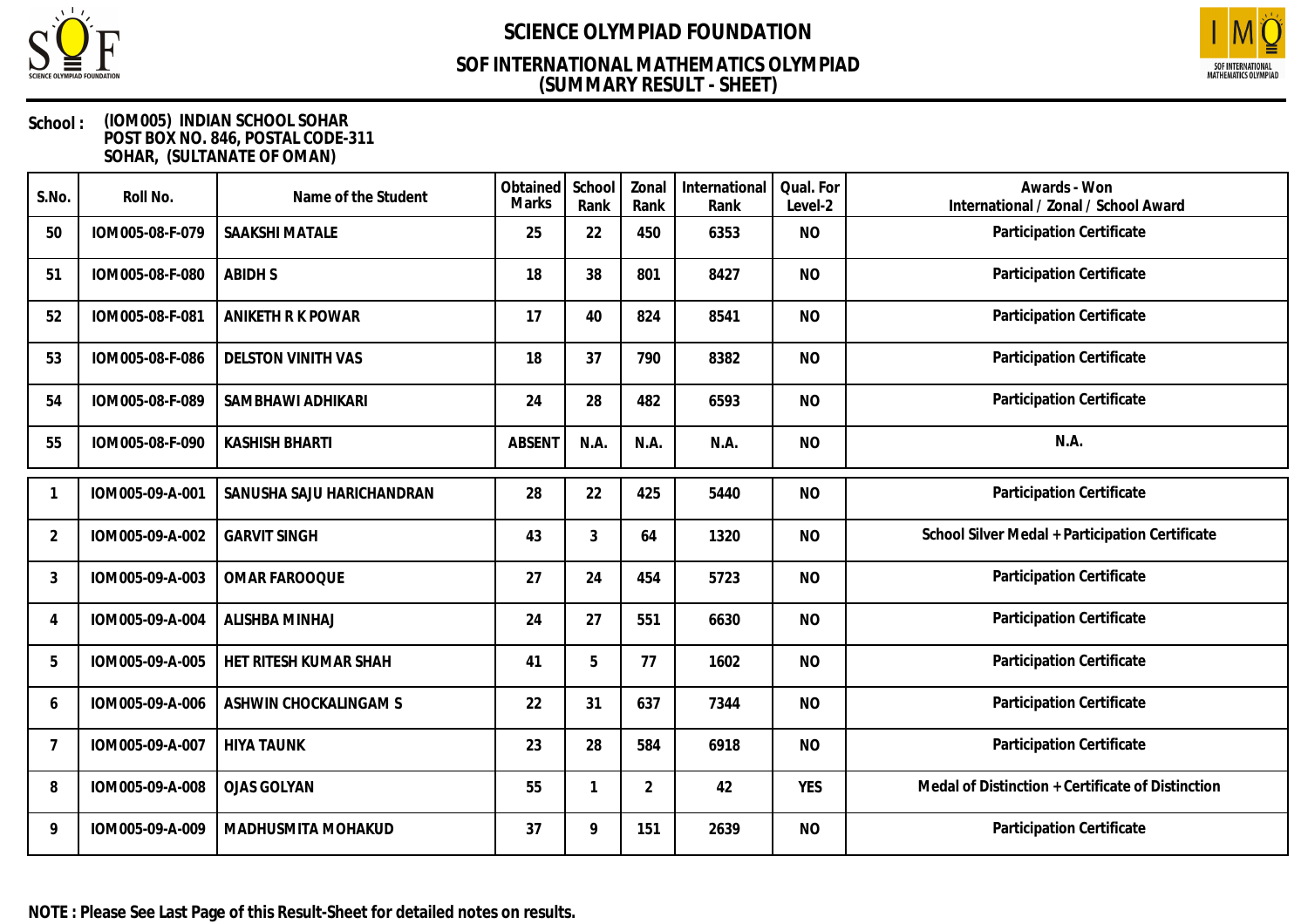# SCIENCE OLYMPIAD FOUNDATION

## SOF INTERNATIONAL MATHEMATICS OLYMPIAD
## (SUMMARY RESULT - SHEET)

**School :** (IOM005) INDIAN SCHOOL SOHAR
POST BOX NO. 846, POSTAL CODE-311
SOHAR, (SULTANATE OF OMAN)

| S.No. | Roll No. | Name of the Student | Obtained Marks | School Rank | Zonal Rank | International Rank | Qual. For Level-2 | Awards - Won International / Zonal / School Award |
|---|---|---|---|---|---|---|---|---|
| 50 | IOM005-08-F-079 | SAAKSHI MATALE | 25 | 22 | 450 | 6353 | NO | Participation Certificate |
| 51 | IOM005-08-F-080 | ABIDH S | 18 | 38 | 801 | 8427 | NO | Participation Certificate |
| 52 | IOM005-08-F-081 | ANIKETH R K POWAR | 17 | 40 | 824 | 8541 | NO | Participation Certificate |
| 53 | IOM005-08-F-086 | DELSTON VINITH VAS | 18 | 37 | 790 | 8382 | NO | Participation Certificate |
| 54 | IOM005-08-F-089 | SAMBHAWI ADHIKARI | 24 | 28 | 482 | 6593 | NO | Participation Certificate |
| 55 | IOM005-08-F-090 | KASHISH BHARTI | ABSENT | N.A. | N.A. | N.A. | NO | N.A. |
| 1 | IOM005-09-A-001 | SANUSHA SAJU HARICHANDRAN | 28 | 22 | 425 | 5440 | NO | Participation Certificate |
| 2 | IOM005-09-A-002 | GARVIT SINGH | 43 | 3 | 64 | 1320 | NO | School Silver Medal + Participation Certificate |
| 3 | IOM005-09-A-003 | OMAR FAROOQUE | 27 | 24 | 454 | 5723 | NO | Participation Certificate |
| 4 | IOM005-09-A-004 | ALISHBA MINHAJ | 24 | 27 | 551 | 6630 | NO | Participation Certificate |
| 5 | IOM005-09-A-005 | HET RITESH KUMAR SHAH | 41 | 5 | 77 | 1602 | NO | Participation Certificate |
| 6 | IOM005-09-A-006 | ASHWIN CHOCKALINGAM S | 22 | 31 | 637 | 7344 | NO | Participation Certificate |
| 7 | IOM005-09-A-007 | HIYA TAUNK | 23 | 28 | 584 | 6918 | NO | Participation Certificate |
| 8 | IOM005-09-A-008 | OJAS GOLYAN | 55 | 1 | 2 | 42 | YES | Medal of Distinction + Certificate of Distinction |
| 9 | IOM005-09-A-009 | MADHUSMITA MOHAKUD | 37 | 9 | 151 | 2639 | NO | Participation Certificate |

**NOTE : Please See Last Page of this Result-Sheet for detailed notes on results.**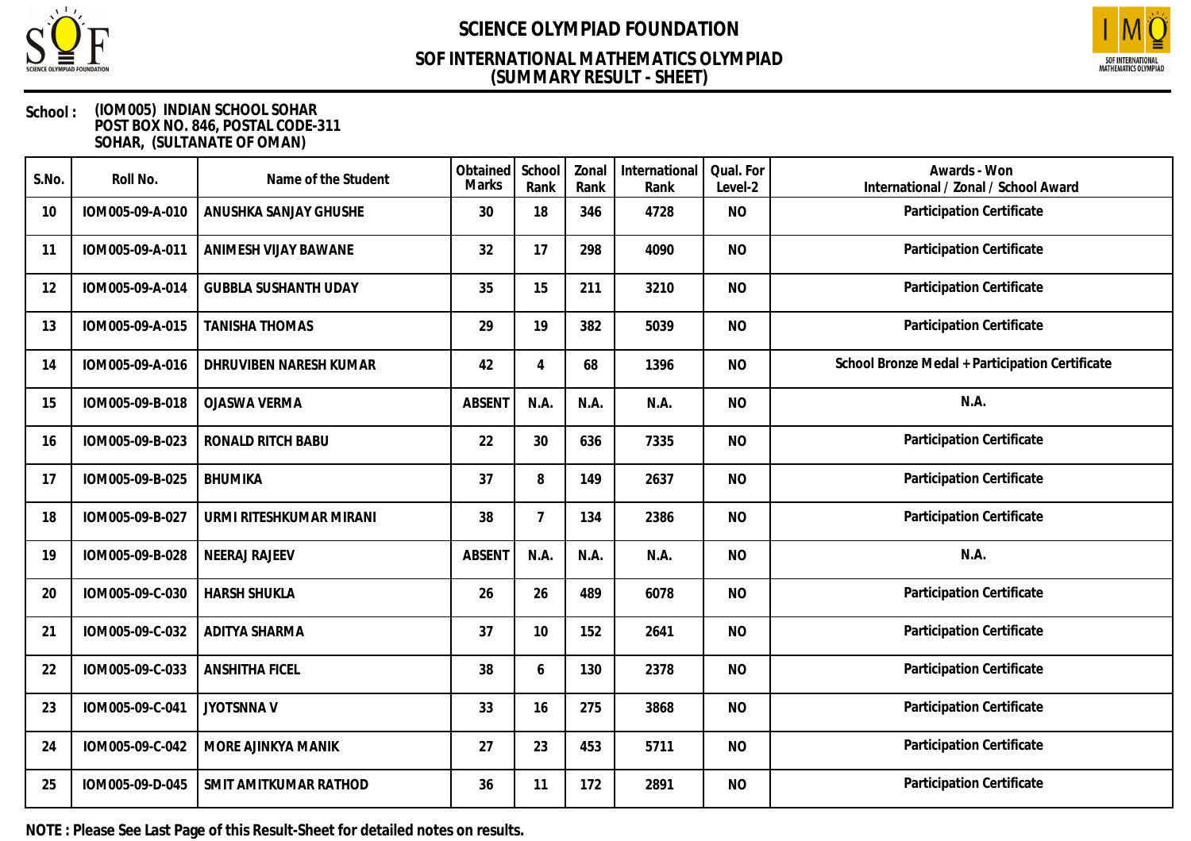# SCIENCE OLYMPIAD FOUNDATION

## SOF INTERNATIONAL MATHEMATICS OLYMPIAD (SUMMARY RESULT - SHEET)

**School :** (IOM005) INDIAN SCHOOL SOHAR
POST BOX NO. 846, POSTAL CODE-311
SOHAR, (SULTANATE OF OMAN)

| S.No. | Roll No. | Name of the Student | Obtained Marks | School Rank | Zonal Rank | International Rank | Qual. For Level-2 | Awards - Won International / Zonal / School Award |
|---|---|---|---|---|---|---|---|---|
| 10 | IOM005-09-A-010 | ANUSHKA SANJAY GHUSHE | 30 | 18 | 346 | 4728 | NO | Participation Certificate |
| 11 | IOM005-09-A-011 | ANIMESH VIJAY BAWANE | 32 | 17 | 298 | 4090 | NO | Participation Certificate |
| 12 | IOM005-09-A-014 | GUBBLA SUSHANTH UDAY | 35 | 15 | 211 | 3210 | NO | Participation Certificate |
| 13 | IOM005-09-A-015 | TANISHA THOMAS | 29 | 19 | 382 | 5039 | NO | Participation Certificate |
| 14 | IOM005-09-A-016 | DHRUVIBEN NARESH KUMAR | 42 | 4 | 68 | 1396 | NO | School Bronze Medal + Participation Certificate |
| 15 | IOM005-09-B-018 | OJASWA VERMA | ABSENT | N.A. | N.A. | N.A. | NO | N.A. |
| 16 | IOM005-09-B-023 | RONALD RITCH BABU | 22 | 30 | 636 | 7335 | NO | Participation Certificate |
| 17 | IOM005-09-B-025 | BHUMIKA | 37 | 8 | 149 | 2637 | NO | Participation Certificate |
| 18 | IOM005-09-B-027 | URMI RITESHKUMAR MIRANI | 38 | 7 | 134 | 2386 | NO | Participation Certificate |
| 19 | IOM005-09-B-028 | NEERAJ RAJEEV | ABSENT | N.A. | N.A. | N.A. | NO | N.A. |
| 20 | IOM005-09-C-030 | HARSH SHUKLA | 26 | 26 | 489 | 6078 | NO | Participation Certificate |
| 21 | IOM005-09-C-032 | ADITYA SHARMA | 37 | 10 | 152 | 2641 | NO | Participation Certificate |
| 22 | IOM005-09-C-033 | ANSHITHA FICEL | 38 | 6 | 130 | 2378 | NO | Participation Certificate |
| 23 | IOM005-09-C-041 | JYOTSNNA V | 33 | 16 | 275 | 3868 | NO | Participation Certificate |
| 24 | IOM005-09-C-042 | MORE AJINKYA MANIK | 27 | 23 | 453 | 5711 | NO | Participation Certificate |
| 25 | IOM005-09-D-045 | SMIT AMITKUMAR RATHOD | 36 | 11 | 172 | 2891 | NO | Participation Certificate |

**NOTE : Please See Last Page of this Result-Sheet for detailed notes on results.**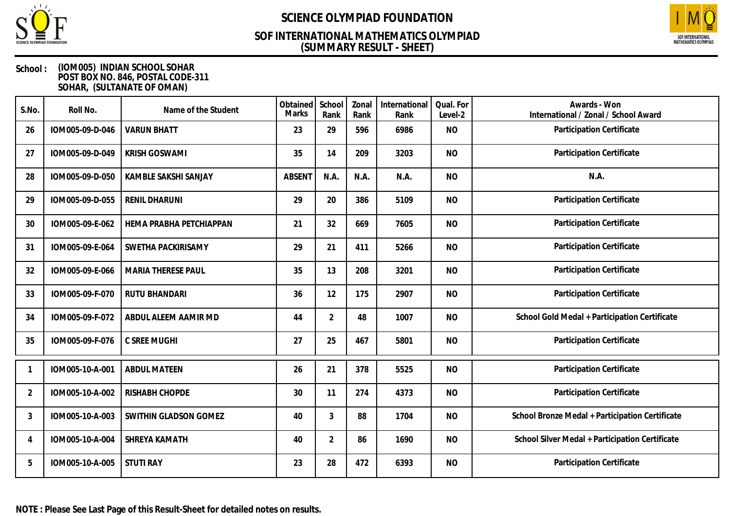# SCIENCE OLYMPIAD FOUNDATION

## SOF INTERNATIONAL MATHEMATICS OLYMPIAD
## (SUMMARY RESULT - SHEET)

**School :** (IOM005) INDIAN SCHOOL SOHAR
POST BOX NO. 846, POSTAL CODE-311
SOHAR, (SULTANATE OF OMAN)

| S.No. | Roll No. | Name of the Student | Obtained Marks | School Rank | Zonal Rank | International Rank | Qual. For Level-2 | Awards - Won International / Zonal / School Award |
|---|---|---|---|---|---|---|---|---|
| 26 | IOM005-09-D-046 | VARUN BHATT | 23 | 29 | 596 | 6986 | NO | Participation Certificate |
| 27 | IOM005-09-D-049 | KRISH GOSWAMI | 35 | 14 | 209 | 3203 | NO | Participation Certificate |
| 28 | IOM005-09-D-050 | KAMBLE SAKSHI SANJAY | ABSENT | N.A. | N.A. | N.A. | NO | N.A. |
| 29 | IOM005-09-D-055 | RENIL DHARUNI | 29 | 20 | 386 | 5109 | NO | Participation Certificate |
| 30 | IOM005-09-E-062 | HEMA PRABHA PETCHIAPPAN | 21 | 32 | 669 | 7605 | NO | Participation Certificate |
| 31 | IOM005-09-E-064 | SWETHA PACKIRISAMY | 29 | 21 | 411 | 5266 | NO | Participation Certificate |
| 32 | IOM005-09-E-066 | MARIA THERESE PAUL | 35 | 13 | 208 | 3201 | NO | Participation Certificate |
| 33 | IOM005-09-F-070 | RUTU BHANDARI | 36 | 12 | 175 | 2907 | NO | Participation Certificate |
| 34 | IOM005-09-F-072 | ABDUL ALEEM AAMIR MD | 44 | 2 | 48 | 1007 | NO | School Gold Medal + Participation Certificate |
| 35 | IOM005-09-F-076 | C SREE MUGHI | 27 | 25 | 467 | 5801 | NO | Participation Certificate |
| 1 | IOM005-10-A-001 | ABDUL MATEEN | 26 | 21 | 378 | 5525 | NO | Participation Certificate |
| 2 | IOM005-10-A-002 | RISHABH CHOPDE | 30 | 11 | 274 | 4373 | NO | Participation Certificate |
| 3 | IOM005-10-A-003 | SWITHIN GLADSON GOMEZ | 40 | 3 | 88 | 1704 | NO | School Bronze Medal + Participation Certificate |
| 4 | IOM005-10-A-004 | SHREYA KAMATH | 40 | 2 | 86 | 1690 | NO | School Silver Medal + Participation Certificate |
| 5 | IOM005-10-A-005 | STUTI RAY | 23 | 28 | 472 | 6393 | NO | Participation Certificate |

**NOTE : Please See Last Page of this Result-Sheet for detailed notes on results.**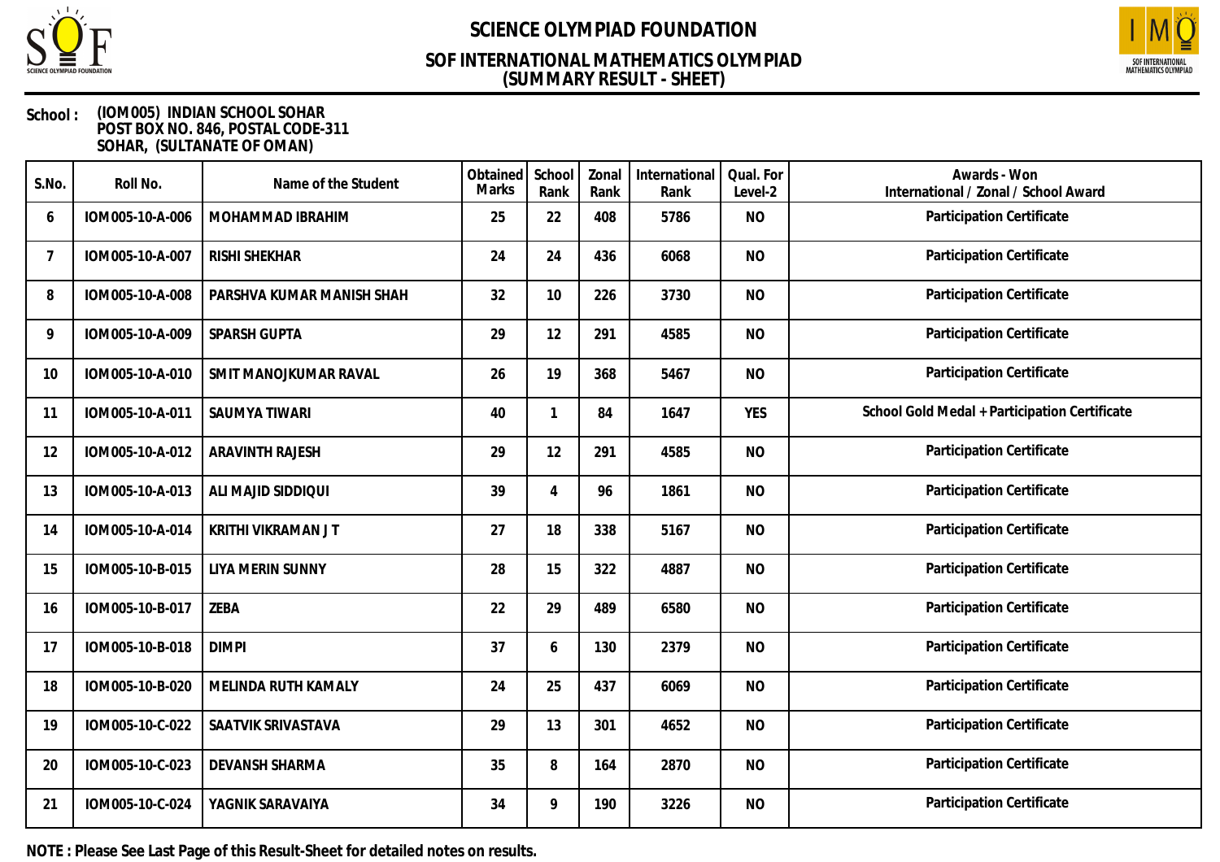# SCIENCE OLYMPIAD FOUNDATION

## SOF INTERNATIONAL MATHEMATICS OLYMPIAD
## (SUMMARY RESULT - SHEET)

**School :** (IOM005) INDIAN SCHOOL SOHAR
POST BOX NO. 846, POSTAL CODE-311
SOHAR, (SULTANATE OF OMAN)

| S.No. | Roll No. | Name of the Student | Obtained Marks | School Rank | Zonal Rank | International Rank | Qual. For Level-2 | Awards - Won International / Zonal / School Award |
|---|---|---|---|---|---|---|---|---|
| 6 | IOM005-10-A-006 | MOHAMMAD IBRAHIM | 25 | 22 | 408 | 5786 | NO | Participation Certificate |
| 7 | IOM005-10-A-007 | RISHI SHEKHAR | 24 | 24 | 436 | 6068 | NO | Participation Certificate |
| 8 | IOM005-10-A-008 | PARSHVA KUMAR MANISH SHAH | 32 | 10 | 226 | 3730 | NO | Participation Certificate |
| 9 | IOM005-10-A-009 | SPARSH GUPTA | 29 | 12 | 291 | 4585 | NO | Participation Certificate |
| 10 | IOM005-10-A-010 | SMIT MANOJKUMAR RAVAL | 26 | 19 | 368 | 5467 | NO | Participation Certificate |
| 11 | IOM005-10-A-011 | SAUMYA TIWARI | 40 | 1 | 84 | 1647 | YES | School Gold Medal + Participation Certificate |
| 12 | IOM005-10-A-012 | ARAVINTH RAJESH | 29 | 12 | 291 | 4585 | NO | Participation Certificate |
| 13 | IOM005-10-A-013 | ALI MAJID SIDDIQUI | 39 | 4 | 96 | 1861 | NO | Participation Certificate |
| 14 | IOM005-10-A-014 | KRITHI VIKRAMAN J T | 27 | 18 | 338 | 5167 | NO | Participation Certificate |
| 15 | IOM005-10-B-015 | LIYA MERIN SUNNY | 28 | 15 | 322 | 4887 | NO | Participation Certificate |
| 16 | IOM005-10-B-017 | ZEBA | 22 | 29 | 489 | 6580 | NO | Participation Certificate |
| 17 | IOM005-10-B-018 | DIMPI | 37 | 6 | 130 | 2379 | NO | Participation Certificate |
| 18 | IOM005-10-B-020 | MELINDA RUTH KAMALY | 24 | 25 | 437 | 6069 | NO | Participation Certificate |
| 19 | IOM005-10-C-022 | SAATVIK SRIVASTAVA | 29 | 13 | 301 | 4652 | NO | Participation Certificate |
| 20 | IOM005-10-C-023 | DEVANSH SHARMA | 35 | 8 | 164 | 2870 | NO | Participation Certificate |
| 21 | IOM005-10-C-024 | YAGNIK SARAVAIYA | 34 | 9 | 190 | 3226 | NO | Participation Certificate |

**NOTE : Please See Last Page of this Result-Sheet for detailed notes on results.**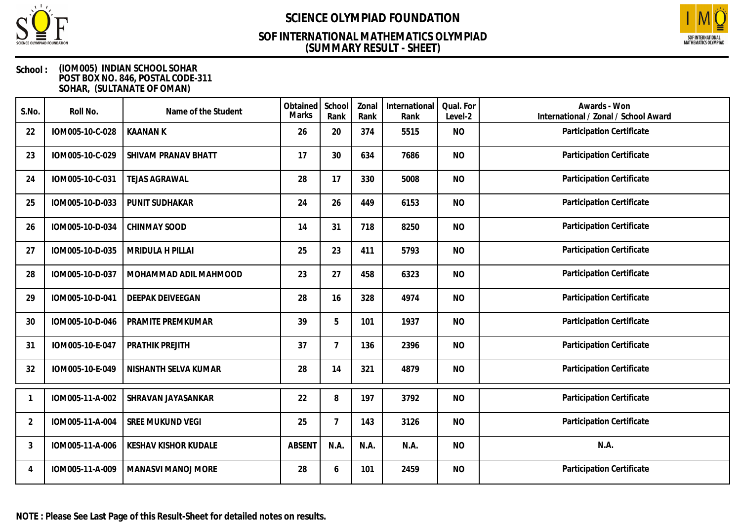# SCIENCE OLYMPIAD FOUNDATION

## SOF INTERNATIONAL MATHEMATICS OLYMPIAD
## (SUMMARY RESULT - SHEET)

**School :** (IOM005) INDIAN SCHOOL SOHAR
POST BOX NO. 846, POSTAL CODE-311
SOHAR, (SULTANATE OF OMAN)

| S.No. | Roll No. | Name of the Student | Obtained Marks | School Rank | Zonal Rank | International Rank | Qual. For Level-2 | Awards - Won International / Zonal / School Award |
|---|---|---|---|---|---|---|---|---|
| 22 | IOM005-10-C-028 | KAANAN K | 26 | 20 | 374 | 5515 | NO | Participation Certificate |
| 23 | IOM005-10-C-029 | SHIVAM PRANAV BHATT | 17 | 30 | 634 | 7686 | NO | Participation Certificate |
| 24 | IOM005-10-C-031 | TEJAS AGRAWAL | 28 | 17 | 330 | 5008 | NO | Participation Certificate |
| 25 | IOM005-10-D-033 | PUNIT SUDHAKAR | 24 | 26 | 449 | 6153 | NO | Participation Certificate |
| 26 | IOM005-10-D-034 | CHINMAY SOOD | 14 | 31 | 718 | 8250 | NO | Participation Certificate |
| 27 | IOM005-10-D-035 | MRIDULA H PILLAI | 25 | 23 | 411 | 5793 | NO | Participation Certificate |
| 28 | IOM005-10-D-037 | MOHAMMAD ADIL MAHMOOD | 23 | 27 | 458 | 6323 | NO | Participation Certificate |
| 29 | IOM005-10-D-041 | DEEPAK DEIVEEGAN | 28 | 16 | 328 | 4974 | NO | Participation Certificate |
| 30 | IOM005-10-D-046 | PRAMITE PREMKUMAR | 39 | 5 | 101 | 1937 | NO | Participation Certificate |
| 31 | IOM005-10-E-047 | PRATHIK PREJITH | 37 | 7 | 136 | 2396 | NO | Participation Certificate |
| 32 | IOM005-10-E-049 | NISHANTH SELVA KUMAR | 28 | 14 | 321 | 4879 | NO | Participation Certificate |
| 1 | IOM005-11-A-002 | SHRAVAN JAYASANKAR | 22 | 8 | 197 | 3792 | NO | Participation Certificate |
| 2 | IOM005-11-A-004 | SREE MUKUND VEGI | 25 | 7 | 143 | 3126 | NO | Participation Certificate |
| 3 | IOM005-11-A-006 | KESHAV KISHOR KUDALE | ABSENT | N.A. | N.A. | N.A. | NO | N.A. |
| 4 | IOM005-11-A-009 | MANASVI MANOJ MORE | 28 | 6 | 101 | 2459 | NO | Participation Certificate |

**NOTE : Please See Last Page of this Result-Sheet for detailed notes on results.**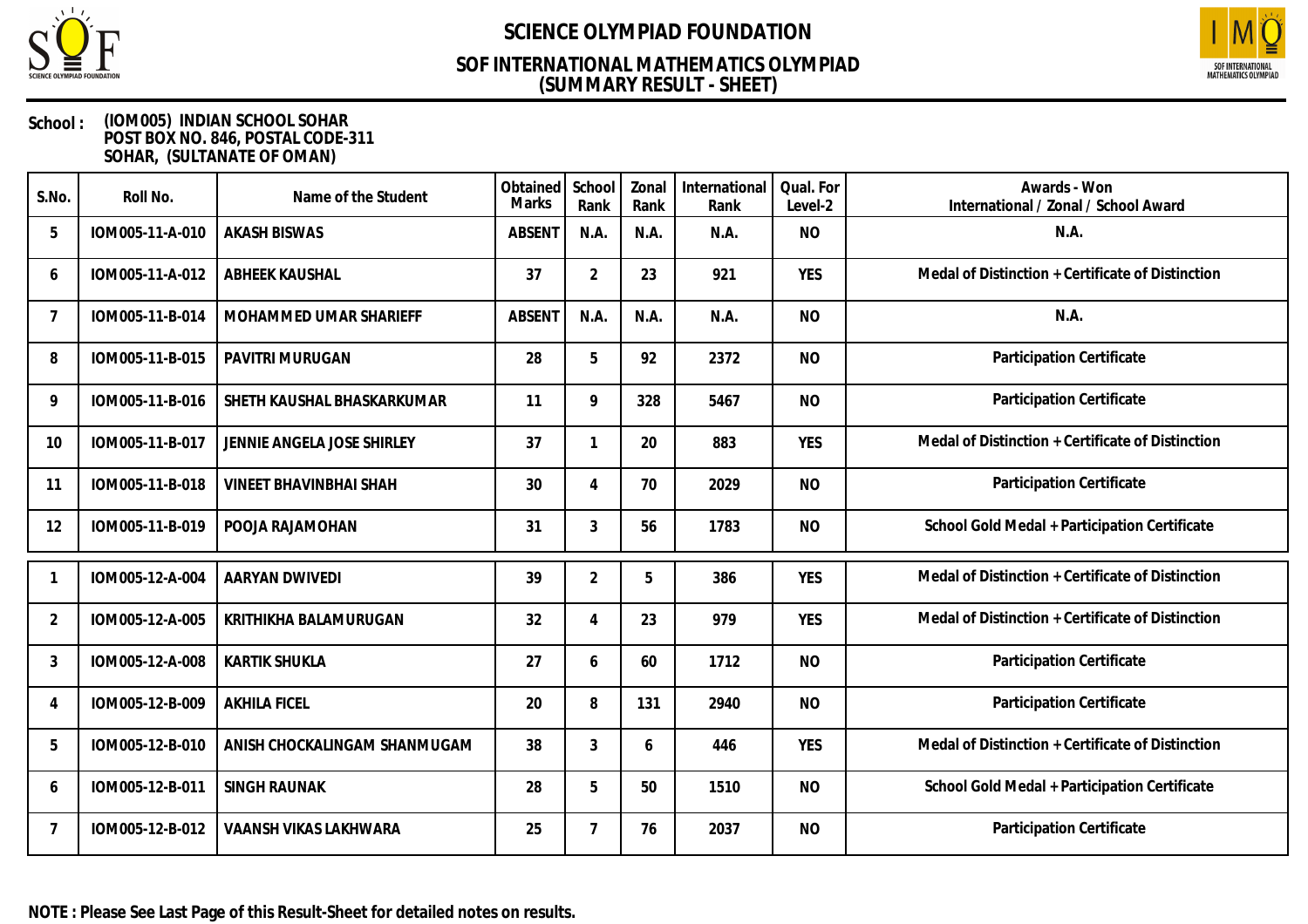# SCIENCE OLYMPIAD FOUNDATION

## SOF INTERNATIONAL MATHEMATICS OLYMPIAD
## (SUMMARY RESULT - SHEET)

**School :** (IOM005) INDIAN SCHOOL SOHAR
POST BOX NO. 846, POSTAL CODE-311
SOHAR, (SULTANATE OF OMAN)

| S.No. | Roll No. | Name of the Student | Obtained Marks | School Rank | Zonal Rank | International Rank | Qual. For Level-2 | Awards - Won International / Zonal / School Award |
|---|---|---|---|---|---|---|---|---|
| 5 | IOM005-11-A-010 | AKASH BISWAS | ABSENT | N.A. | N.A. | N.A. | NO | N.A. |
| 6 | IOM005-11-A-012 | ABHEEK KAUSHAL | 37 | 2 | 23 | 921 | YES | Medal of Distinction + Certificate of Distinction |
| 7 | IOM005-11-B-014 | MOHAMMED UMAR SHARIEFF | ABSENT | N.A. | N.A. | N.A. | NO | N.A. |
| 8 | IOM005-11-B-015 | PAVITRI MURUGAN | 28 | 5 | 92 | 2372 | NO | Participation Certificate |
| 9 | IOM005-11-B-016 | SHETH KAUSHAL BHASKARKUMAR | 11 | 9 | 328 | 5467 | NO | Participation Certificate |
| 10 | IOM005-11-B-017 | JENNIE ANGELA JOSE SHIRLEY | 37 | 1 | 20 | 883 | YES | Medal of Distinction + Certificate of Distinction |
| 11 | IOM005-11-B-018 | VINEET BHAVINBHAI SHAH | 30 | 4 | 70 | 2029 | NO | Participation Certificate |
| 12 | IOM005-11-B-019 | POOJA RAJAMOHAN | 31 | 3 | 56 | 1783 | NO | School Gold Medal + Participation Certificate |
| 1 | IOM005-12-A-004 | AARYAN DWIVEDI | 39 | 2 | 5 | 386 | YES | Medal of Distinction + Certificate of Distinction |
| 2 | IOM005-12-A-005 | KRITHIKHA BALAMURUGAN | 32 | 4 | 23 | 979 | YES | Medal of Distinction + Certificate of Distinction |
| 3 | IOM005-12-A-008 | KARTIK SHUKLA | 27 | 6 | 60 | 1712 | NO | Participation Certificate |
| 4 | IOM005-12-B-009 | AKHILA FICEL | 20 | 8 | 131 | 2940 | NO | Participation Certificate |
| 5 | IOM005-12-B-010 | ANISH CHOCKALINGAM SHANMUGAM | 38 | 3 | 6 | 446 | YES | Medal of Distinction + Certificate of Distinction |
| 6 | IOM005-12-B-011 | SINGH RAUNAK | 28 | 5 | 50 | 1510 | NO | School Gold Medal + Participation Certificate |
| 7 | IOM005-12-B-012 | VAANSH VIKAS LAKHWARA | 25 | 7 | 76 | 2037 | NO | Participation Certificate |

**NOTE : Please See Last Page of this Result-Sheet for detailed notes on results.**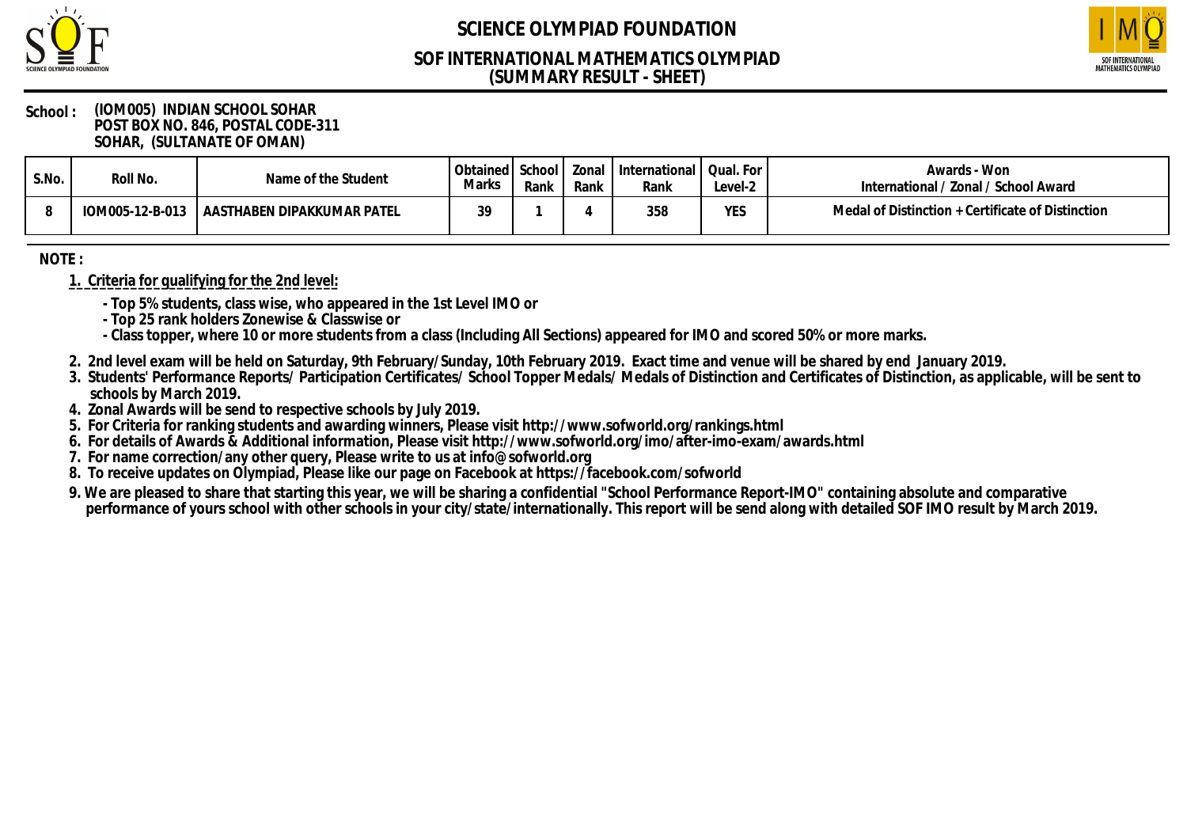# SCIENCE OLYMPIAD FOUNDATION

## SOF INTERNATIONAL MATHEMATICS OLYMPIAD
## (SUMMARY RESULT - SHEET)

**School :** (IOM005) INDIAN SCHOOL SOHAR
POST BOX NO. 846, POSTAL CODE-311
SOHAR, (SULTANATE OF OMAN)

| S.No. | Roll No. | Name of the Student | Obtained Marks | School Rank | Zonal Rank | International Rank | Qual. For Level-2 | Awards - Won International / Zonal / School Award |
|---|---|---|---|---|---|---|---|---|
| 8 | IOM005-12-B-013 | AASTHABEN DIPAKKUMAR PATEL | 39 | 1 | 4 | 358 | YES | Medal of Distinction + Certificate of Distinction |

**NOTE :**

1. Criteria for qualifying for the 2nd level:
   - Top 5% students, class wise, who appeared in the 1st Level IMO or
   - Top 25 rank holders Zonewise & Classwise or
   - Class topper, where 10 or more students from a class (Including All Sections) appeared for IMO and scored 50% or more marks.
2. 2nd level exam will be held on Saturday, 9th February/Sunday, 10th February 2019. Exact time and venue will be shared by end January 2019.
3. Students' Performance Reports/ Participation Certificates/ School Topper Medals/ Medals of Distinction and Certificates of Distinction, as applicable, will be sent to schools by March 2019.
4. Zonal Awards will be send to respective schools by July 2019.
5. For Criteria for ranking students and awarding winners, Please visit http://www.sofworld.org/rankings.html
6. For details of Awards & Additional information, Please visit http://www.sofworld.org/imo/after-imo-exam/awards.html
7. For name correction/any other query, Please write to us at info@sofworld.org
8. To receive updates on Olympiad, Please like our page on Facebook at https://facebook.com/sofworld
9. We are pleased to share that starting this year, we will be sharing a confidential "School Performance Report-IMO" containing absolute and comparative performance of yours school with other schools in your city/state/internationally. This report will be send along with detailed SOF IMO result by March 2019.